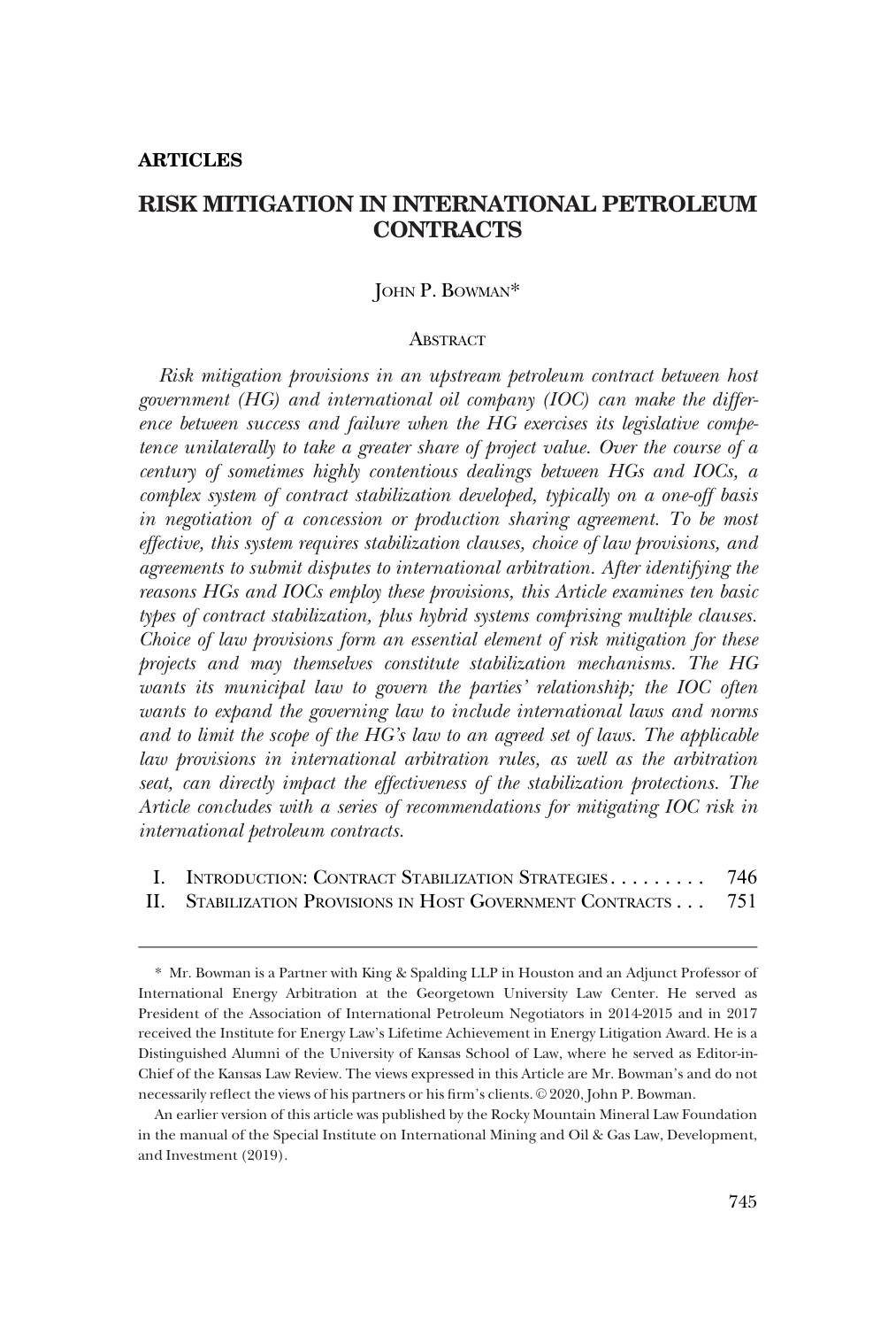**ARTICLES**

# RISK MITIGATION IN INTERNATIONAL PETROLEUM CONTRACTS

JOHN P. BOWMAN*

## ABSTRACT

*Risk mitigation provisions in an upstream petroleum contract between host government (HG) and international oil company (IOC) can make the difference between success and failure when the HG exercises its legislative competence unilaterally to take a greater share of project value. Over the course of a century of sometimes highly contentious dealings between HGs and IOCs, a complex system of contract stabilization developed, typically on a one-off basis in negotiation of a concession or production sharing agreement. To be most effective, this system requires stabilization clauses, choice of law provisions, and agreements to submit disputes to international arbitration. After identifying the reasons HGs and IOCs employ these provisions, this Article examines ten basic types of contract stabilization, plus hybrid systems comprising multiple clauses. Choice of law provisions form an essential element of risk mitigation for these projects and may themselves constitute stabilization mechanisms. The HG wants its municipal law to govern the parties' relationship; the IOC often wants to expand the governing law to include international laws and norms and to limit the scope of the HG's law to an agreed set of laws. The applicable law provisions in international arbitration rules, as well as the arbitration seat, can directly impact the effectiveness of the stabilization protections. The Article concludes with a series of recommendations for mitigating IOC risk in international petroleum contracts.*

| | | |
|---|---|---|
| I. | INTRODUCTION: CONTRACT STABILIZATION STRATEGIES . . . . . . . . . | 746 |
| II. | STABILIZATION PROVISIONS IN HOST GOVERNMENT CONTRACTS . . . | 751 |

---

\* Mr. Bowman is a Partner with King & Spalding LLP in Houston and an Adjunct Professor of International Energy Arbitration at the Georgetown University Law Center. He served as President of the Association of International Petroleum Negotiators in 2014-2015 and in 2017 received the Institute for Energy Law's Lifetime Achievement in Energy Litigation Award. He is a Distinguished Alumni of the University of Kansas School of Law, where he served as Editor-in-Chief of the Kansas Law Review. The views expressed in this Article are Mr. Bowman's and do not necessarily reflect the views of his partners or his firm's clients. © 2020, John P. Bowman.

An earlier version of this article was published by the Rocky Mountain Mineral Law Foundation in the manual of the Special Institute on International Mining and Oil & Gas Law, Development, and Investment (2019).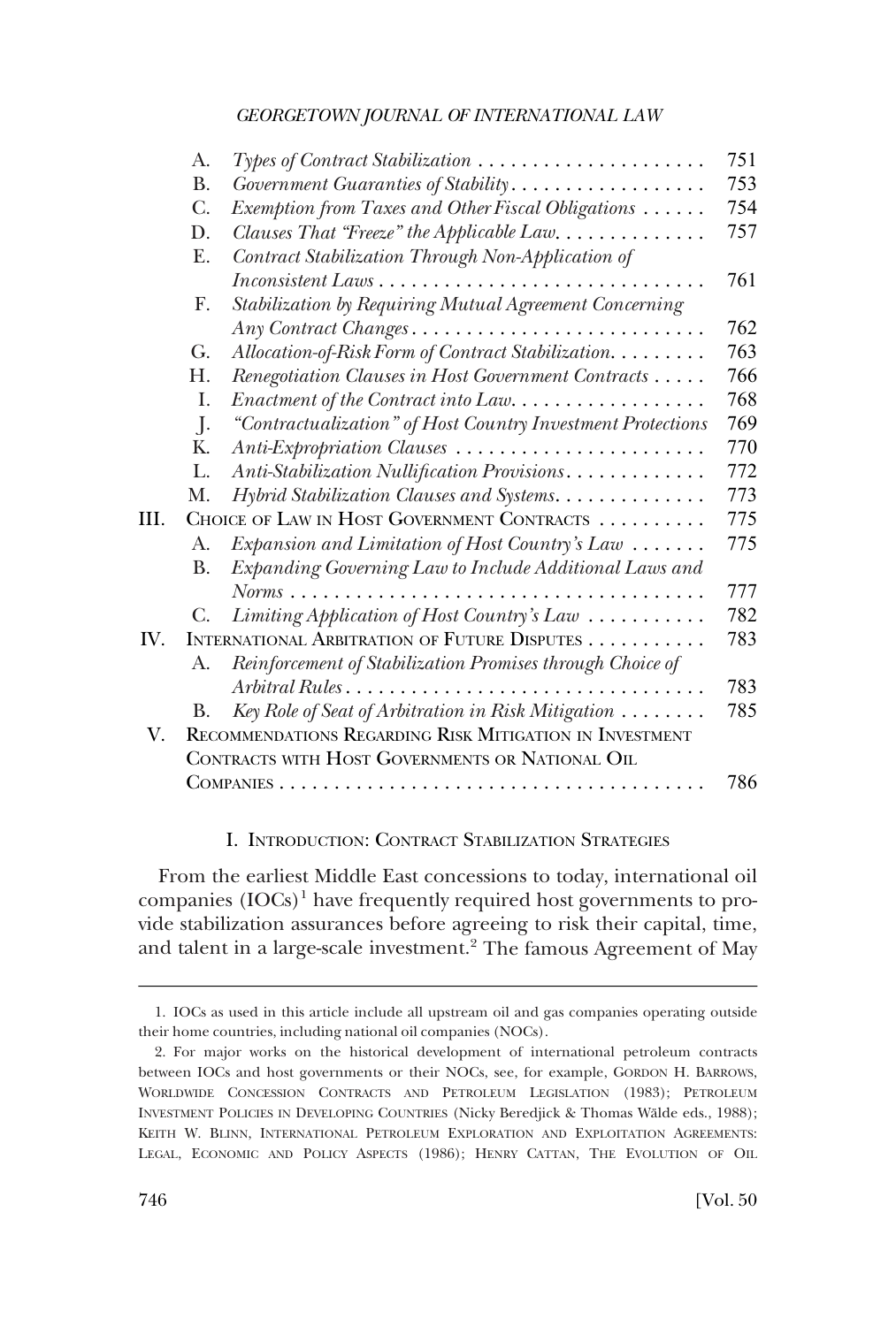| | | | |
|---|---|---|---|
| | A. | *Types of Contract Stabilization* | 751 |
| | B. | *Government Guaranties of Stability* | 753 |
| | C. | *Exemption from Taxes and Other Fiscal Obligations* | 754 |
| | D. | *Clauses That "Freeze" the Applicable Law* | 757 |
| | E. | *Contract Stabilization Through Non-Application of Inconsistent Laws* | 761 |
| | F. | *Stabilization by Requiring Mutual Agreement Concerning Any Contract Changes* | 762 |
| | G. | *Allocation-of-Risk Form of Contract Stabilization* | 763 |
| | H. | *Renegotiation Clauses in Host Government Contracts* | 766 |
| | I. | *Enactment of the Contract into Law* | 768 |
| | J. | *"Contractualization" of Host Country Investment Protections* | 769 |
| | K. | *Anti-Expropriation Clauses* | 770 |
| | L. | *Anti-Stabilization Nullification Provisions* | 772 |
| | M. | *Hybrid Stabilization Clauses and Systems* | 773 |
| III. | | CHOICE OF LAW IN HOST GOVERNMENT CONTRACTS | 775 |
| | A. | *Expansion and Limitation of Host Country's Law* | 775 |
| | B. | *Expanding Governing Law to Include Additional Laws and Norms* | 777 |
| | C. | *Limiting Application of Host Country's Law* | 782 |
| IV. | | INTERNATIONAL ARBITRATION OF FUTURE DISPUTES | 783 |
| | A. | *Reinforcement of Stabilization Promises through Choice of Arbitral Rules* | 783 |
| | B. | *Key Role of Seat of Arbitration in Risk Mitigation* | 785 |
| V. | | RECOMMENDATIONS REGARDING RISK MITIGATION IN INVESTMENT CONTRACTS WITH HOST GOVERNMENTS OR NATIONAL OIL COMPANIES | 786 |

## I. INTRODUCTION: CONTRACT STABILIZATION STRATEGIES

From the earliest Middle East concessions to today, international oil companies (IOCs)[1] have frequently required host governments to provide stabilization assurances before agreeing to risk their capital, time, and talent in a large-scale investment.[2] The famous Agreement of May

---

1. IOCs as used in this article include all upstream oil and gas companies operating outside their home countries, including national oil companies (NOCs).

2. For major works on the historical development of international petroleum contracts between IOCs and host governments or their NOCs, see, for example, GORDON H. BARROWS, WORLDWIDE CONCESSION CONTRACTS AND PETROLEUM LEGISLATION (1983); PETROLEUM INVESTMENT POLICIES IN DEVELOPING COUNTRIES (Nicky Beredjick & Thomas Wälde eds., 1988); KEITH W. BLINN, INTERNATIONAL PETROLEUM EXPLORATION AND EXPLOITATION AGREEMENTS: LEGAL, ECONOMIC AND POLICY ASPECTS (1986); HENRY CATTAN, THE EVOLUTION OF OIL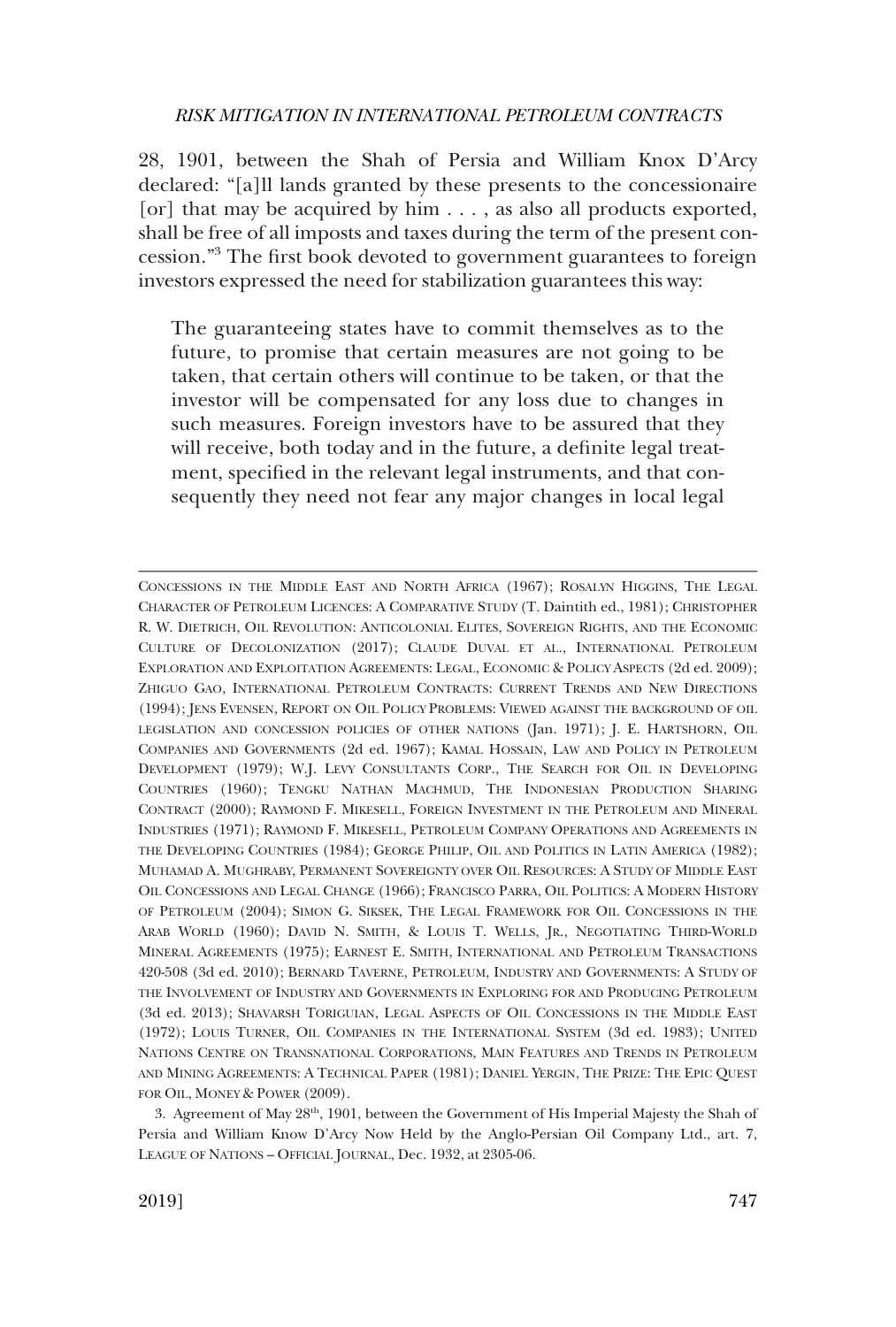28, 1901, between the Shah of Persia and William Knox D'Arcy declared: "[a]ll lands granted by these presents to the concessionaire [or] that may be acquired by him . . . , as also all products exported, shall be free of all imposts and taxes during the term of the present concession."[3] The first book devoted to government guarantees to foreign investors expressed the need for stabilization guarantees this way:

> The guaranteeing states have to commit themselves as to the future, to promise that certain measures are not going to be taken, that certain others will continue to be taken, or that the investor will be compensated for any loss due to changes in such measures. Foreign investors have to be assured that they will receive, both today and in the future, a definite legal treatment, specified in the relevant legal instruments, and that consequently they need not fear any major changes in local legal

---

CONCESSIONS IN THE MIDDLE EAST AND NORTH AFRICA (1967); ROSALYN HIGGINS, THE LEGAL CHARACTER OF PETROLEUM LICENCES: A COMPARATIVE STUDY (T. Daintith ed., 1981); CHRISTOPHER R. W. DIETRICH, OIL REVOLUTION: ANTICOLONIAL ELITES, SOVEREIGN RIGHTS, AND THE ECONOMIC CULTURE OF DECOLONIZATION (2017); CLAUDE DUVAL ET AL., INTERNATIONAL PETROLEUM EXPLORATION AND EXPLOITATION AGREEMENTS: LEGAL, ECONOMIC & POLICY ASPECTS (2d ed. 2009); ZHIGUO GAO, INTERNATIONAL PETROLEUM CONTRACTS: CURRENT TRENDS AND NEW DIRECTIONS (1994); JENS EVENSEN, REPORT ON OIL POLICY PROBLEMS: VIEWED AGAINST THE BACKGROUND OF OIL LEGISLATION AND CONCESSION POLICIES OF OTHER NATIONS (Jan. 1971); J. E. HARTSHORN, OIL COMPANIES AND GOVERNMENTS (2d ed. 1967); KAMAL HOSSAIN, LAW AND POLICY IN PETROLEUM DEVELOPMENT (1979); W.J. LEVY CONSULTANTS CORP., THE SEARCH FOR OIL IN DEVELOPING COUNTRIES (1960); TENGKU NATHAN MACHMUD, THE INDONESIAN PRODUCTION SHARING CONTRACT (2000); RAYMOND F. MIKESELL, FOREIGN INVESTMENT IN THE PETROLEUM AND MINERAL INDUSTRIES (1971); RAYMOND F. MIKESELL, PETROLEUM COMPANY OPERATIONS AND AGREEMENTS IN THE DEVELOPING COUNTRIES (1984); GEORGE PHILIP, OIL AND POLITICS IN LATIN AMERICA (1982); MUHAMAD A. MUGHRABY, PERMANENT SOVEREIGNTY OVER OIL RESOURCES: A STUDY OF MIDDLE EAST OIL CONCESSIONS AND LEGAL CHANGE (1966); FRANCISCO PARRA, OIL POLITICS: A MODERN HISTORY OF PETROLEUM (2004); SIMON G. SIKSEK, THE LEGAL FRAMEWORK FOR OIL CONCESSIONS IN THE ARAB WORLD (1960); DAVID N. SMITH, & LOUIS T. WELLS, JR., NEGOTIATING THIRD-WORLD MINERAL AGREEMENTS (1975); EARNEST E. SMITH, INTERNATIONAL AND PETROLEUM TRANSACTIONS 420-508 (3d ed. 2010); BERNARD TAVERNE, PETROLEUM, INDUSTRY AND GOVERNMENTS: A STUDY OF THE INVOLVEMENT OF INDUSTRY AND GOVERNMENTS IN EXPLORING FOR AND PRODUCING PETROLEUM (3d ed. 2013); SHAVARSH TORIGUIAN, LEGAL ASPECTS OF OIL CONCESSIONS IN THE MIDDLE EAST (1972); LOUIS TURNER, OIL COMPANIES IN THE INTERNATIONAL SYSTEM (3d ed. 1983); UNITED NATIONS CENTRE ON TRANSNATIONAL CORPORATIONS, MAIN FEATURES AND TRENDS IN PETROLEUM AND MINING AGREEMENTS: A TECHNICAL PAPER (1981); DANIEL YERGIN, THE PRIZE: THE EPIC QUEST FOR OIL, MONEY & POWER (2009).

3. Agreement of May 28th, 1901, between the Government of His Imperial Majesty the Shah of Persia and William Know D'Arcy Now Held by the Anglo-Persian Oil Company Ltd., art. 7, LEAGUE OF NATIONS – OFFICIAL JOURNAL, Dec. 1932, at 2305-06.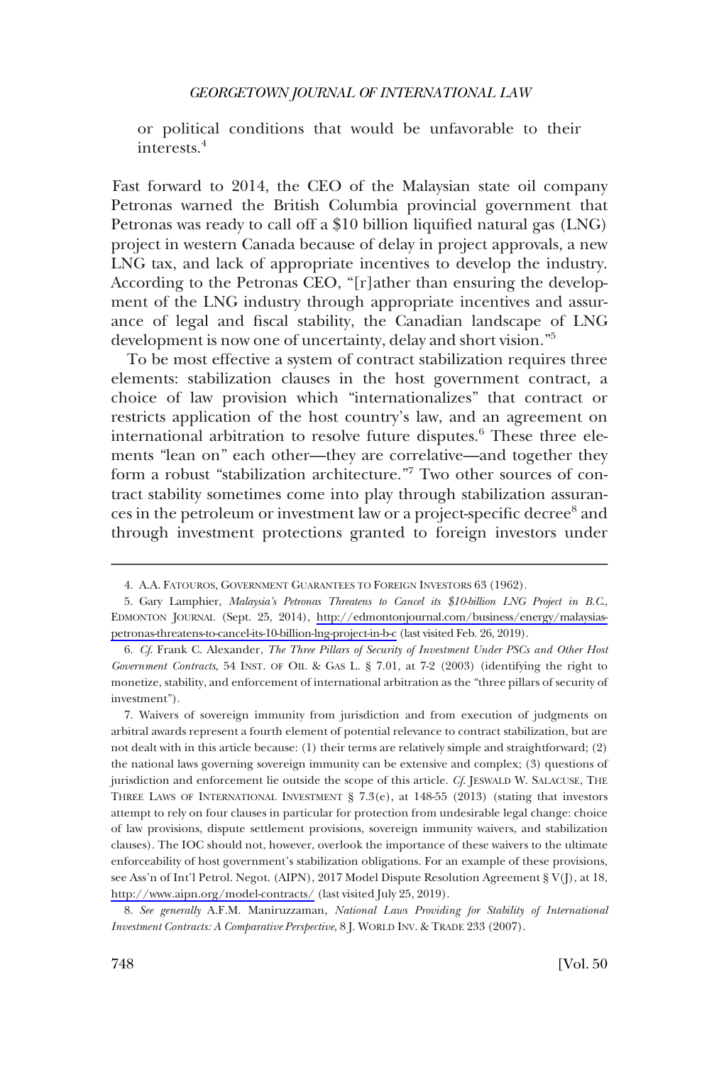or political conditions that would be unfavorable to their interests.[4]

Fast forward to 2014, the CEO of the Malaysian state oil company Petronas warned the British Columbia provincial government that Petronas was ready to call off a $10 billion liquified natural gas (LNG) project in western Canada because of delay in project approvals, a new LNG tax, and lack of appropriate incentives to develop the industry. According to the Petronas CEO, "[r]ather than ensuring the development of the LNG industry through appropriate incentives and assurance of legal and fiscal stability, the Canadian landscape of LNG development is now one of uncertainty, delay and short vision."[5]

To be most effective a system of contract stabilization requires three elements: stabilization clauses in the host government contract, a choice of law provision which "internationalizes" that contract or restricts application of the host country's law, and an agreement on international arbitration to resolve future disputes.[6] These three elements "lean on" each other—they are correlative—and together they form a robust "stabilization architecture."[7] Two other sources of contract stability sometimes come into play through stabilization assurances in the petroleum or investment law or a project-specific decree[8] and through investment protections granted to foreign investors under

---

4. A.A. FATOUROS, GOVERNMENT GUARANTEES TO FOREIGN INVESTORS 63 (1962).

5. Gary Lamphier, *Malaysia's Petronas Threatens to Cancel its $10-billion LNG Project in B.C.*, EDMONTON JOURNAL (Sept. 25, 2014), http://edmontonjournal.com/business/energy/malaysias-petronas-threatens-to-cancel-its-10-billion-lng-project-in-b-c (last visited Feb. 26, 2019).

6. *Cf.* Frank C. Alexander, *The Three Pillars of Security of Investment Under PSCs and Other Host Government Contracts*, 54 INST. OF OIL & GAS L. § 7.01, at 7-2 (2003) (identifying the right to monetize, stability, and enforcement of international arbitration as the "three pillars of security of investment").

7. Waivers of sovereign immunity from jurisdiction and from execution of judgments on arbitral awards represent a fourth element of potential relevance to contract stabilization, but are not dealt with in this article because: (1) their terms are relatively simple and straightforward; (2) the national laws governing sovereign immunity can be extensive and complex; (3) questions of jurisdiction and enforcement lie outside the scope of this article. *Cf.* JESWALD W. SALACUSE, THE THREE LAWS OF INTERNATIONAL INVESTMENT § 7.3(e), at 148-55 (2013) (stating that investors attempt to rely on four clauses in particular for protection from undesirable legal change: choice of law provisions, dispute settlement provisions, sovereign immunity waivers, and stabilization clauses). The IOC should not, however, overlook the importance of these waivers to the ultimate enforceability of host government's stabilization obligations. For an example of these provisions, see Ass'n of Int'l Petrol. Negot. (AIPN), 2017 Model Dispute Resolution Agreement § V(J), at 18, http://www.aipn.org/model-contracts/ (last visited July 25, 2019).

8. *See generally* A.F.M. Maniruzzaman, *National Laws Providing for Stability of International Investment Contracts: A Comparative Perspective*, 8 J. WORLD INV. & TRADE 233 (2007).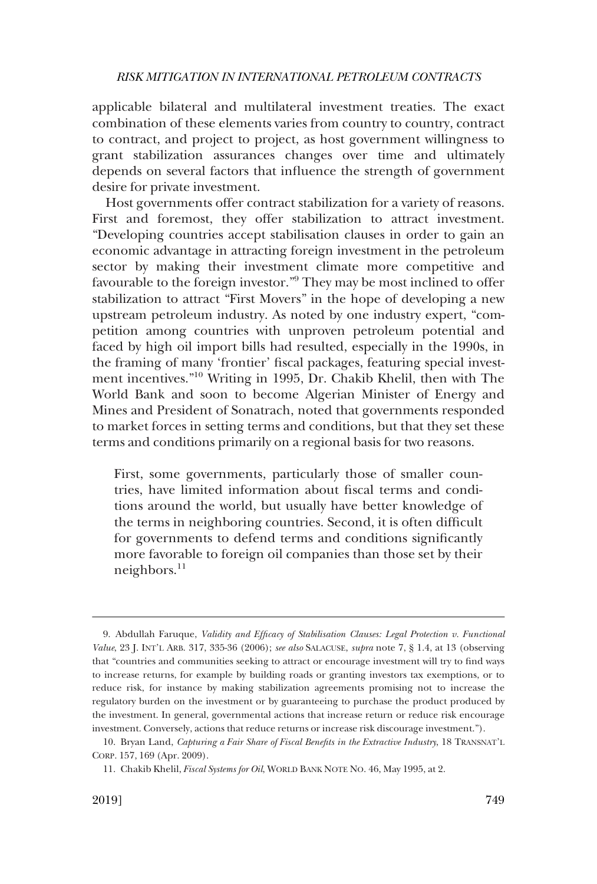applicable bilateral and multilateral investment treaties. The exact combination of these elements varies from country to country, contract to contract, and project to project, as host government willingness to grant stabilization assurances changes over time and ultimately depends on several factors that influence the strength of government desire for private investment.

Host governments offer contract stabilization for a variety of reasons. First and foremost, they offer stabilization to attract investment. "Developing countries accept stabilisation clauses in order to gain an economic advantage in attracting foreign investment in the petroleum sector by making their investment climate more competitive and favourable to the foreign investor."[9] They may be most inclined to offer stabilization to attract "First Movers" in the hope of developing a new upstream petroleum industry. As noted by one industry expert, "competition among countries with unproven petroleum potential and faced by high oil import bills had resulted, especially in the 1990s, in the framing of many 'frontier' fiscal packages, featuring special investment incentives."[10] Writing in 1995, Dr. Chakib Khelil, then with The World Bank and soon to become Algerian Minister of Energy and Mines and President of Sonatrach, noted that governments responded to market forces in setting terms and conditions, but that they set these terms and conditions primarily on a regional basis for two reasons.

> First, some governments, particularly those of smaller countries, have limited information about fiscal terms and conditions around the world, but usually have better knowledge of the terms in neighboring countries. Second, it is often difficult for governments to defend terms and conditions significantly more favorable to foreign oil companies than those set by their neighbors.[11]

---

9. Abdullah Faruque, *Validity and Efficacy of Stabilisation Clauses: Legal Protection v. Functional Value*, 23 J. INT'L ARB. 317, 335-36 (2006); *see also* SALACUSE, *supra* note 7, § 1.4, at 13 (observing that "countries and communities seeking to attract or encourage investment will try to find ways to increase returns, for example by building roads or granting investors tax exemptions, or to reduce risk, for instance by making stabilization agreements promising not to increase the regulatory burden on the investment or by guaranteeing to purchase the product produced by the investment. In general, governmental actions that increase return or reduce risk encourage investment. Conversely, actions that reduce returns or increase risk discourage investment.").

10. Bryan Land, *Capturing a Fair Share of Fiscal Benefits in the Extractive Industry*, 18 TRANSNAT'L CORP. 157, 169 (Apr. 2009).

11. Chakib Khelil, *Fiscal Systems for Oil*, WORLD BANK NOTE NO. 46, May 1995, at 2.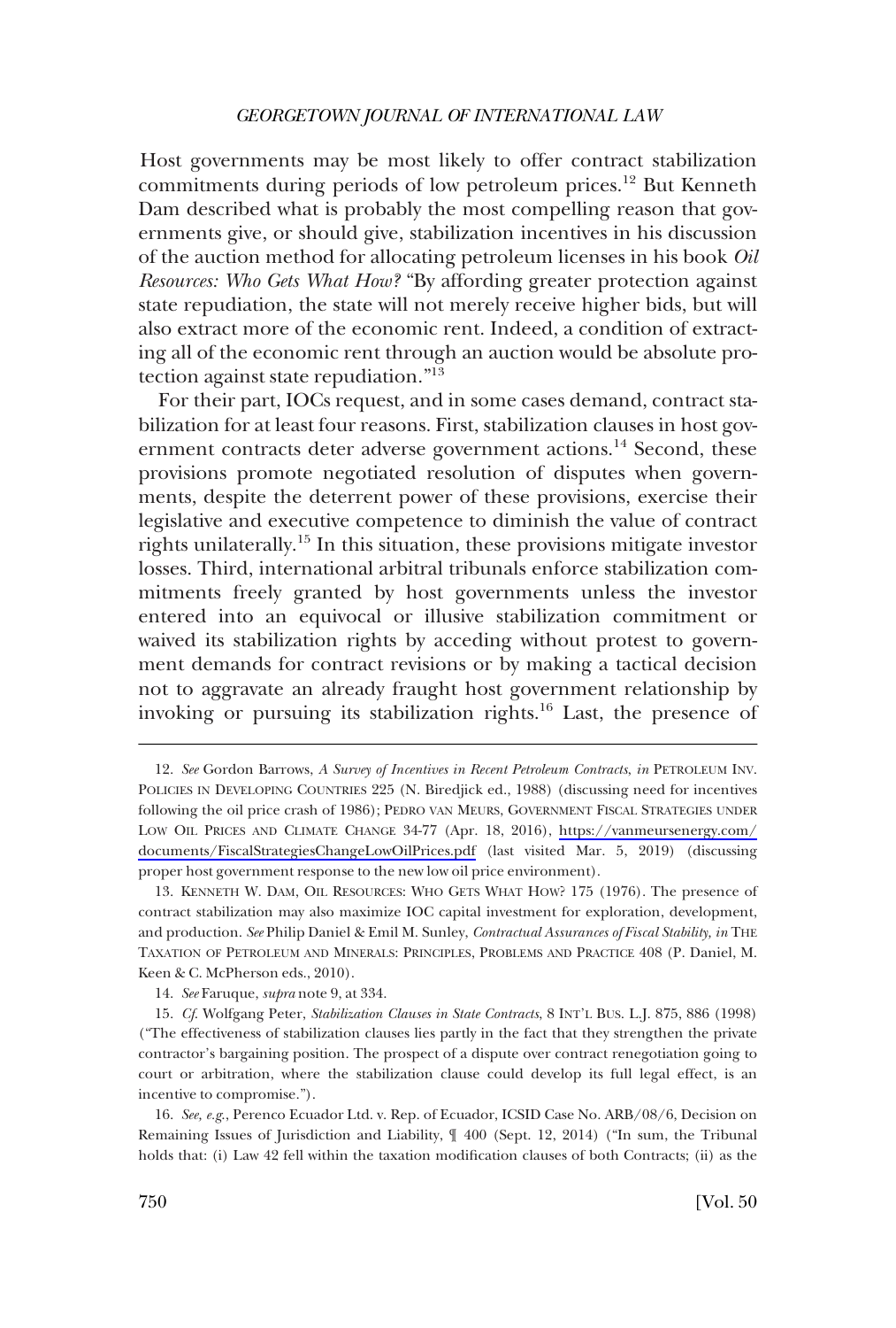Host governments may be most likely to offer contract stabilization commitments during periods of low petroleum prices.[12] But Kenneth Dam described what is probably the most compelling reason that governments give, or should give, stabilization incentives in his discussion of the auction method for allocating petroleum licenses in his book *Oil Resources: Who Gets What How?* "By affording greater protection against state repudiation, the state will not merely receive higher bids, but will also extract more of the economic rent. Indeed, a condition of extracting all of the economic rent through an auction would be absolute protection against state repudiation."[13]

For their part, IOCs request, and in some cases demand, contract stabilization for at least four reasons. First, stabilization clauses in host government contracts deter adverse government actions.[14] Second, these provisions promote negotiated resolution of disputes when governments, despite the deterrent power of these provisions, exercise their legislative and executive competence to diminish the value of contract rights unilaterally.[15] In this situation, these provisions mitigate investor losses. Third, international arbitral tribunals enforce stabilization commitments freely granted by host governments unless the investor entered into an equivocal or illusive stabilization commitment or waived its stabilization rights by acceding without protest to government demands for contract revisions or by making a tactical decision not to aggravate an already fraught host government relationship by invoking or pursuing its stabilization rights.[16] Last, the presence of

---

12. *See* Gordon Barrows, *A Survey of Incentives in Recent Petroleum Contracts*, *in* PETROLEUM INV. POLICIES IN DEVELOPING COUNTRIES 225 (N. Biredjick ed., 1988) (discussing need for incentives following the oil price crash of 1986); PEDRO VAN MEURS, GOVERNMENT FISCAL STRATEGIES UNDER LOW OIL PRICES AND CLIMATE CHANGE 34-77 (Apr. 18, 2016), https://vanmeursenergy.com/documents/FiscalStrategiesChangeLowOilPrices.pdf (last visited Mar. 5, 2019) (discussing proper host government response to the new low oil price environment).

13. KENNETH W. DAM, OIL RESOURCES: WHO GETS WHAT HOW? 175 (1976). The presence of contract stabilization may also maximize IOC capital investment for exploration, development, and production. *See* Philip Daniel & Emil M. Sunley, *Contractual Assurances of Fiscal Stability*, *in* THE TAXATION OF PETROLEUM AND MINERALS: PRINCIPLES, PROBLEMS AND PRACTICE 408 (P. Daniel, M. Keen & C. McPherson eds., 2010).

14. *See* Faruque, *supra* note 9, at 334.

15. *Cf.* Wolfgang Peter, *Stabilization Clauses in State Contracts*, 8 INT'L BUS. L.J. 875, 886 (1998) ("The effectiveness of stabilization clauses lies partly in the fact that they strengthen the private contractor's bargaining position. The prospect of a dispute over contract renegotiation going to court or arbitration, where the stabilization clause could develop its full legal effect, is an incentive to compromise.").

16. *See, e.g.*, Perenco Ecuador Ltd. v. Rep. of Ecuador, ICSID Case No. ARB/08/6, Decision on Remaining Issues of Jurisdiction and Liability, ¶ 400 (Sept. 12, 2014) ("In sum, the Tribunal holds that: (i) Law 42 fell within the taxation modification clauses of both Contracts; (ii) as the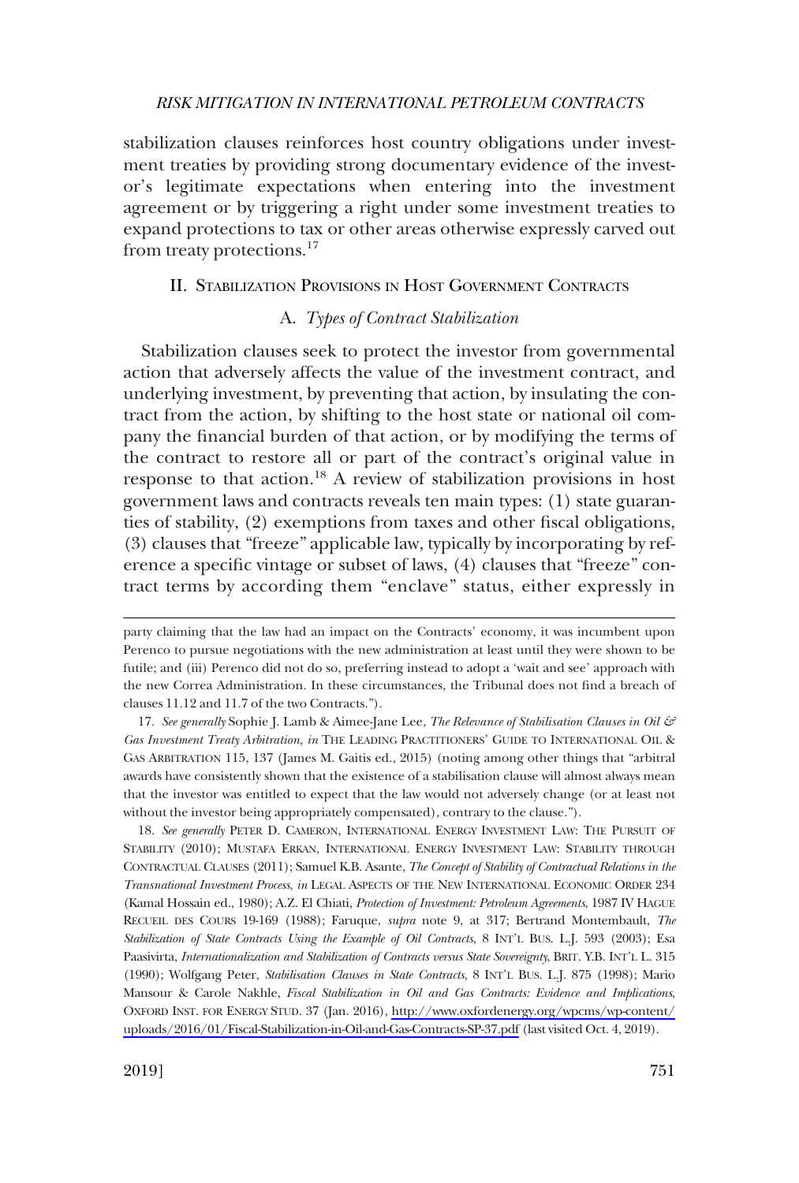stabilization clauses reinforces host country obligations under investment treaties by providing strong documentary evidence of the investor's legitimate expectations when entering into the investment agreement or by triggering a right under some investment treaties to expand protections to tax or other areas otherwise expressly carved out from treaty protections.[17]

## II. Stabilization Provisions in Host Government Contracts

### A. *Types of Contract Stabilization*

Stabilization clauses seek to protect the investor from governmental action that adversely affects the value of the investment contract, and underlying investment, by preventing that action, by insulating the contract from the action, by shifting to the host state or national oil company the financial burden of that action, or by modifying the terms of the contract to restore all or part of the contract's original value in response to that action.[18] A review of stabilization provisions in host government laws and contracts reveals ten main types: (1) state guaranties of stability, (2) exemptions from taxes and other fiscal obligations, (3) clauses that "freeze" applicable law, typically by incorporating by reference a specific vintage or subset of laws, (4) clauses that "freeze" contract terms by according them "enclave" status, either expressly in

---

party claiming that the law had an impact on the Contracts' economy, it was incumbent upon Perenco to pursue negotiations with the new administration at least until they were shown to be futile; and (iii) Perenco did not do so, preferring instead to adopt a 'wait and see' approach with the new Correa Administration. In these circumstances, the Tribunal does not find a breach of clauses 11.12 and 11.7 of the two Contracts.").

17. *See generally* Sophie J. Lamb & Aimee-Jane Lee, *The Relevance of Stabilisation Clauses in Oil & Gas Investment Treaty Arbitration, in* THE LEADING PRACTITIONERS' GUIDE TO INTERNATIONAL OIL & GAS ARBITRATION 115, 137 (James M. Gaitis ed., 2015) (noting among other things that "arbitral awards have consistently shown that the existence of a stabilisation clause will almost always mean that the investor was entitled to expect that the law would not adversely change (or at least not without the investor being appropriately compensated), contrary to the clause.").

18. *See generally* PETER D. CAMERON, INTERNATIONAL ENERGY INVESTMENT LAW: THE PURSUIT OF STABILITY (2010); MUSTAFA ERKAN, INTERNATIONAL ENERGY INVESTMENT LAW: STABILITY THROUGH CONTRACTUAL CLAUSES (2011); Samuel K.B. Asante, *The Concept of Stability of Contractual Relations in the Transnational Investment Process*, *in* LEGAL ASPECTS OF THE NEW INTERNATIONAL ECONOMIC ORDER 234 (Kamal Hossain ed., 1980); A.Z. El Chiati, *Protection of Investment: Petroleum Agreements*, 1987 IV HAGUE RECUEIL DES COURS 19-169 (1988); Faruque, *supra* note 9, at 317; Bertrand Montembault, *The Stabilization of State Contracts Using the Example of Oil Contracts*, 8 INT'L BUS. L.J. 593 (2003); Esa Paasivirta, *Internationalization and Stabilization of Contracts versus State Sovereignty*, BRIT. Y.B. INT'L L. 315 (1990); Wolfgang Peter, *Stabilisation Clauses in State Contracts*, 8 INT'L BUS. L.J. 875 (1998); Mario Mansour & Carole Nakhle, *Fiscal Stabilization in Oil and Gas Contracts: Evidence and Implications*, OXFORD INST. FOR ENERGY STUD. 37 (Jan. 2016), http://www.oxfordenergy.org/wpcms/wp-content/uploads/2016/01/Fiscal-Stabilization-in-Oil-and-Gas-Contracts-SP-37.pdf (last visited Oct. 4, 2019).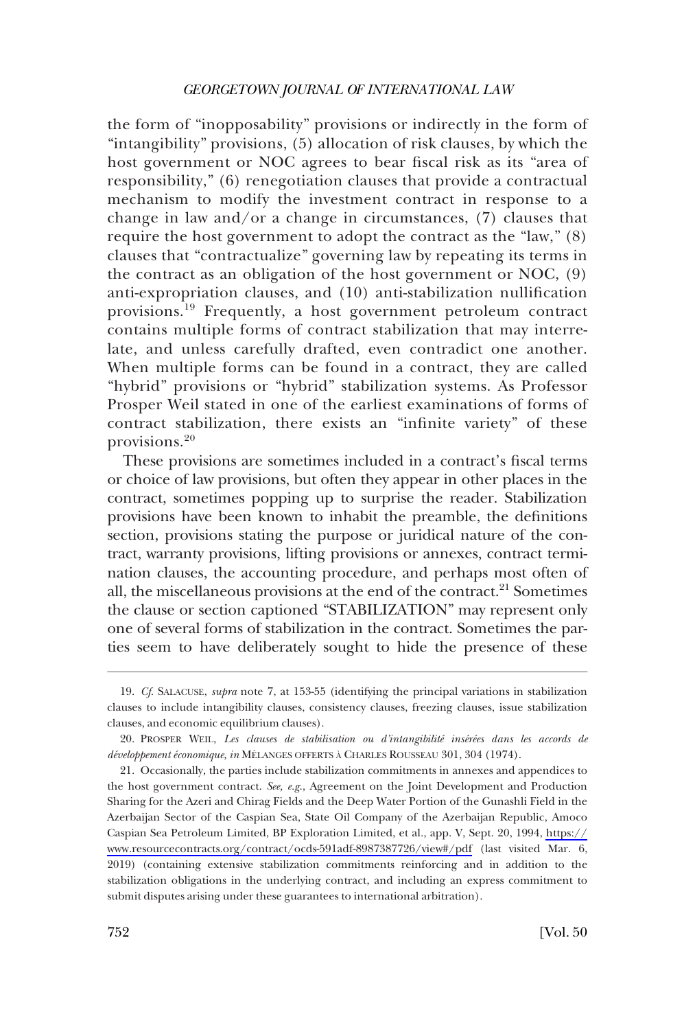the form of "inopposability" provisions or indirectly in the form of "intangibility" provisions, (5) allocation of risk clauses, by which the host government or NOC agrees to bear fiscal risk as its "area of responsibility," (6) renegotiation clauses that provide a contractual mechanism to modify the investment contract in response to a change in law and/or a change in circumstances, (7) clauses that require the host government to adopt the contract as the "law," (8) clauses that "contractualize" governing law by repeating its terms in the contract as an obligation of the host government or NOC, (9) anti-expropriation clauses, and (10) anti-stabilization nullification provisions.[19] Frequently, a host government petroleum contract contains multiple forms of contract stabilization that may interrelate, and unless carefully drafted, even contradict one another. When multiple forms can be found in a contract, they are called "hybrid" provisions or "hybrid" stabilization systems. As Professor Prosper Weil stated in one of the earliest examinations of forms of contract stabilization, there exists an "infinite variety" of these provisions.[20]

These provisions are sometimes included in a contract's fiscal terms or choice of law provisions, but often they appear in other places in the contract, sometimes popping up to surprise the reader. Stabilization provisions have been known to inhabit the preamble, the definitions section, provisions stating the purpose or juridical nature of the contract, warranty provisions, lifting provisions or annexes, contract termination clauses, the accounting procedure, and perhaps most often of all, the miscellaneous provisions at the end of the contract.[21] Sometimes the clause or section captioned "STABILIZATION" may represent only one of several forms of stabilization in the contract. Sometimes the parties seem to have deliberately sought to hide the presence of these

---

19. *Cf.* SALACUSE, *supra* note 7, at 153-55 (identifying the principal variations in stabilization clauses to include intangibility clauses, consistency clauses, freezing clauses, issue stabilization clauses, and economic equilibrium clauses).

20. PROSPER WEIL, *Les clauses de stabilisation ou d'intangibilité insérées dans les accords de développement économique, in* MÉLANGES OFFERTS À CHARLES ROUSSEAU 301, 304 (1974).

21. Occasionally, the parties include stabilization commitments in annexes and appendices to the host government contract. *See, e.g.*, Agreement on the Joint Development and Production Sharing for the Azeri and Chirag Fields and the Deep Water Portion of the Gunashli Field in the Azerbaijan Sector of the Caspian Sea, State Oil Company of the Azerbaijan Republic, Amoco Caspian Sea Petroleum Limited, BP Exploration Limited, et al., app. V, Sept. 20, 1994, https://www.resourcecontracts.org/contract/ocds-591adf-8987387726/view#/pdf (last visited Mar. 6, 2019) (containing extensive stabilization commitments reinforcing and in addition to the stabilization obligations in the underlying contract, and including an express commitment to submit disputes arising under these guarantees to international arbitration).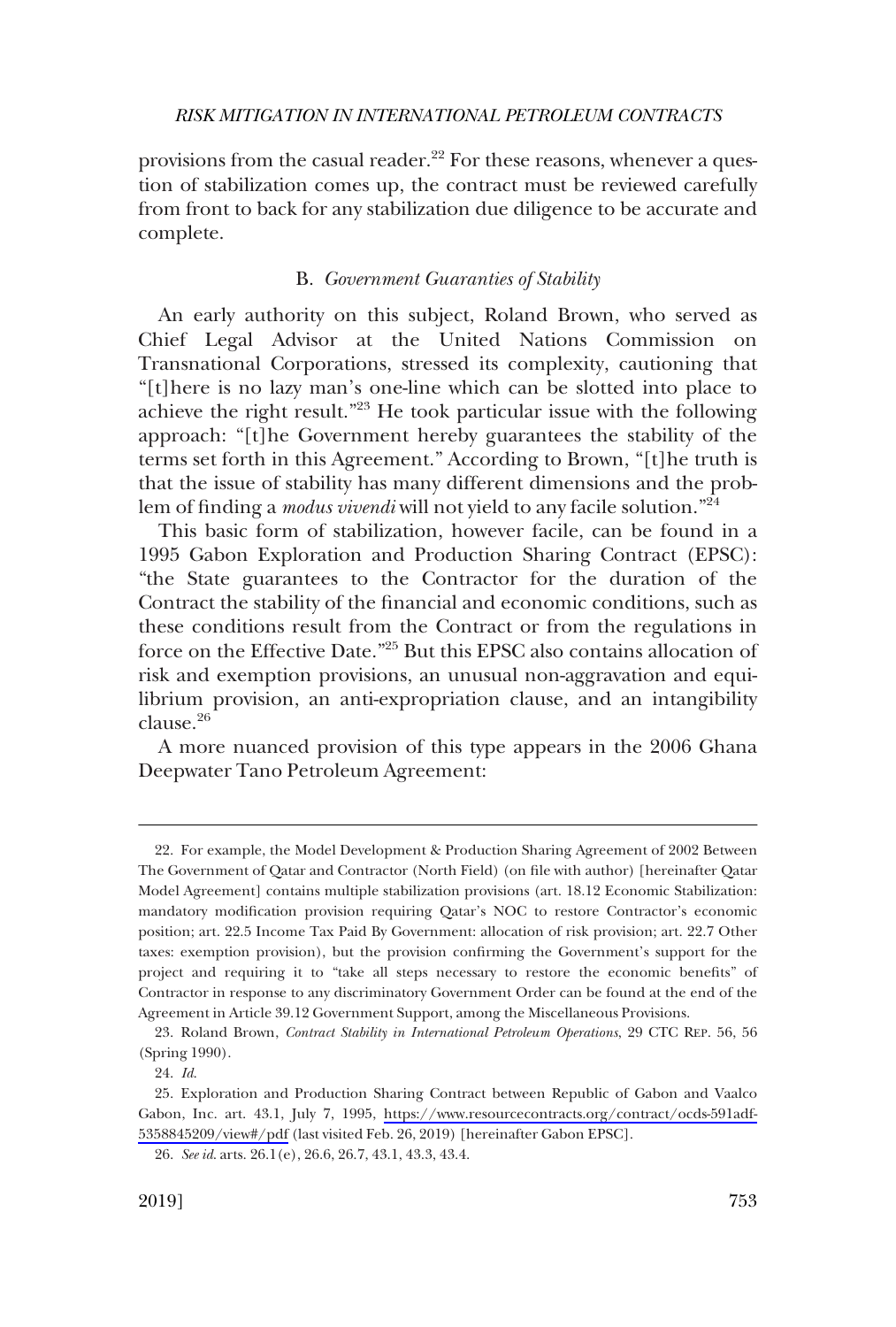provisions from the casual reader.[22] For these reasons, whenever a question of stabilization comes up, the contract must be reviewed carefully from front to back for any stabilization due diligence to be accurate and complete.

### B. *Government Guaranties of Stability*

An early authority on this subject, Roland Brown, who served as Chief Legal Advisor at the United Nations Commission on Transnational Corporations, stressed its complexity, cautioning that "[t]here is no lazy man's one-line which can be slotted into place to achieve the right result."[23] He took particular issue with the following approach: "[t]he Government hereby guarantees the stability of the terms set forth in this Agreement." According to Brown, "[t]he truth is that the issue of stability has many different dimensions and the problem of finding a *modus vivendi* will not yield to any facile solution."[24]

This basic form of stabilization, however facile, can be found in a 1995 Gabon Exploration and Production Sharing Contract (EPSC): "the State guarantees to the Contractor for the duration of the Contract the stability of the financial and economic conditions, such as these conditions result from the Contract or from the regulations in force on the Effective Date."[25] But this EPSC also contains allocation of risk and exemption provisions, an unusual non-aggravation and equilibrium provision, an anti-expropriation clause, and an intangibility clause.[26]

A more nuanced provision of this type appears in the 2006 Ghana Deepwater Tano Petroleum Agreement:

---

22. For example, the Model Development & Production Sharing Agreement of 2002 Between The Government of Qatar and Contractor (North Field) (on file with author) [hereinafter Qatar Model Agreement] contains multiple stabilization provisions (art. 18.12 Economic Stabilization: mandatory modification provision requiring Qatar's NOC to restore Contractor's economic position; art. 22.5 Income Tax Paid By Government: allocation of risk provision; art. 22.7 Other taxes: exemption provision), but the provision confirming the Government's support for the project and requiring it to "take all steps necessary to restore the economic benefits" of Contractor in response to any discriminatory Government Order can be found at the end of the Agreement in Article 39.12 Government Support, among the Miscellaneous Provisions.

23. Roland Brown, *Contract Stability in International Petroleum Operations*, 29 CTC REP. 56, 56 (Spring 1990).

24. *Id.*

25. Exploration and Production Sharing Contract between Republic of Gabon and Vaalco Gabon, Inc. art. 43.1, July 7, 1995, https://www.resourcecontracts.org/contract/ocds-591adf-5358845209/view#/pdf (last visited Feb. 26, 2019) [hereinafter Gabon EPSC].

26. *See id.* arts. 26.1(e), 26.6, 26.7, 43.1, 43.3, 43.4.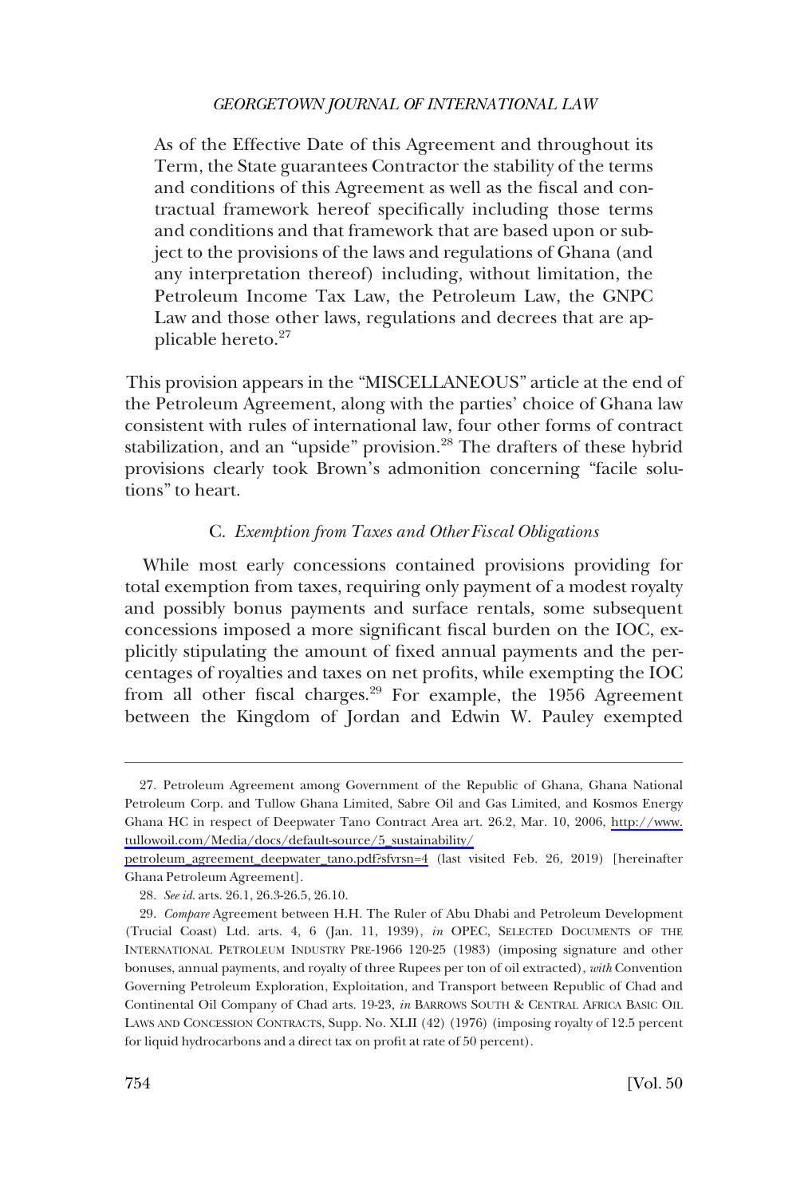> As of the Effective Date of this Agreement and throughout its Term, the State guarantees Contractor the stability of the terms and conditions of this Agreement as well as the fiscal and contractual framework hereof specifically including those terms and conditions and that framework that are based upon or subject to the provisions of the laws and regulations of Ghana (and any interpretation thereof) including, without limitation, the Petroleum Income Tax Law, the Petroleum Law, the GNPC Law and those other laws, regulations and decrees that are applicable hereto.[27]

This provision appears in the "MISCELLANEOUS" article at the end of the Petroleum Agreement, along with the parties' choice of Ghana law consistent with rules of international law, four other forms of contract stabilization, and an "upside" provision.[28] The drafters of these hybrid provisions clearly took Brown's admonition concerning "facile solutions" to heart.

### C. *Exemption from Taxes and Other Fiscal Obligations*

While most early concessions contained provisions providing for total exemption from taxes, requiring only payment of a modest royalty and possibly bonus payments and surface rentals, some subsequent concessions imposed a more significant fiscal burden on the IOC, explicitly stipulating the amount of fixed annual payments and the percentages of royalties and taxes on net profits, while exempting the IOC from all other fiscal charges.[29] For example, the 1956 Agreement between the Kingdom of Jordan and Edwin W. Pauley exempted

---

27. Petroleum Agreement among Government of the Republic of Ghana, Ghana National Petroleum Corp. and Tullow Ghana Limited, Sabre Oil and Gas Limited, and Kosmos Energy Ghana HC in respect of Deepwater Tano Contract Area art. 26.2, Mar. 10, 2006, [http://www.tullowoil.com/Media/docs/default-source/5_sustainability/petroleum_agreement_deepwater_tano.pdf?sfvrsn=4](http://www.tullowoil.com/Media/docs/default-source/5_sustainability/petroleum_agreement_deepwater_tano.pdf?sfvrsn=4) (last visited Feb. 26, 2019) [hereinafter Ghana Petroleum Agreement].

28. *See id.* arts. 26.1, 26.3-26.5, 26.10.

29. *Compare* Agreement between H.H. The Ruler of Abu Dhabi and Petroleum Development (Trucial Coast) Ltd. arts. 4, 6 (Jan. 11, 1939), *in* OPEC, SELECTED DOCUMENTS OF THE INTERNATIONAL PETROLEUM INDUSTRY PRE-1966 120-25 (1983) (imposing signature and other bonuses, annual payments, and royalty of three Rupees per ton of oil extracted), *with* Convention Governing Petroleum Exploration, Exploitation, and Transport between Republic of Chad and Continental Oil Company of Chad arts. 19-23, *in* BARROWS SOUTH & CENTRAL AFRICA BASIC OIL LAWS AND CONCESSION CONTRACTS, Supp. No. XLII (42) (1976) (imposing royalty of 12.5 percent for liquid hydrocarbons and a direct tax on profit at rate of 50 percent).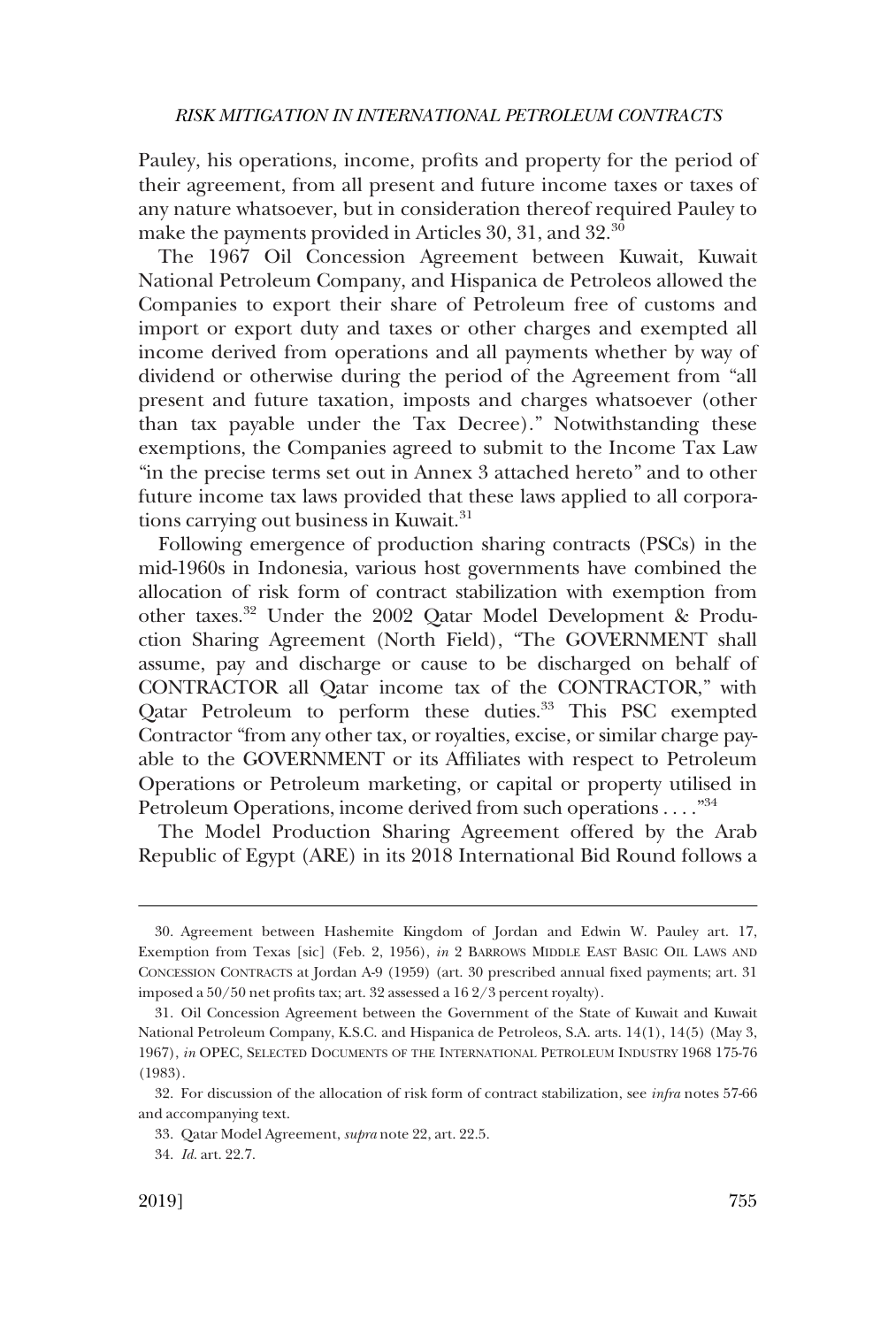Pauley, his operations, income, profits and property for the period of their agreement, from all present and future income taxes or taxes of any nature whatsoever, but in consideration thereof required Pauley to make the payments provided in Articles 30, 31, and 32.[30]

The 1967 Oil Concession Agreement between Kuwait, Kuwait National Petroleum Company, and Hispanica de Petroleos allowed the Companies to export their share of Petroleum free of customs and import or export duty and taxes or other charges and exempted all income derived from operations and all payments whether by way of dividend or otherwise during the period of the Agreement from "all present and future taxation, imposts and charges whatsoever (other than tax payable under the Tax Decree)." Notwithstanding these exemptions, the Companies agreed to submit to the Income Tax Law "in the precise terms set out in Annex 3 attached hereto" and to other future income tax laws provided that these laws applied to all corporations carrying out business in Kuwait.[31]

Following emergence of production sharing contracts (PSCs) in the mid-1960s in Indonesia, various host governments have combined the allocation of risk form of contract stabilization with exemption from other taxes.[32] Under the 2002 Qatar Model Development & Production Sharing Agreement (North Field), "The GOVERNMENT shall assume, pay and discharge or cause to be discharged on behalf of CONTRACTOR all Qatar income tax of the CONTRACTOR," with Qatar Petroleum to perform these duties.[33] This PSC exempted Contractor "from any other tax, or royalties, excise, or similar charge payable to the GOVERNMENT or its Affiliates with respect to Petroleum Operations or Petroleum marketing, or capital or property utilised in Petroleum Operations, income derived from such operations . . . ."[34]

The Model Production Sharing Agreement offered by the Arab Republic of Egypt (ARE) in its 2018 International Bid Round follows a

---

30. Agreement between Hashemite Kingdom of Jordan and Edwin W. Pauley art. 17, Exemption from Texas [sic] (Feb. 2, 1956), *in* 2 BARROWS MIDDLE EAST BASIC OIL LAWS AND CONCESSION CONTRACTS at Jordan A-9 (1959) (art. 30 prescribed annual fixed payments; art. 31 imposed a 50/50 net profits tax; art. 32 assessed a 16 2/3 percent royalty).

31. Oil Concession Agreement between the Government of the State of Kuwait and Kuwait National Petroleum Company, K.S.C. and Hispanica de Petroleos, S.A. arts. 14(1), 14(5) (May 3, 1967), *in* OPEC, SELECTED DOCUMENTS OF THE INTERNATIONAL PETROLEUM INDUSTRY 1968 175-76 (1983).

32. For discussion of the allocation of risk form of contract stabilization, see *infra* notes 57-66 and accompanying text.

33. Qatar Model Agreement, *supra* note 22, art. 22.5.

34. *Id.* art. 22.7.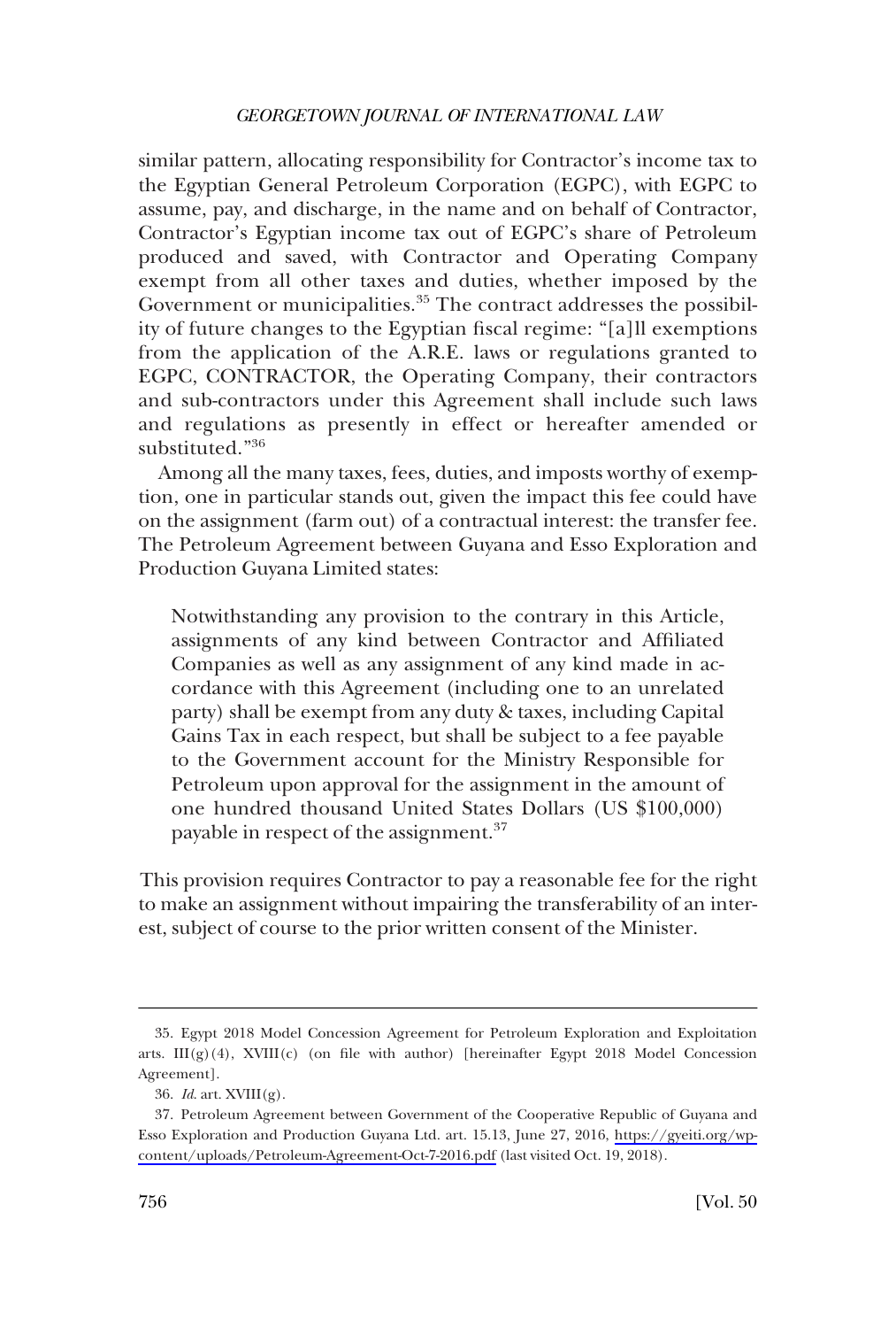similar pattern, allocating responsibility for Contractor's income tax to the Egyptian General Petroleum Corporation (EGPC), with EGPC to assume, pay, and discharge, in the name and on behalf of Contractor, Contractor's Egyptian income tax out of EGPC's share of Petroleum produced and saved, with Contractor and Operating Company exempt from all other taxes and duties, whether imposed by the Government or municipalities.[35] The contract addresses the possibility of future changes to the Egyptian fiscal regime: "[a]ll exemptions from the application of the A.R.E. laws or regulations granted to EGPC, CONTRACTOR, the Operating Company, their contractors and sub-contractors under this Agreement shall include such laws and regulations as presently in effect or hereafter amended or substituted."[36]

Among all the many taxes, fees, duties, and imposts worthy of exemption, one in particular stands out, given the impact this fee could have on the assignment (farm out) of a contractual interest: the transfer fee. The Petroleum Agreement between Guyana and Esso Exploration and Production Guyana Limited states:

> Notwithstanding any provision to the contrary in this Article, assignments of any kind between Contractor and Affiliated Companies as well as any assignment of any kind made in accordance with this Agreement (including one to an unrelated party) shall be exempt from any duty & taxes, including Capital Gains Tax in each respect, but shall be subject to a fee payable to the Government account for the Ministry Responsible for Petroleum upon approval for the assignment in the amount of one hundred thousand United States Dollars (US $100,000) payable in respect of the assignment.[37]

This provision requires Contractor to pay a reasonable fee for the right to make an assignment without impairing the transferability of an interest, subject of course to the prior written consent of the Minister.

---

35. Egypt 2018 Model Concession Agreement for Petroleum Exploration and Exploitation arts. III(g)(4), XVIII(c) (on file with author) [hereinafter Egypt 2018 Model Concession Agreement].

36. *Id.* art. XVIII(g).

37. Petroleum Agreement between Government of the Cooperative Republic of Guyana and Esso Exploration and Production Guyana Ltd. art. 15.13, June 27, 2016, https://gyeiti.org/wp-content/uploads/Petroleum-Agreement-Oct-7-2016.pdf (last visited Oct. 19, 2018).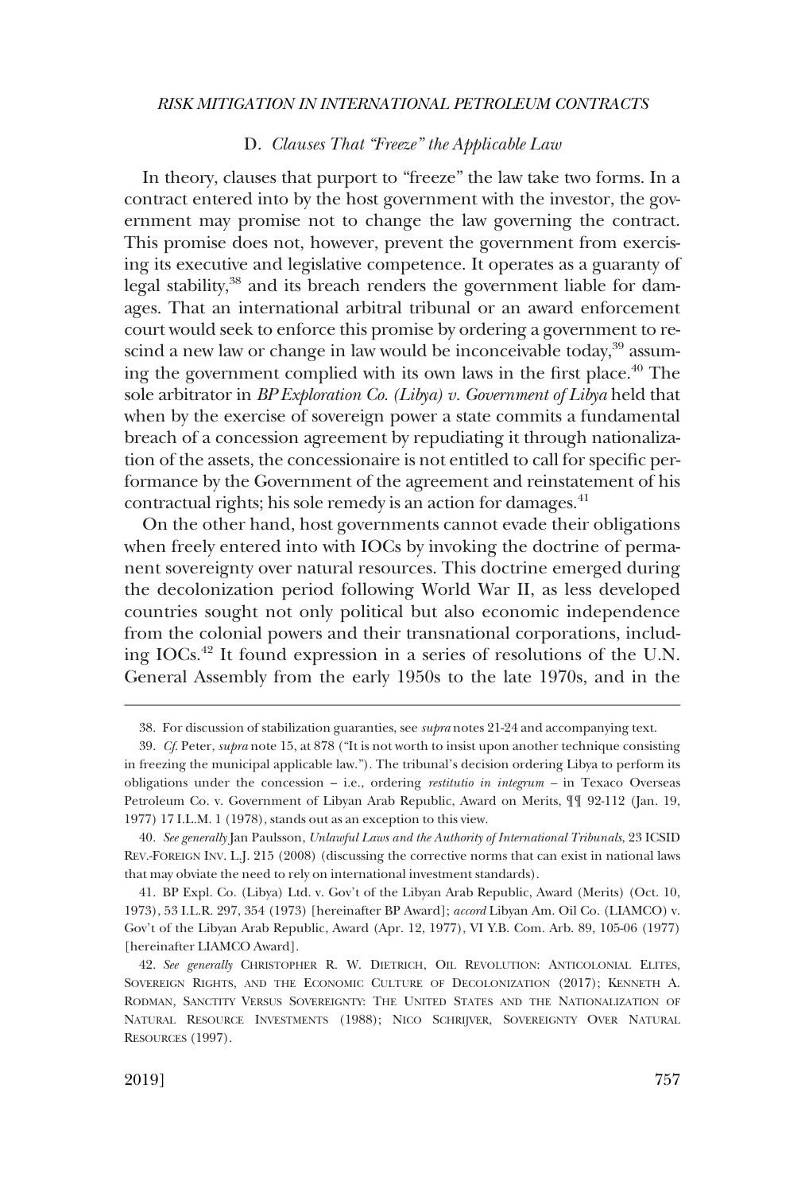### D. *Clauses That "Freeze" the Applicable Law*

In theory, clauses that purport to "freeze" the law take two forms. In a contract entered into by the host government with the investor, the government may promise not to change the law governing the contract. This promise does not, however, prevent the government from exercising its executive and legislative competence. It operates as a guaranty of legal stability,[38] and its breach renders the government liable for damages. That an international arbitral tribunal or an award enforcement court would seek to enforce this promise by ordering a government to rescind a new law or change in law would be inconceivable today,[39] assuming the government complied with its own laws in the first place.[40] The sole arbitrator in *BP Exploration Co. (Libya) v. Government of Libya* held that when by the exercise of sovereign power a state commits a fundamental breach of a concession agreement by repudiating it through nationalization of the assets, the concessionaire is not entitled to call for specific performance by the Government of the agreement and reinstatement of his contractual rights; his sole remedy is an action for damages.[41]

On the other hand, host governments cannot evade their obligations when freely entered into with IOCs by invoking the doctrine of permanent sovereignty over natural resources. This doctrine emerged during the decolonization period following World War II, as less developed countries sought not only political but also economic independence from the colonial powers and their transnational corporations, including IOCs.[42] It found expression in a series of resolutions of the U.N. General Assembly from the early 1950s to the late 1970s, and in the

---

38. For discussion of stabilization guaranties, see *supra* notes 21-24 and accompanying text.

39. *Cf.* Peter, *supra* note 15, at 878 ("It is not worth to insist upon another technique consisting in freezing the municipal applicable law."). The tribunal's decision ordering Libya to perform its obligations under the concession – i.e., ordering *restitutio in integrum* – in Texaco Overseas Petroleum Co. v. Government of Libyan Arab Republic, Award on Merits, ¶¶ 92-112 (Jan. 19, 1977) 17 I.L.M. 1 (1978), stands out as an exception to this view.

40. *See generally* Jan Paulsson, *Unlawful Laws and the Authority of International Tribunals*, 23 ICSID REV.-FOREIGN INV. L.J. 215 (2008) (discussing the corrective norms that can exist in national laws that may obviate the need to rely on international investment standards).

41. BP Expl. Co. (Libya) Ltd. v. Gov't of the Libyan Arab Republic, Award (Merits) (Oct. 10, 1973), 53 I.L.R. 297, 354 (1973) [hereinafter BP Award]; *accord* Libyan Am. Oil Co. (LIAMCO) v. Gov't of the Libyan Arab Republic, Award (Apr. 12, 1977), VI Y.B. Com. Arb. 89, 105-06 (1977) [hereinafter LIAMCO Award].

42. *See generally* CHRISTOPHER R. W. DIETRICH, OIL REVOLUTION: ANTICOLONIAL ELITES, SOVEREIGN RIGHTS, AND THE ECONOMIC CULTURE OF DECOLONIZATION (2017); KENNETH A. RODMAN, SANCTITY VERSUS SOVEREIGNTY: THE UNITED STATES AND THE NATIONALIZATION OF NATURAL RESOURCE INVESTMENTS (1988); NICO SCHRIJVER, SOVEREIGNTY OVER NATURAL RESOURCES (1997).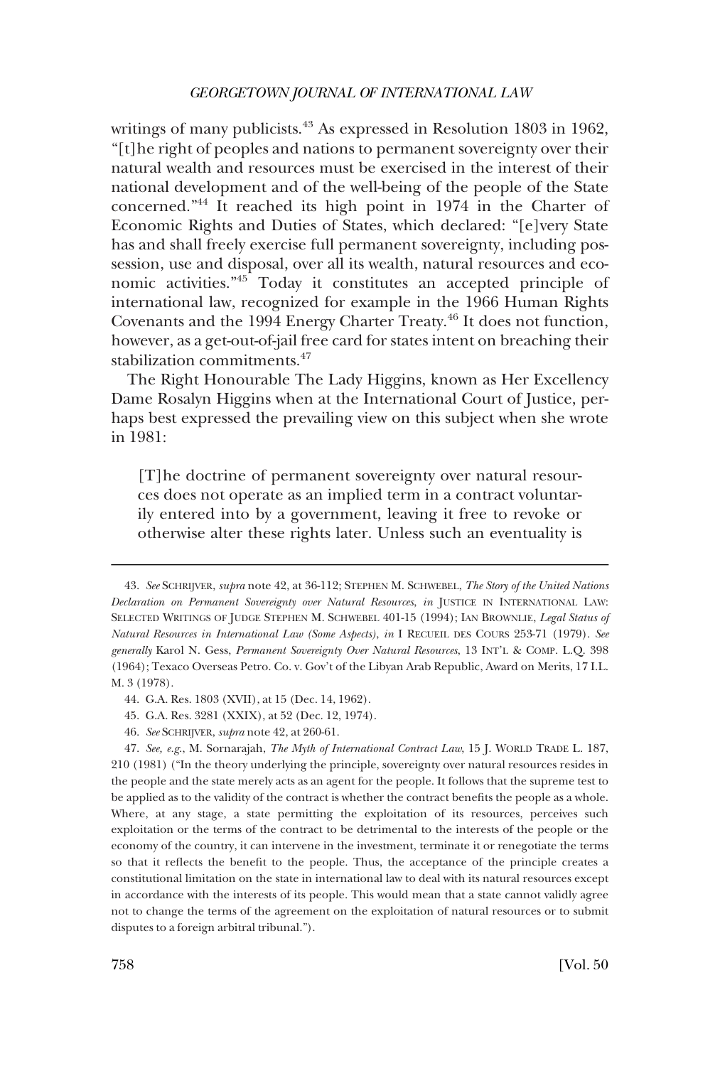writings of many publicists.[43] As expressed in Resolution 1803 in 1962, "[t]he right of peoples and nations to permanent sovereignty over their natural wealth and resources must be exercised in the interest of their national development and of the well-being of the people of the State concerned."[44] It reached its high point in 1974 in the Charter of Economic Rights and Duties of States, which declared: "[e]very State has and shall freely exercise full permanent sovereignty, including possession, use and disposal, over all its wealth, natural resources and economic activities."[45] Today it constitutes an accepted principle of international law, recognized for example in the 1966 Human Rights Covenants and the 1994 Energy Charter Treaty.[46] It does not function, however, as a get-out-of-jail free card for states intent on breaching their stabilization commitments.[47]

The Right Honourable The Lady Higgins, known as Her Excellency Dame Rosalyn Higgins when at the International Court of Justice, perhaps best expressed the prevailing view on this subject when she wrote in 1981:

> [T]he doctrine of permanent sovereignty over natural resources does not operate as an implied term in a contract voluntarily entered into by a government, leaving it free to revoke or otherwise alter these rights later. Unless such an eventuality is

---

43. *See* SCHRIJVER, *supra* note 42, at 36-112; STEPHEN M. SCHWEBEL, *The Story of the United Nations Declaration on Permanent Sovereignty over Natural Resources*, *in* JUSTICE IN INTERNATIONAL LAW: SELECTED WRITINGS OF JUDGE STEPHEN M. SCHWEBEL 401-15 (1994); IAN BROWNLIE, *Legal Status of Natural Resources in International Law (Some Aspects)*, *in* I RECUEIL DES COURS 253-71 (1979). *See generally* Karol N. Gess, *Permanent Sovereignty Over Natural Resources*, 13 INT'L & COMP. L.Q. 398 (1964); Texaco Overseas Petro. Co. v. Gov't of the Libyan Arab Republic, Award on Merits, 17 I.L.M. 3 (1978).

44. G.A. Res. 1803 (XVII), at 15 (Dec. 14, 1962).

45. G.A. Res. 3281 (XXIX), at 52 (Dec. 12, 1974).

46. *See* SCHRIJVER, *supra* note 42, at 260-61.

47. *See, e.g.*, M. Sornarajah, *The Myth of International Contract Law*, 15 J. WORLD TRADE L. 187, 210 (1981) ("In the theory underlying the principle, sovereignty over natural resources resides in the people and the state merely acts as an agent for the people. It follows that the supreme test to be applied as to the validity of the contract is whether the contract benefits the people as a whole. Where, at any stage, a state permitting the exploitation of its resources, perceives such exploitation or the terms of the contract to be detrimental to the interests of the people or the economy of the country, it can intervene in the investment, terminate it or renegotiate the terms so that it reflects the benefit to the people. Thus, the acceptance of the principle creates a constitutional limitation on the state in international law to deal with its natural resources except in accordance with the interests of its people. This would mean that a state cannot validly agree not to change the terms of the agreement on the exploitation of natural resources or to submit disputes to a foreign arbitral tribunal.").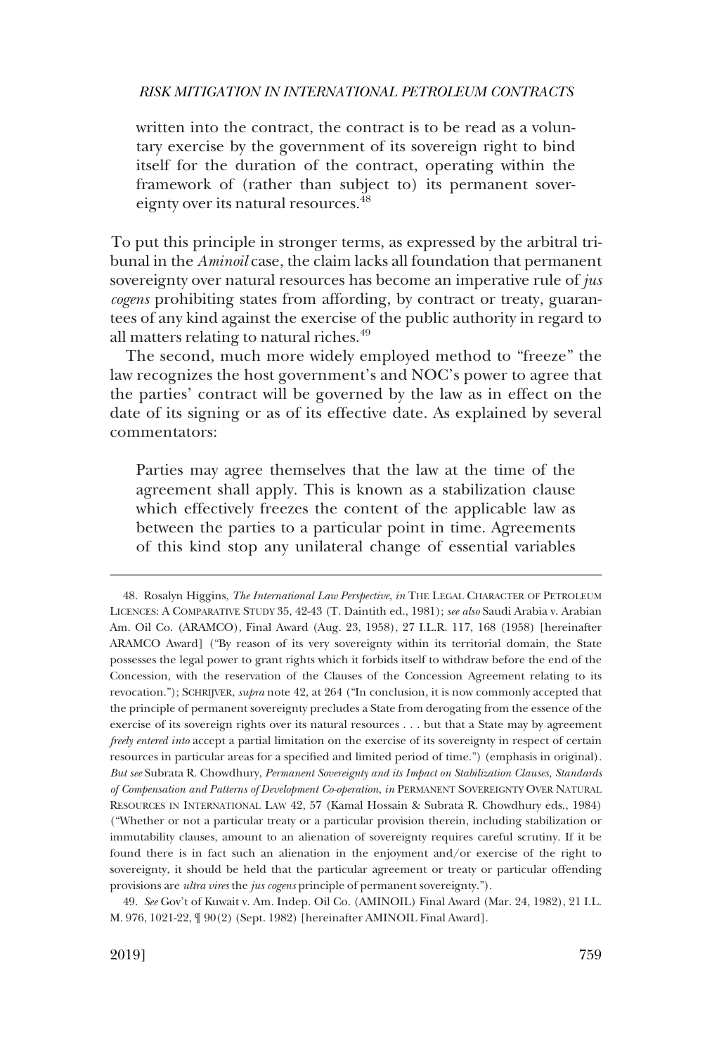> written into the contract, the contract is to be read as a voluntary exercise by the government of its sovereign right to bind itself for the duration of the contract, operating within the framework of (rather than subject to) its permanent sovereignty over its natural resources.[48]

To put this principle in stronger terms, as expressed by the arbitral tribunal in the *Aminoil* case, the claim lacks all foundation that permanent sovereignty over natural resources has become an imperative rule of *jus cogens* prohibiting states from affording, by contract or treaty, guarantees of any kind against the exercise of the public authority in regard to all matters relating to natural riches.[49]

The second, much more widely employed method to "freeze" the law recognizes the host government's and NOC's power to agree that the parties' contract will be governed by the law as in effect on the date of its signing or as of its effective date. As explained by several commentators:

> Parties may agree themselves that the law at the time of the agreement shall apply. This is known as a stabilization clause which effectively freezes the content of the applicable law as between the parties to a particular point in time. Agreements of this kind stop any unilateral change of essential variables

---

48. Rosalyn Higgins, *The International Law Perspective*, *in* THE LEGAL CHARACTER OF PETROLEUM LICENCES: A COMPARATIVE STUDY 35, 42-43 (T. Daintith ed., 1981); *see also* Saudi Arabia v. Arabian Am. Oil Co. (ARAMCO), Final Award (Aug. 23, 1958), 27 I.L.R. 117, 168 (1958) [hereinafter ARAMCO Award] ("By reason of its very sovereignty within its territorial domain, the State possesses the legal power to grant rights which it forbids itself to withdraw before the end of the Concession, with the reservation of the Clauses of the Concession Agreement relating to its revocation."); SCHRIJVER, *supra* note 42, at 264 ("In conclusion, it is now commonly accepted that the principle of permanent sovereignty precludes a State from derogating from the essence of the exercise of its sovereign rights over its natural resources . . . but that a State may by agreement *freely entered into* accept a partial limitation on the exercise of its sovereignty in respect of certain resources in particular areas for a specified and limited period of time.") (emphasis in original). *But see* Subrata R. Chowdhury, *Permanent Sovereignty and its Impact on Stabilization Clauses, Standards of Compensation and Patterns of Development Co-operation*, *in* PERMANENT SOVEREIGNTY OVER NATURAL RESOURCES IN INTERNATIONAL LAW 42, 57 (Kamal Hossain & Subrata R. Chowdhury eds., 1984) ("Whether or not a particular treaty or a particular provision therein, including stabilization or immutability clauses, amount to an alienation of sovereignty requires careful scrutiny. If it be found there is in fact such an alienation in the enjoyment and/or exercise of the right to sovereignty, it should be held that the particular agreement or treaty or particular offending provisions are *ultra vires* the *jus cogens* principle of permanent sovereignty.").

49. *See* Gov't of Kuwait v. Am. Indep. Oil Co. (AMINOIL) Final Award (Mar. 24, 1982), 21 I.L.M. 976, 1021-22, ¶ 90(2) (Sept. 1982) [hereinafter AMINOIL Final Award].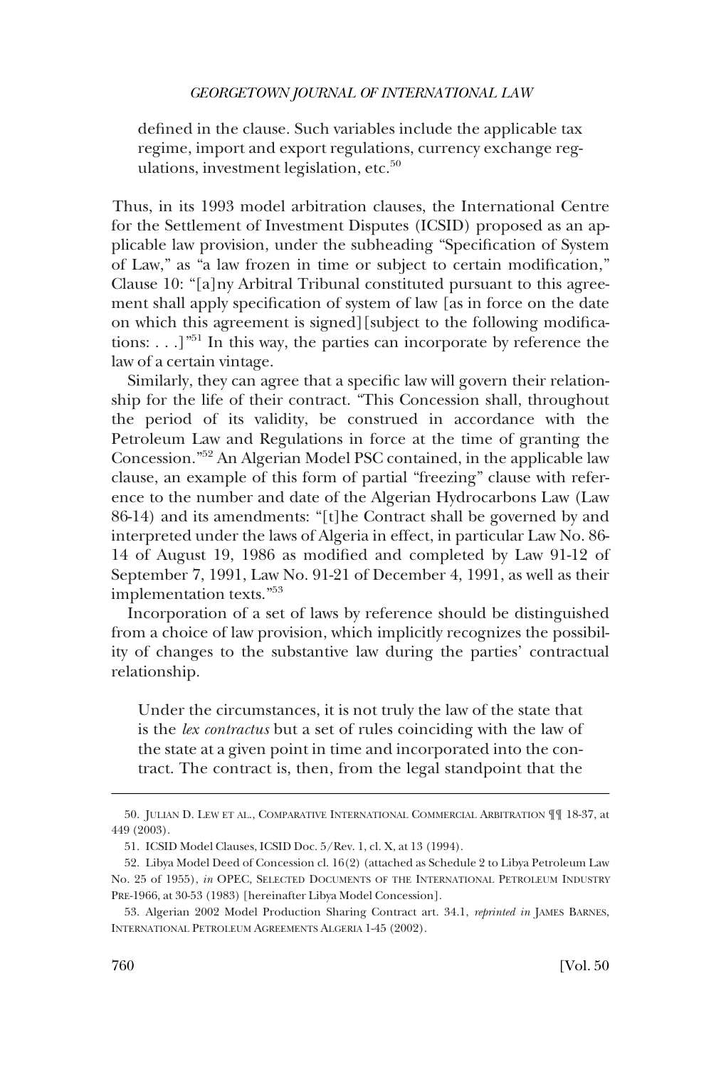> defined in the clause. Such variables include the applicable tax regime, import and export regulations, currency exchange regulations, investment legislation, etc.[50]

Thus, in its 1993 model arbitration clauses, the International Centre for the Settlement of Investment Disputes (ICSID) proposed as an applicable law provision, under the subheading "Specification of System of Law," as "a law frozen in time or subject to certain modification," Clause 10: "[a]ny Arbitral Tribunal constituted pursuant to this agreement shall apply specification of system of law [as in force on the date on which this agreement is signed][subject to the following modifications: . . .]"[51] In this way, the parties can incorporate by reference the law of a certain vintage.

Similarly, they can agree that a specific law will govern their relationship for the life of their contract. "This Concession shall, throughout the period of its validity, be construed in accordance with the Petroleum Law and Regulations in force at the time of granting the Concession."[52] An Algerian Model PSC contained, in the applicable law clause, an example of this form of partial "freezing" clause with reference to the number and date of the Algerian Hydrocarbons Law (Law 86-14) and its amendments: "[t]he Contract shall be governed by and interpreted under the laws of Algeria in effect, in particular Law No. 86-14 of August 19, 1986 as modified and completed by Law 91-12 of September 7, 1991, Law No. 91-21 of December 4, 1991, as well as their implementation texts."[53]

Incorporation of a set of laws by reference should be distinguished from a choice of law provision, which implicitly recognizes the possibility of changes to the substantive law during the parties' contractual relationship.

> Under the circumstances, it is not truly the law of the state that is the *lex contractus* but a set of rules coinciding with the law of the state at a given point in time and incorporated into the contract. The contract is, then, from the legal standpoint that the

---

50. JULIAN D. LEW ET AL., COMPARATIVE INTERNATIONAL COMMERCIAL ARBITRATION ¶¶ 18-37, at 449 (2003).

51. ICSID Model Clauses, ICSID Doc. 5/Rev. 1, cl. X, at 13 (1994).

52. Libya Model Deed of Concession cl. 16(2) (attached as Schedule 2 to Libya Petroleum Law No. 25 of 1955), *in* OPEC, SELECTED DOCUMENTS OF THE INTERNATIONAL PETROLEUM INDUSTRY PRE-1966, at 30-53 (1983) [hereinafter Libya Model Concession].

53. Algerian 2002 Model Production Sharing Contract art. 34.1, *reprinted in* JAMES BARNES, INTERNATIONAL PETROLEUM AGREEMENTS ALGERIA 1-45 (2002).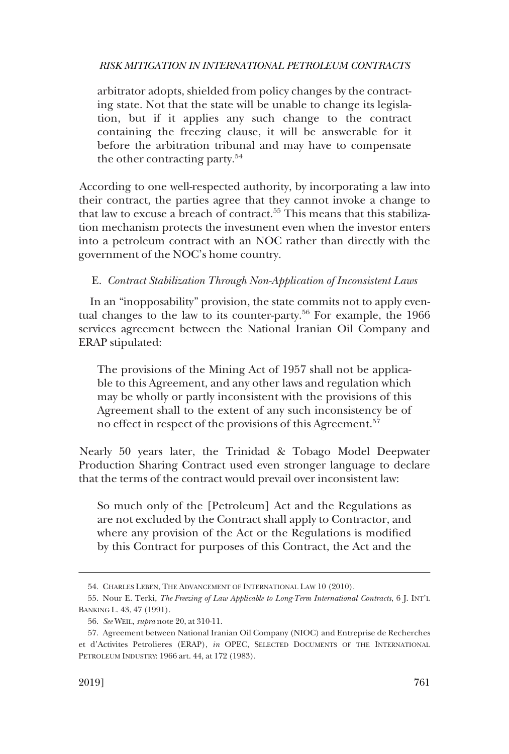arbitrator adopts, shielded from policy changes by the contracting state. Not that the state will be unable to change its legislation, but if it applies any such change to the contract containing the freezing clause, it will be answerable for it before the arbitration tribunal and may have to compensate the other contracting party.[54]

According to one well-respected authority, by incorporating a law into their contract, the parties agree that they cannot invoke a change to that law to excuse a breach of contract.[55] This means that this stabilization mechanism protects the investment even when the investor enters into a petroleum contract with an NOC rather than directly with the government of the NOC's home country.

### E. *Contract Stabilization Through Non-Application of Inconsistent Laws*

In an "inopposability" provision, the state commits not to apply eventual changes to the law to its counter-party.[56] For example, the 1966 services agreement between the National Iranian Oil Company and ERAP stipulated:

> The provisions of the Mining Act of 1957 shall not be applicable to this Agreement, and any other laws and regulation which may be wholly or partly inconsistent with the provisions of this Agreement shall to the extent of any such inconsistency be of no effect in respect of the provisions of this Agreement.[57]

Nearly 50 years later, the Trinidad & Tobago Model Deepwater Production Sharing Contract used even stronger language to declare that the terms of the contract would prevail over inconsistent law:

> So much only of the [Petroleum] Act and the Regulations as are not excluded by the Contract shall apply to Contractor, and where any provision of the Act or the Regulations is modified by this Contract for purposes of this Contract, the Act and the

---

54. CHARLES LEBEN, THE ADVANCEMENT OF INTERNATIONAL LAW 10 (2010).

55. Nour E. Terki, *The Freezing of Law Applicable to Long-Term International Contracts*, 6 J. INT'L BANKING L. 43, 47 (1991).

56. *See* WEIL, *supra* note 20, at 310-11.

57. Agreement between National Iranian Oil Company (NIOC) and Entreprise de Recherches et d'Activites Petrolieres (ERAP), *in* OPEC, SELECTED DOCUMENTS OF THE INTERNATIONAL PETROLEUM INDUSTRY: 1966 art. 44, at 172 (1983).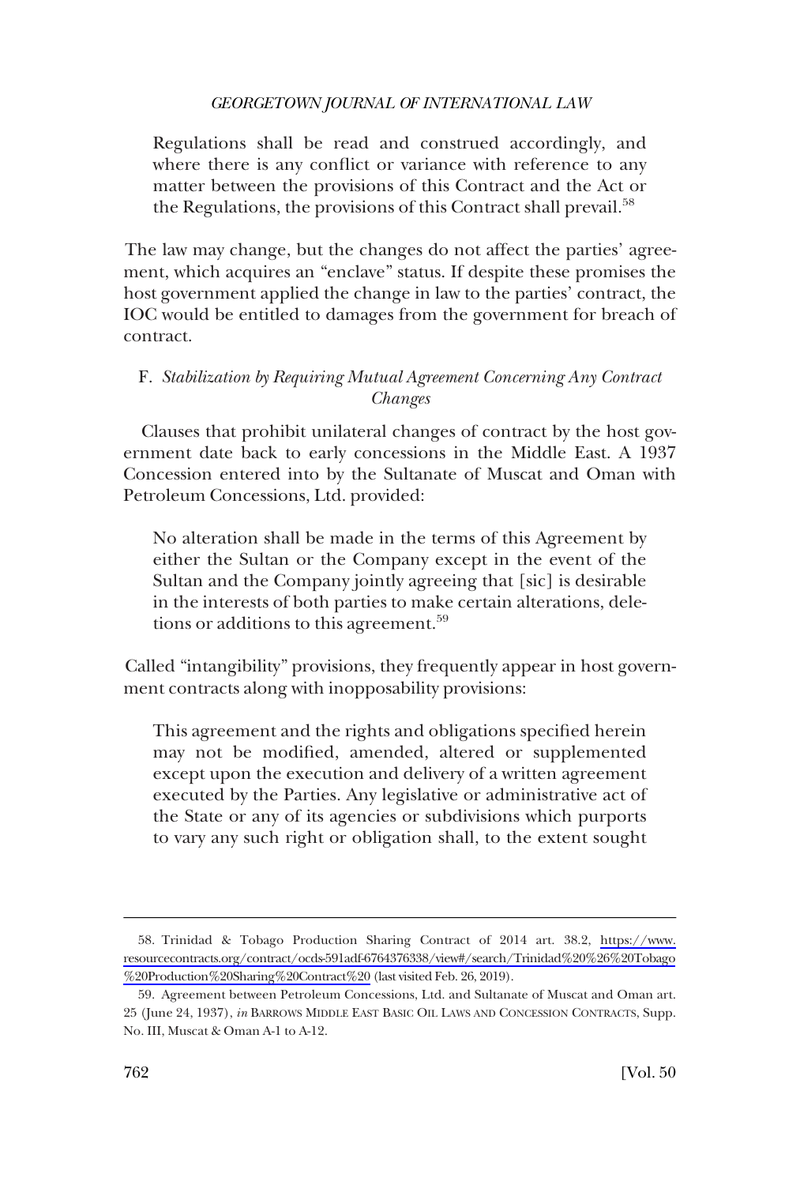> Regulations shall be read and construed accordingly, and where there is any conflict or variance with reference to any matter between the provisions of this Contract and the Act or the Regulations, the provisions of this Contract shall prevail.[58]

The law may change, but the changes do not affect the parties' agreement, which acquires an "enclave" status. If despite these promises the host government applied the change in law to the parties' contract, the IOC would be entitled to damages from the government for breach of contract.

### F. *Stabilization by Requiring Mutual Agreement Concerning Any Contract Changes*

Clauses that prohibit unilateral changes of contract by the host government date back to early concessions in the Middle East. A 1937 Concession entered into by the Sultanate of Muscat and Oman with Petroleum Concessions, Ltd. provided:

> No alteration shall be made in the terms of this Agreement by either the Sultan or the Company except in the event of the Sultan and the Company jointly agreeing that [sic] is desirable in the interests of both parties to make certain alterations, deletions or additions to this agreement.[59]

Called "intangibility" provisions, they frequently appear in host government contracts along with inopposability provisions:

> This agreement and the rights and obligations specified herein may not be modified, amended, altered or supplemented except upon the execution and delivery of a written agreement executed by the Parties. Any legislative or administrative act of the State or any of its agencies or subdivisions which purports to vary any such right or obligation shall, to the extent sought

---

58. Trinidad & Tobago Production Sharing Contract of 2014 art. 38.2, https://www.resourcecontracts.org/contract/ocds-591adf-6764376338/view#/search/Trinidad%20%26%20Tobago%20Production%20Sharing%20Contract%20 (last visited Feb. 26, 2019).

59. Agreement between Petroleum Concessions, Ltd. and Sultanate of Muscat and Oman art. 25 (June 24, 1937), *in* BARROWS MIDDLE EAST BASIC OIL LAWS AND CONCESSION CONTRACTS, Supp. No. III, Muscat & Oman A-1 to A-12.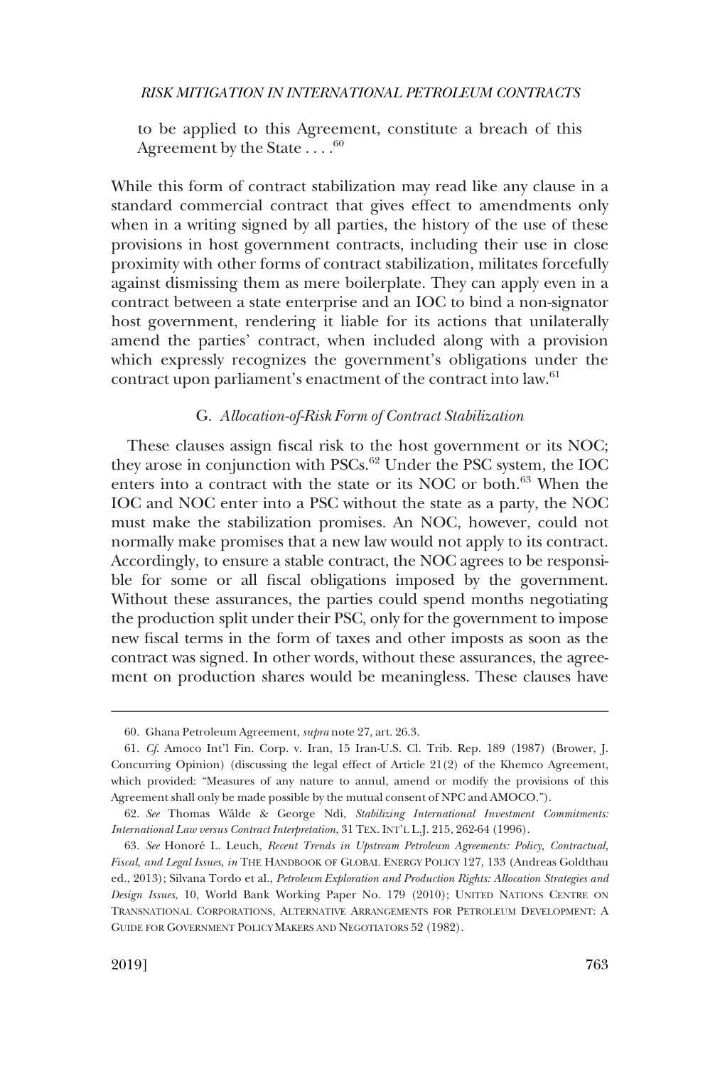to be applied to this Agreement, constitute a breach of this Agreement by the State . . . .[60]

While this form of contract stabilization may read like any clause in a standard commercial contract that gives effect to amendments only when in a writing signed by all parties, the history of the use of these provisions in host government contracts, including their use in close proximity with other forms of contract stabilization, militates forcefully against dismissing them as mere boilerplate. They can apply even in a contract between a state enterprise and an IOC to bind a non-signator host government, rendering it liable for its actions that unilaterally amend the parties' contract, when included along with a provision which expressly recognizes the government's obligations under the contract upon parliament's enactment of the contract into law.[61]

### G. *Allocation-of-Risk Form of Contract Stabilization*

These clauses assign fiscal risk to the host government or its NOC; they arose in conjunction with PSCs.[62] Under the PSC system, the IOC enters into a contract with the state or its NOC or both.[63] When the IOC and NOC enter into a PSC without the state as a party, the NOC must make the stabilization promises. An NOC, however, could not normally make promises that a new law would not apply to its contract. Accordingly, to ensure a stable contract, the NOC agrees to be responsible for some or all fiscal obligations imposed by the government. Without these assurances, the parties could spend months negotiating the production split under their PSC, only for the government to impose new fiscal terms in the form of taxes and other imposts as soon as the contract was signed. In other words, without these assurances, the agreement on production shares would be meaningless. These clauses have

---

60. Ghana Petroleum Agreement, *supra* note 27, art. 26.3.

61. *Cf.* Amoco Int'l Fin. Corp. v. Iran, 15 Iran-U.S. Cl. Trib. Rep. 189 (1987) (Brower, J. Concurring Opinion) (discussing the legal effect of Article 21(2) of the Khemco Agreement, which provided: "Measures of any nature to annul, amend or modify the provisions of this Agreement shall only be made possible by the mutual consent of NPC and AMOCO.").

62. *See* Thomas Wälde & George Ndi, *Stabilizing International Investment Commitments: International Law versus Contract Interpretation*, 31 TEX. INT'L L.J. 215, 262-64 (1996).

63. *See* Honoré L. Leuch, *Recent Trends in Upstream Petroleum Agreements: Policy, Contractual, Fiscal, and Legal Issues*, *in* THE HANDBOOK OF GLOBAL ENERGY POLICY 127, 133 (Andreas Goldthau ed., 2013); Silvana Tordo et al., *Petroleum Exploration and Production Rights: Allocation Strategies and Design Issues*, 10, World Bank Working Paper No. 179 (2010); UNITED NATIONS CENTRE ON TRANSNATIONAL CORPORATIONS, ALTERNATIVE ARRANGEMENTS FOR PETROLEUM DEVELOPMENT: A GUIDE FOR GOVERNMENT POLICY MAKERS AND NEGOTIATORS 52 (1982).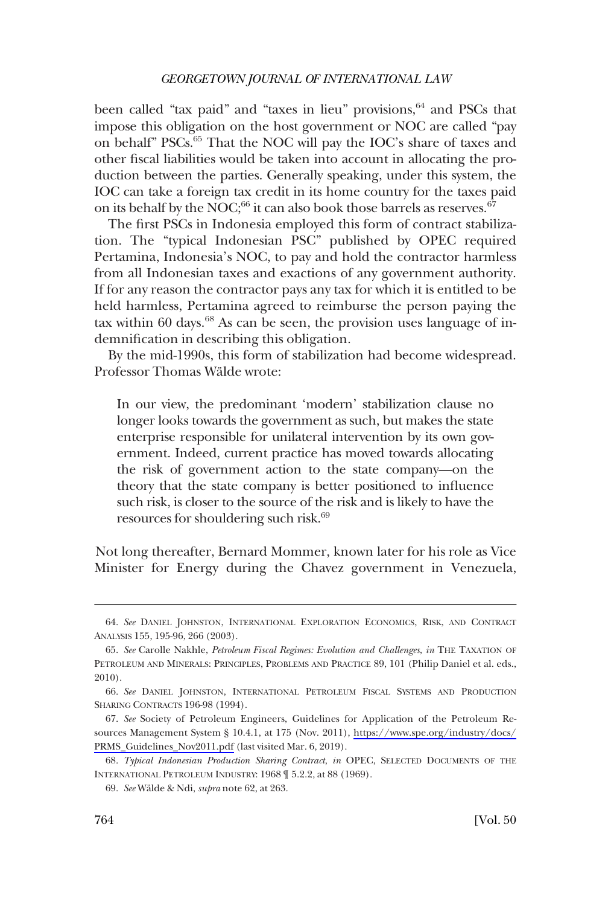been called "tax paid" and "taxes in lieu" provisions,[64] and PSCs that impose this obligation on the host government or NOC are called "pay on behalf" PSCs.[65] That the NOC will pay the IOC's share of taxes and other fiscal liabilities would be taken into account in allocating the production between the parties. Generally speaking, under this system, the IOC can take a foreign tax credit in its home country for the taxes paid on its behalf by the NOC;[66] it can also book those barrels as reserves.[67]

The first PSCs in Indonesia employed this form of contract stabilization. The "typical Indonesian PSC" published by OPEC required Pertamina, Indonesia's NOC, to pay and hold the contractor harmless from all Indonesian taxes and exactions of any government authority. If for any reason the contractor pays any tax for which it is entitled to be held harmless, Pertamina agreed to reimburse the person paying the tax within 60 days.[68] As can be seen, the provision uses language of indemnification in describing this obligation.

By the mid-1990s, this form of stabilization had become widespread. Professor Thomas Wälde wrote:

> In our view, the predominant 'modern' stabilization clause no longer looks towards the government as such, but makes the state enterprise responsible for unilateral intervention by its own government. Indeed, current practice has moved towards allocating the risk of government action to the state company—on the theory that the state company is better positioned to influence such risk, is closer to the source of the risk and is likely to have the resources for shouldering such risk.[69]

Not long thereafter, Bernard Mommer, known later for his role as Vice Minister for Energy during the Chavez government in Venezuela,

---

64. *See* DANIEL JOHNSTON, INTERNATIONAL EXPLORATION ECONOMICS, RISK, AND CONTRACT ANALYSIS 155, 195-96, 266 (2003).

65. *See* Carolle Nakhle, *Petroleum Fiscal Regimes: Evolution and Challenges*, *in* THE TAXATION OF PETROLEUM AND MINERALS: PRINCIPLES, PROBLEMS AND PRACTICE 89, 101 (Philip Daniel et al. eds., 2010).

66. *See* DANIEL JOHNSTON, INTERNATIONAL PETROLEUM FISCAL SYSTEMS AND PRODUCTION SHARING CONTRACTS 196-98 (1994).

67. *See* Society of Petroleum Engineers, Guidelines for Application of the Petroleum Resources Management System § 10.4.1, at 175 (Nov. 2011), https://www.spe.org/industry/docs/PRMS_Guidelines_Nov2011.pdf (last visited Mar. 6, 2019).

68. *Typical Indonesian Production Sharing Contract*, *in* OPEC, SELECTED DOCUMENTS OF THE INTERNATIONAL PETROLEUM INDUSTRY: 1968 ¶ 5.2.2, at 88 (1969).

69. *See* Wälde & Ndi, *supra* note 62, at 263.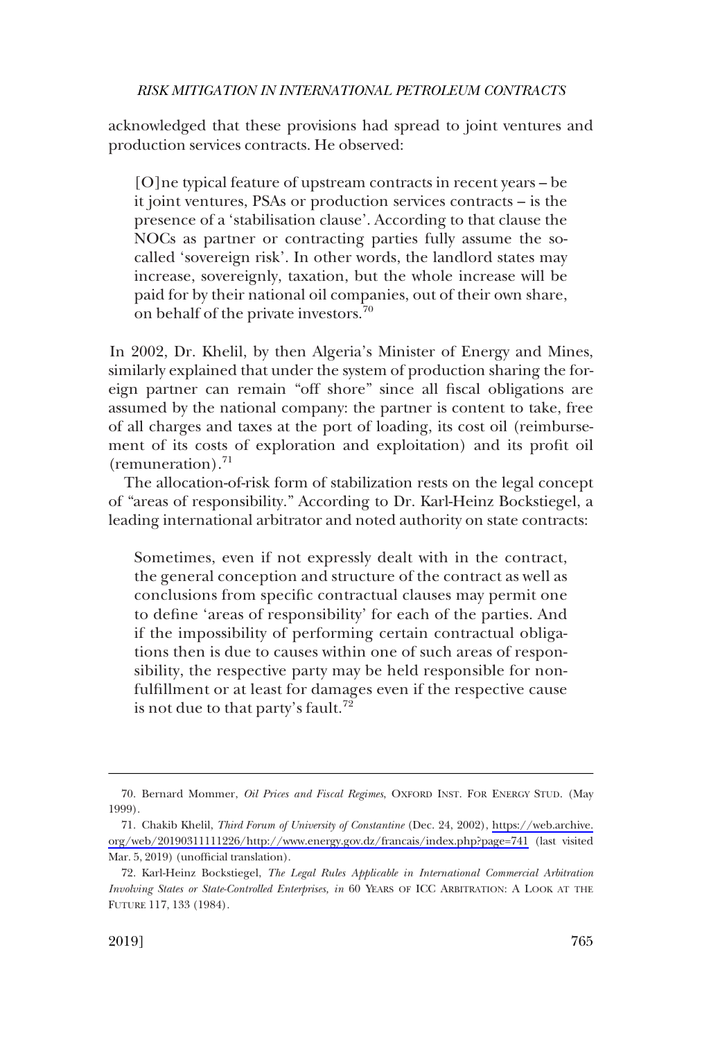acknowledged that these provisions had spread to joint ventures and production services contracts. He observed:

> [O]ne typical feature of upstream contracts in recent years – be it joint ventures, PSAs or production services contracts – is the presence of a 'stabilisation clause'. According to that clause the NOCs as partner or contracting parties fully assume the so-called 'sovereign risk'. In other words, the landlord states may increase, sovereignly, taxation, but the whole increase will be paid for by their national oil companies, out of their own share, on behalf of the private investors.[70]

In 2002, Dr. Khelil, by then Algeria's Minister of Energy and Mines, similarly explained that under the system of production sharing the foreign partner can remain "off shore" since all fiscal obligations are assumed by the national company: the partner is content to take, free of all charges and taxes at the port of loading, its cost oil (reimbursement of its costs of exploration and exploitation) and its profit oil (remuneration).[71]

The allocation-of-risk form of stabilization rests on the legal concept of "areas of responsibility." According to Dr. Karl-Heinz Bockstiegel, a leading international arbitrator and noted authority on state contracts:

> Sometimes, even if not expressly dealt with in the contract, the general conception and structure of the contract as well as conclusions from specific contractual clauses may permit one to define 'areas of responsibility' for each of the parties. And if the impossibility of performing certain contractual obligations then is due to causes within one of such areas of responsibility, the respective party may be held responsible for nonfulfillment or at least for damages even if the respective cause is not due to that party's fault.[72]

---

70. Bernard Mommer, *Oil Prices and Fiscal Regimes*, OXFORD INST. FOR ENERGY STUD. (May 1999).

71. Chakib Khelil, *Third Forum of University of Constantine* (Dec. 24, 2002), https://web.archive.org/web/20190311111226/http://www.energy.gov.dz/francais/index.php?page=741 (last visited Mar. 5, 2019) (unofficial translation).

72. Karl-Heinz Bockstiegel, *The Legal Rules Applicable in International Commercial Arbitration Involving States or State-Controlled Enterprises, in* 60 YEARS OF ICC ARBITRATION: A LOOK AT THE FUTURE 117, 133 (1984).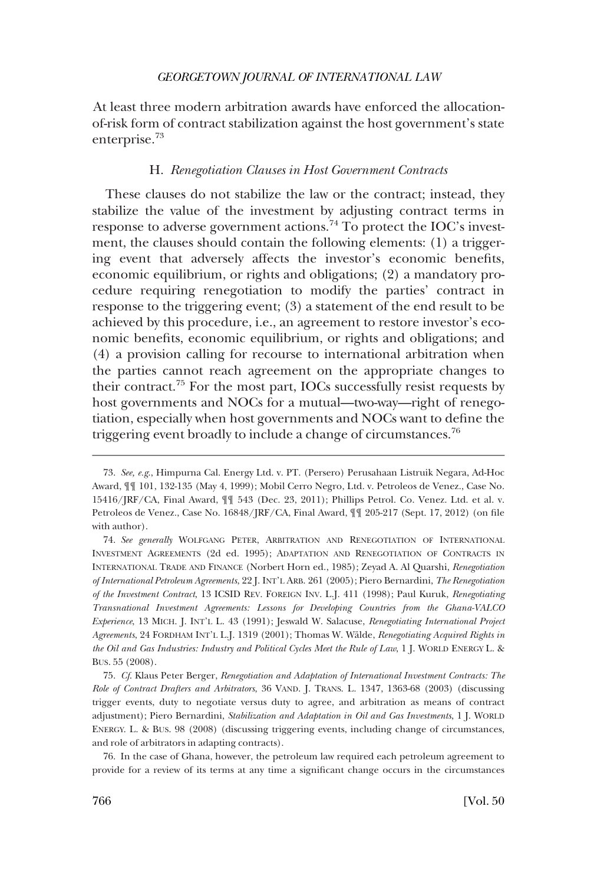At least three modern arbitration awards have enforced the allocation-of-risk form of contract stabilization against the host government's state enterprise.[73]

### H. *Renegotiation Clauses in Host Government Contracts*

These clauses do not stabilize the law or the contract; instead, they stabilize the value of the investment by adjusting contract terms in response to adverse government actions.[74] To protect the IOC's investment, the clauses should contain the following elements: (1) a triggering event that adversely affects the investor's economic benefits, economic equilibrium, or rights and obligations; (2) a mandatory procedure requiring renegotiation to modify the parties' contract in response to the triggering event; (3) a statement of the end result to be achieved by this procedure, i.e., an agreement to restore investor's economic benefits, economic equilibrium, or rights and obligations; and (4) a provision calling for recourse to international arbitration when the parties cannot reach agreement on the appropriate changes to their contract.[75] For the most part, IOCs successfully resist requests by host governments and NOCs for a mutual—two-way—right of renegotiation, especially when host governments and NOCs want to define the triggering event broadly to include a change of circumstances.[76]

---

73. *See, e.g.*, Himpurna Cal. Energy Ltd. v. PT. (Persero) Perusahaan Listruik Negara, Ad-Hoc Award, ¶¶ 101, 132-135 (May 4, 1999); Mobil Cerro Negro, Ltd. v. Petroleos de Venez., Case No. 15416/JRF/CA, Final Award, ¶¶ 543 (Dec. 23, 2011); Phillips Petrol. Co. Venez. Ltd. et al. v. Petroleos de Venez., Case No. 16848/JRF/CA, Final Award, ¶¶ 205-217 (Sept. 17, 2012) (on file with author).

74. *See generally* WOLFGANG PETER, ARBITRATION AND RENEGOTIATION OF INTERNATIONAL INVESTMENT AGREEMENTS (2d ed. 1995); ADAPTATION AND RENEGOTIATION OF CONTRACTS IN INTERNATIONAL TRADE AND FINANCE (Norbert Horn ed., 1985); Zeyad A. Al Quarshi, *Renegotiation of International Petroleum Agreements*, 22 J. INT'L ARB. 261 (2005); Piero Bernardini, *The Renegotiation of the Investment Contract*, 13 ICSID REV. FOREIGN INV. L.J. 411 (1998); Paul Kuruk, *Renegotiating Transnational Investment Agreements: Lessons for Developing Countries from the Ghana-VALCO Experience*, 13 MICH. J. INT'L L. 43 (1991); Jeswald W. Salacuse, *Renegotiating International Project Agreements*, 24 FORDHAM INT'L L.J. 1319 (2001); Thomas W. Wälde, *Renegotiating Acquired Rights in the Oil and Gas Industries: Industry and Political Cycles Meet the Rule of Law*, 1 J. WORLD ENERGY L. & BUS. 55 (2008).

75. *Cf.* Klaus Peter Berger, *Renegotiation and Adaptation of International Investment Contracts: The Role of Contract Drafters and Arbitrators*, 36 VAND. J. TRANS. L. 1347, 1363-68 (2003) (discussing trigger events, duty to negotiate versus duty to agree, and arbitration as means of contract adjustment); Piero Bernardini, *Stabilization and Adaptation in Oil and Gas Investments*, 1 J. WORLD ENERGY. L. & BUS. 98 (2008) (discussing triggering events, including change of circumstances, and role of arbitrators in adapting contracts).

76. In the case of Ghana, however, the petroleum law required each petroleum agreement to provide for a review of its terms at any time a significant change occurs in the circumstances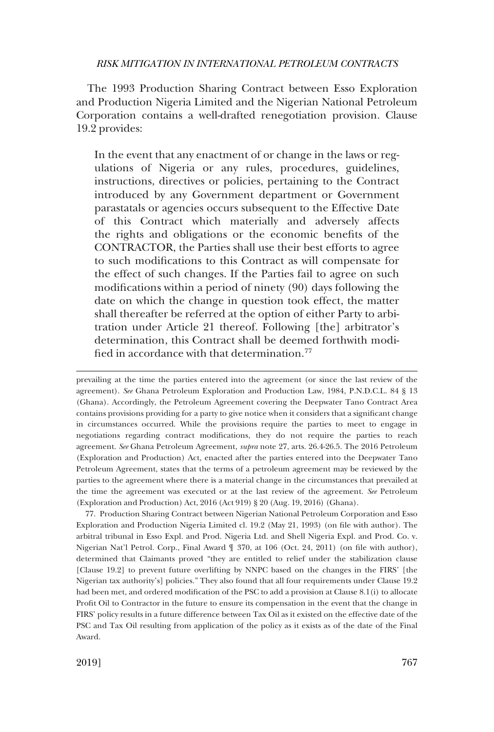The 1993 Production Sharing Contract between Esso Exploration and Production Nigeria Limited and the Nigerian National Petroleum Corporation contains a well-drafted renegotiation provision. Clause 19.2 provides:

> In the event that any enactment of or change in the laws or regulations of Nigeria or any rules, procedures, guidelines, instructions, directives or policies, pertaining to the Contract introduced by any Government department or Government parastatals or agencies occurs subsequent to the Effective Date of this Contract which materially and adversely affects the rights and obligations or the economic benefits of the CONTRACTOR, the Parties shall use their best efforts to agree to such modifications to this Contract as will compensate for the effect of such changes. If the Parties fail to agree on such modifications within a period of ninety (90) days following the date on which the change in question took effect, the matter shall thereafter be referred at the option of either Party to arbitration under Article 21 thereof. Following [the] arbitrator's determination, this Contract shall be deemed forthwith modified in accordance with that determination.[77]

---

prevailing at the time the parties entered into the agreement (or since the last review of the agreement). *See* Ghana Petroleum Exploration and Production Law, 1984, P.N.D.C.L. 84 § 13 (Ghana). Accordingly, the Petroleum Agreement covering the Deepwater Tano Contract Area contains provisions providing for a party to give notice when it considers that a significant change in circumstances occurred. While the provisions require the parties to meet to engage in negotiations regarding contract modifications, they do not require the parties to reach agreement. *See* Ghana Petroleum Agreement, *supra* note 27, arts. 26.4-26.5. The 2016 Petroleum (Exploration and Production) Act, enacted after the parties entered into the Deepwater Tano Petroleum Agreement, states that the terms of a petroleum agreement may be reviewed by the parties to the agreement where there is a material change in the circumstances that prevailed at the time the agreement was executed or at the last review of the agreement. *See* Petroleum (Exploration and Production) Act, 2016 (Act 919) § 20 (Aug. 19, 2016) (Ghana).

77. Production Sharing Contract between Nigerian National Petroleum Corporation and Esso Exploration and Production Nigeria Limited cl. 19.2 (May 21, 1993) (on file with author). The arbitral tribunal in Esso Expl. and Prod. Nigeria Ltd. and Shell Nigeria Expl. and Prod. Co. v. Nigerian Nat'l Petrol. Corp., Final Award ¶ 370, at 106 (Oct. 24, 2011) (on file with author), determined that Claimants proved "they are entitled to relief under the stabilization clause [Clause 19.2] to prevent future overlifting by NNPC based on the changes in the FIRS' [the Nigerian tax authority's] policies." They also found that all four requirements under Clause 19.2 had been met, and ordered modification of the PSC to add a provision at Clause 8.1(i) to allocate Profit Oil to Contractor in the future to ensure its compensation in the event that the change in FIRS' policy results in a future difference between Tax Oil as it existed on the effective date of the PSC and Tax Oil resulting from application of the policy as it exists as of the date of the Final Award.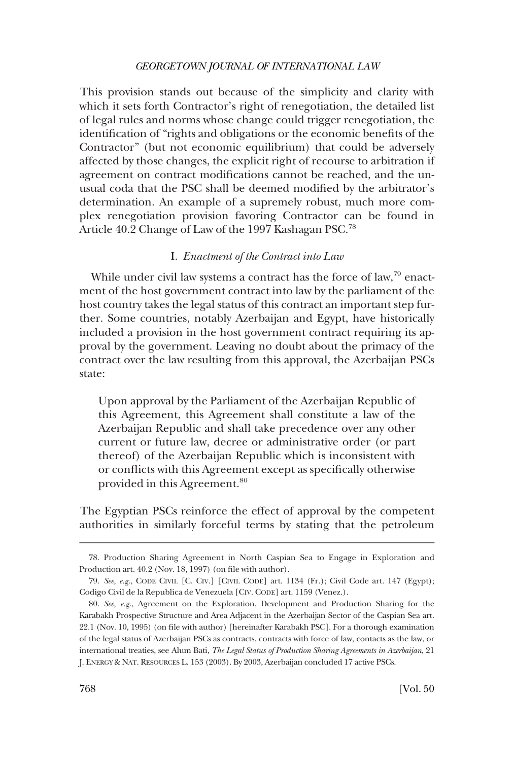This provision stands out because of the simplicity and clarity with which it sets forth Contractor's right of renegotiation, the detailed list of legal rules and norms whose change could trigger renegotiation, the identification of "rights and obligations or the economic benefits of the Contractor" (but not economic equilibrium) that could be adversely affected by those changes, the explicit right of recourse to arbitration if agreement on contract modifications cannot be reached, and the unusual coda that the PSC shall be deemed modified by the arbitrator's determination. An example of a supremely robust, much more complex renegotiation provision favoring Contractor can be found in Article 40.2 Change of Law of the 1997 Kashagan PSC.[78]

### I. *Enactment of the Contract into Law*

While under civil law systems a contract has the force of law,[79] enactment of the host government contract into law by the parliament of the host country takes the legal status of this contract an important step further. Some countries, notably Azerbaijan and Egypt, have historically included a provision in the host government contract requiring its approval by the government. Leaving no doubt about the primacy of the contract over the law resulting from this approval, the Azerbaijan PSCs state:

> Upon approval by the Parliament of the Azerbaijan Republic of this Agreement, this Agreement shall constitute a law of the Azerbaijan Republic and shall take precedence over any other current or future law, decree or administrative order (or part thereof) of the Azerbaijan Republic which is inconsistent with or conflicts with this Agreement except as specifically otherwise provided in this Agreement.[80]

The Egyptian PSCs reinforce the effect of approval by the competent authorities in similarly forceful terms by stating that the petroleum

---

78. Production Sharing Agreement in North Caspian Sea to Engage in Exploration and Production art. 40.2 (Nov. 18, 1997) (on file with author).

79. *See, e.g.*, CODE CIVIL [C. CIV.] [CIVIL CODE] art. 1134 (Fr.); Civil Code art. 147 (Egypt); Codigo Civil de la Republica de Venezuela [CIV. CODE] art. 1159 (Venez.).

80. *See, e.g.*, Agreement on the Exploration, Development and Production Sharing for the Karabakh Prospective Structure and Area Adjacent in the Azerbaijan Sector of the Caspian Sea art. 22.1 (Nov. 10, 1995) (on file with author) [hereinafter Karabakh PSC]. For a thorough examination of the legal status of Azerbaijan PSCs as contracts, contracts with force of law, contacts as the law, or international treaties, see Alum Bati, *The Legal Status of Production Sharing Agreements in Azerbaijan*, 21 J. ENERGY & NAT. RESOURCES L. 153 (2003). By 2003, Azerbaijan concluded 17 active PSCs.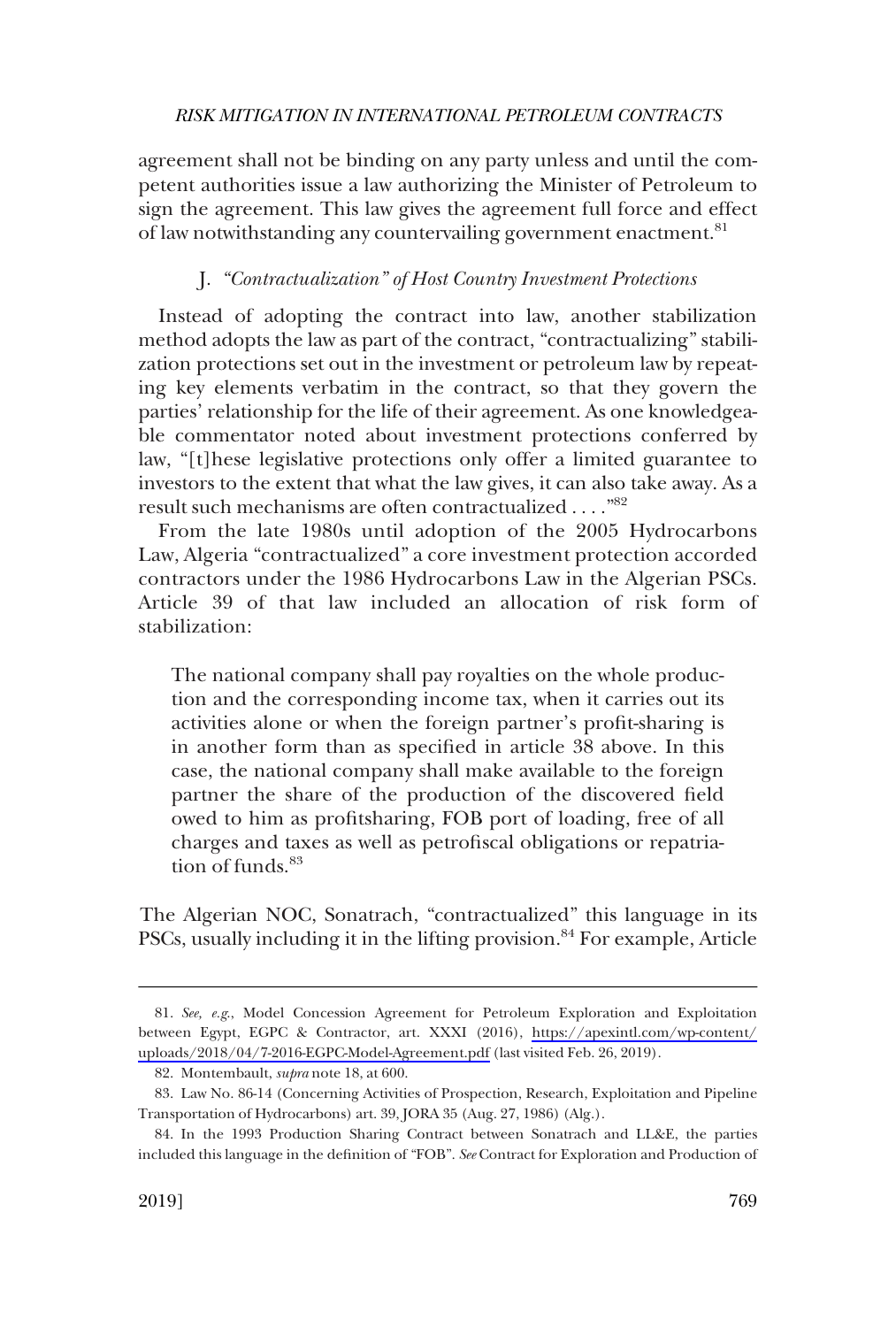agreement shall not be binding on any party unless and until the competent authorities issue a law authorizing the Minister of Petroleum to sign the agreement. This law gives the agreement full force and effect of law notwithstanding any countervailing government enactment.[81]

### J. *"Contractualization" of Host Country Investment Protections*

Instead of adopting the contract into law, another stabilization method adopts the law as part of the contract, "contractualizing" stabilization protections set out in the investment or petroleum law by repeating key elements verbatim in the contract, so that they govern the parties' relationship for the life of their agreement. As one knowledgeable commentator noted about investment protections conferred by law, "[t]hese legislative protections only offer a limited guarantee to investors to the extent that what the law gives, it can also take away. As a result such mechanisms are often contractualized . . . ."[82]

From the late 1980s until adoption of the 2005 Hydrocarbons Law, Algeria "contractualized" a core investment protection accorded contractors under the 1986 Hydrocarbons Law in the Algerian PSCs. Article 39 of that law included an allocation of risk form of stabilization:

> The national company shall pay royalties on the whole production and the corresponding income tax, when it carries out its activities alone or when the foreign partner's profit-sharing is in another form than as specified in article 38 above. In this case, the national company shall make available to the foreign partner the share of the production of the discovered field owed to him as profitsharing, FOB port of loading, free of all charges and taxes as well as petrofiscal obligations or repatriation of funds.[83]

The Algerian NOC, Sonatrach, "contractualized" this language in its PSCs, usually including it in the lifting provision.[84] For example, Article

---

81. *See, e.g.*, Model Concession Agreement for Petroleum Exploration and Exploitation between Egypt, EGPC & Contractor, art. XXXI (2016), https://apexintl.com/wp-content/uploads/2018/04/7-2016-EGPC-Model-Agreement.pdf (last visited Feb. 26, 2019).

82. Montembault, *supra* note 18, at 600.

83. Law No. 86-14 (Concerning Activities of Prospection, Research, Exploitation and Pipeline Transportation of Hydrocarbons) art. 39, JORA 35 (Aug. 27, 1986) (Alg.).

84. In the 1993 Production Sharing Contract between Sonatrach and LL&E, the parties included this language in the definition of "FOB". *See* Contract for Exploration and Production of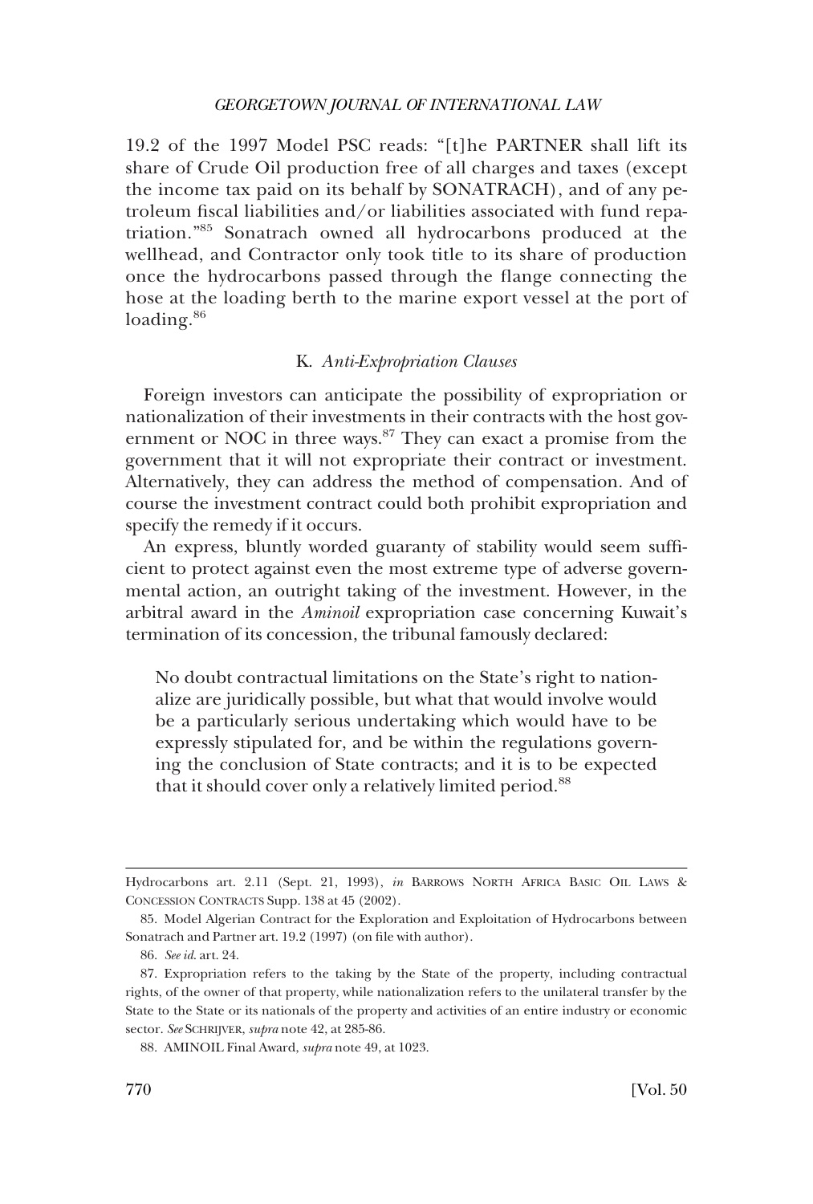19.2 of the 1997 Model PSC reads: "[t]he PARTNER shall lift its share of Crude Oil production free of all charges and taxes (except the income tax paid on its behalf by SONATRACH), and of any petroleum fiscal liabilities and/or liabilities associated with fund repatriation."[85] Sonatrach owned all hydrocarbons produced at the wellhead, and Contractor only took title to its share of production once the hydrocarbons passed through the flange connecting the hose at the loading berth to the marine export vessel at the port of loading.[86]

### K. *Anti-Expropriation Clauses*

Foreign investors can anticipate the possibility of expropriation or nationalization of their investments in their contracts with the host government or NOC in three ways.[87] They can exact a promise from the government that it will not expropriate their contract or investment. Alternatively, they can address the method of compensation. And of course the investment contract could both prohibit expropriation and specify the remedy if it occurs.

An express, bluntly worded guaranty of stability would seem sufficient to protect against even the most extreme type of adverse governmental action, an outright taking of the investment. However, in the arbitral award in the *Aminoil* expropriation case concerning Kuwait's termination of its concession, the tribunal famously declared:

> No doubt contractual limitations on the State's right to nationalize are juridically possible, but what that would involve would be a particularly serious undertaking which would have to be expressly stipulated for, and be within the regulations governing the conclusion of State contracts; and it is to be expected that it should cover only a relatively limited period.[88]

---

Hydrocarbons art. 2.11 (Sept. 21, 1993), *in* BARROWS NORTH AFRICA BASIC OIL LAWS & CONCESSION CONTRACTS Supp. 138 at 45 (2002).

85. Model Algerian Contract for the Exploration and Exploitation of Hydrocarbons between Sonatrach and Partner art. 19.2 (1997) (on file with author).

86. *See id.* art. 24.

87. Expropriation refers to the taking by the State of the property, including contractual rights, of the owner of that property, while nationalization refers to the unilateral transfer by the State to the State or its nationals of the property and activities of an entire industry or economic sector. *See* SCHRIJVER, *supra* note 42, at 285-86.

88. AMINOIL Final Award, *supra* note 49, at 1023.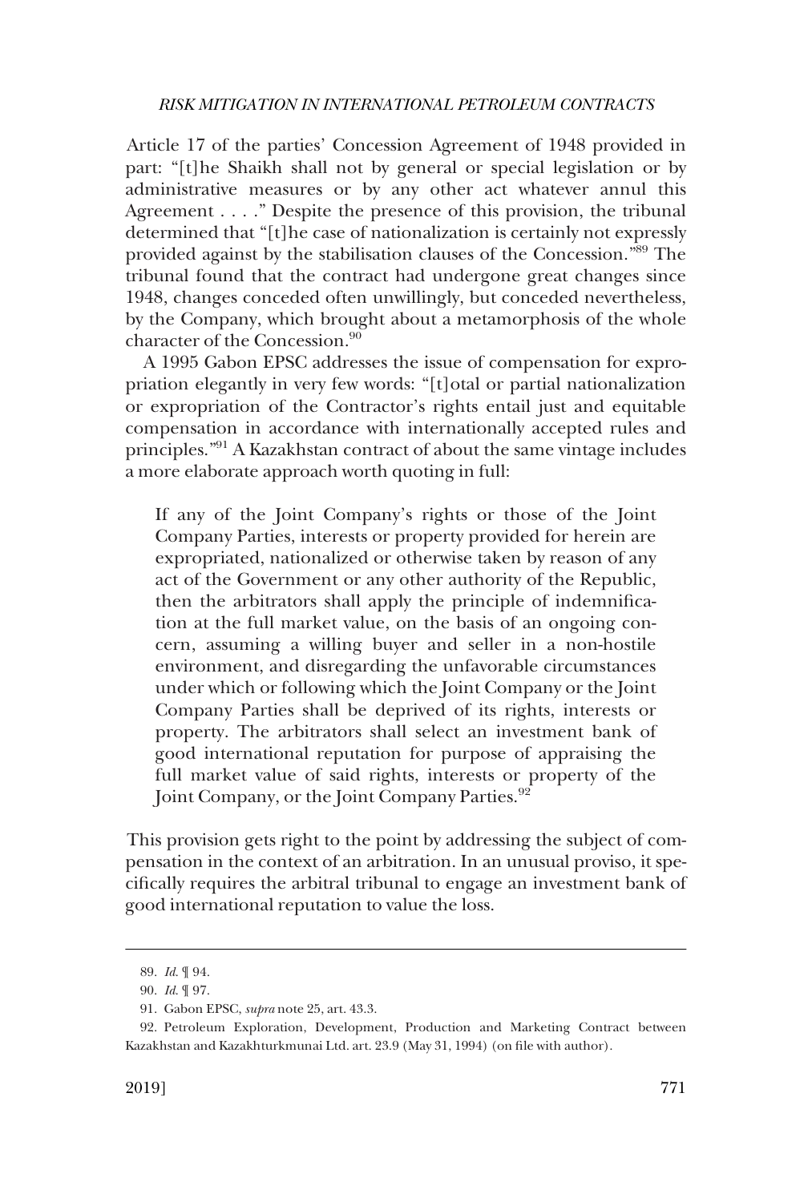Article 17 of the parties' Concession Agreement of 1948 provided in part: "[t]he Shaikh shall not by general or special legislation or by administrative measures or by any other act whatever annul this Agreement . . . ." Despite the presence of this provision, the tribunal determined that "[t]he case of nationalization is certainly not expressly provided against by the stabilisation clauses of the Concession."[89] The tribunal found that the contract had undergone great changes since 1948, changes conceded often unwillingly, but conceded nevertheless, by the Company, which brought about a metamorphosis of the whole character of the Concession.[90]

A 1995 Gabon EPSC addresses the issue of compensation for expropriation elegantly in very few words: "[t]otal or partial nationalization or expropriation of the Contractor's rights entail just and equitable compensation in accordance with internationally accepted rules and principles."[91] A Kazakhstan contract of about the same vintage includes a more elaborate approach worth quoting in full:

> If any of the Joint Company's rights or those of the Joint Company Parties, interests or property provided for herein are expropriated, nationalized or otherwise taken by reason of any act of the Government or any other authority of the Republic, then the arbitrators shall apply the principle of indemnification at the full market value, on the basis of an ongoing concern, assuming a willing buyer and seller in a non-hostile environment, and disregarding the unfavorable circumstances under which or following which the Joint Company or the Joint Company Parties shall be deprived of its rights, interests or property. The arbitrators shall select an investment bank of good international reputation for purpose of appraising the full market value of said rights, interests or property of the Joint Company, or the Joint Company Parties.[92]

This provision gets right to the point by addressing the subject of compensation in the context of an arbitration. In an unusual proviso, it specifically requires the arbitral tribunal to engage an investment bank of good international reputation to value the loss.

---

89. *Id.* ¶ 94.

90. *Id.* ¶ 97.

91. Gabon EPSC, *supra* note 25, art. 43.3.

92. Petroleum Exploration, Development, Production and Marketing Contract between Kazakhstan and Kazakhturkmunai Ltd. art. 23.9 (May 31, 1994) (on file with author).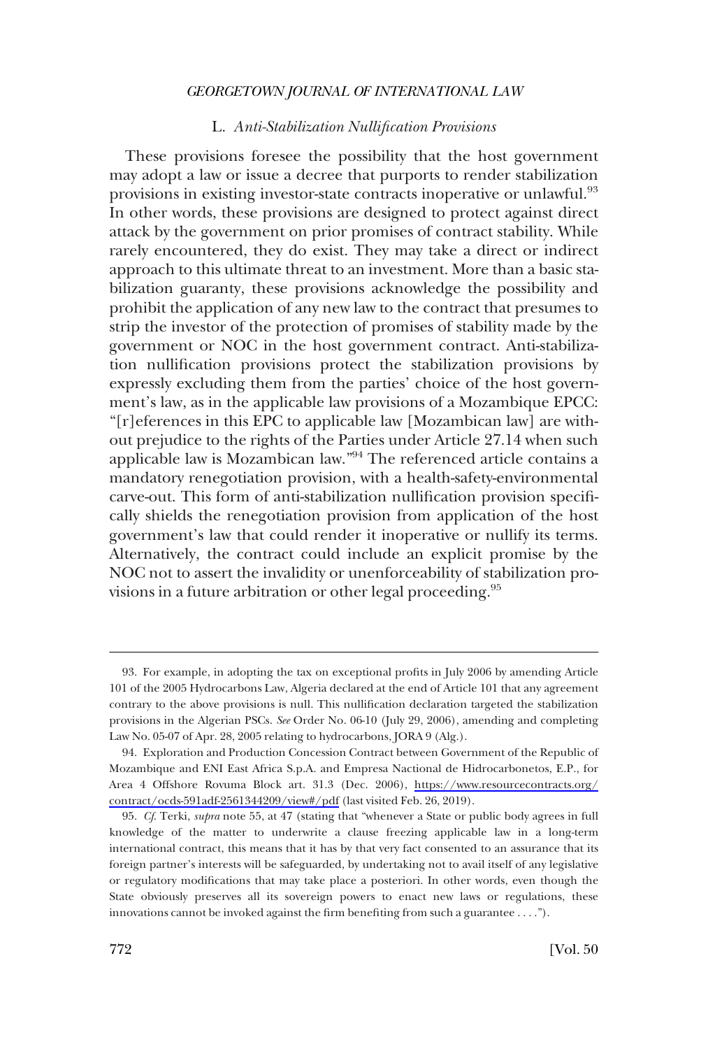### L. *Anti-Stabilization Nullification Provisions*

These provisions foresee the possibility that the host government may adopt a law or issue a decree that purports to render stabilization provisions in existing investor-state contracts inoperative or unlawful.[93] In other words, these provisions are designed to protect against direct attack by the government on prior promises of contract stability. While rarely encountered, they do exist. They may take a direct or indirect approach to this ultimate threat to an investment. More than a basic stabilization guaranty, these provisions acknowledge the possibility and prohibit the application of any new law to the contract that presumes to strip the investor of the protection of promises of stability made by the government or NOC in the host government contract. Anti-stabilization nullification provisions protect the stabilization provisions by expressly excluding them from the parties' choice of the host government's law, as in the applicable law provisions of a Mozambique EPCC: "[r]eferences in this EPC to applicable law [Mozambican law] are without prejudice to the rights of the Parties under Article 27.14 when such applicable law is Mozambican law."[94] The referenced article contains a mandatory renegotiation provision, with a health-safety-environmental carve-out. This form of anti-stabilization nullification provision specifically shields the renegotiation provision from application of the host government's law that could render it inoperative or nullify its terms. Alternatively, the contract could include an explicit promise by the NOC not to assert the invalidity or unenforceability of stabilization provisions in a future arbitration or other legal proceeding.[95]

---

93. For example, in adopting the tax on exceptional profits in July 2006 by amending Article 101 of the 2005 Hydrocarbons Law, Algeria declared at the end of Article 101 that any agreement contrary to the above provisions is null. This nullification declaration targeted the stabilization provisions in the Algerian PSCs. *See* Order No. 06-10 (July 29, 2006), amending and completing Law No. 05-07 of Apr. 28, 2005 relating to hydrocarbons, JORA 9 (Alg.).

94. Exploration and Production Concession Contract between Government of the Republic of Mozambique and ENI East Africa S.p.A. and Empresa Nacional de Hidrocarbonetos, E.P., for Area 4 Offshore Rovuma Block art. 31.3 (Dec. 2006), https://www.resourcecontracts.org/contract/ocds-591adf-2561344209/view#/pdf (last visited Feb. 26, 2019).

95. *Cf.* Terki, *supra* note 55, at 47 (stating that "whenever a State or public body agrees in full knowledge of the matter to underwrite a clause freezing applicable law in a long-term international contract, this means that it has by that very fact consented to an assurance that its foreign partner's interests will be safeguarded, by undertaking not to avail itself of any legislative or regulatory modifications that may take place a posteriori. In other words, even though the State obviously preserves all its sovereign powers to enact new laws or regulations, these innovations cannot be invoked against the firm benefiting from such a guarantee . . . .").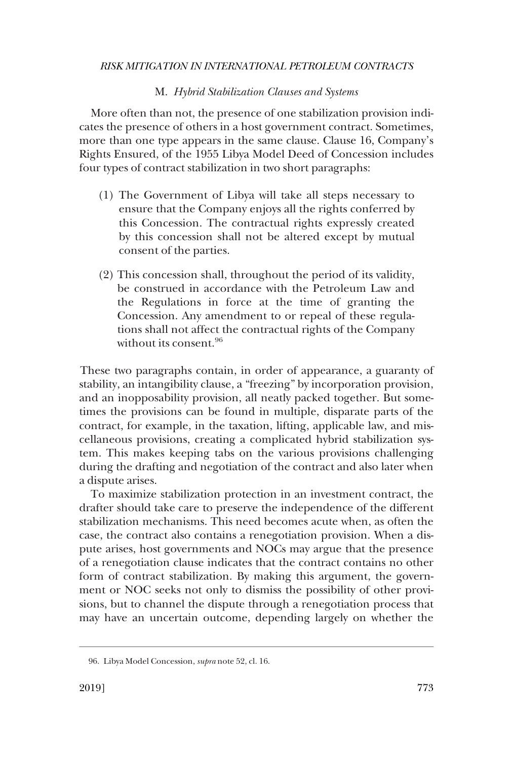### M. *Hybrid Stabilization Clauses and Systems*

More often than not, the presence of one stabilization provision indicates the presence of others in a host government contract. Sometimes, more than one type appears in the same clause. Clause 16, Company's Rights Ensured, of the 1955 Libya Model Deed of Concession includes four types of contract stabilization in two short paragraphs:

> (1) The Government of Libya will take all steps necessary to ensure that the Company enjoys all the rights conferred by this Concession. The contractual rights expressly created by this concession shall not be altered except by mutual consent of the parties.
>
> (2) This concession shall, throughout the period of its validity, be construed in accordance with the Petroleum Law and the Regulations in force at the time of granting the Concession. Any amendment to or repeal of these regulations shall not affect the contractual rights of the Company without its consent.[96]

These two paragraphs contain, in order of appearance, a guaranty of stability, an intangibility clause, a "freezing" by incorporation provision, and an inopposability provision, all neatly packed together. But sometimes the provisions can be found in multiple, disparate parts of the contract, for example, in the taxation, lifting, applicable law, and miscellaneous provisions, creating a complicated hybrid stabilization system. This makes keeping tabs on the various provisions challenging during the drafting and negotiation of the contract and also later when a dispute arises.

To maximize stabilization protection in an investment contract, the drafter should take care to preserve the independence of the different stabilization mechanisms. This need becomes acute when, as often the case, the contract also contains a renegotiation provision. When a dispute arises, host governments and NOCs may argue that the presence of a renegotiation clause indicates that the contract contains no other form of contract stabilization. By making this argument, the government or NOC seeks not only to dismiss the possibility of other provisions, but to channel the dispute through a renegotiation process that may have an uncertain outcome, depending largely on whether the

---

96. Libya Model Concession, *supra* note 52, cl. 16.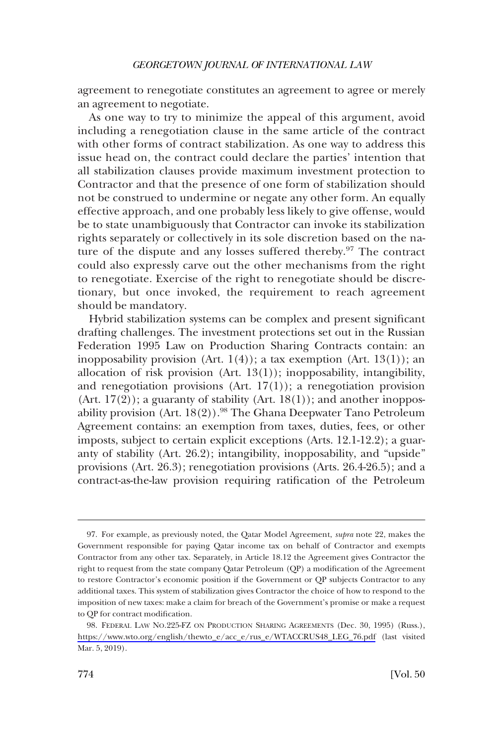agreement to renegotiate constitutes an agreement to agree or merely an agreement to negotiate.

As one way to try to minimize the appeal of this argument, avoid including a renegotiation clause in the same article of the contract with other forms of contract stabilization. As one way to address this issue head on, the contract could declare the parties' intention that all stabilization clauses provide maximum investment protection to Contractor and that the presence of one form of stabilization should not be construed to undermine or negate any other form. An equally effective approach, and one probably less likely to give offense, would be to state unambiguously that Contractor can invoke its stabilization rights separately or collectively in its sole discretion based on the nature of the dispute and any losses suffered thereby.[97] The contract could also expressly carve out the other mechanisms from the right to renegotiate. Exercise of the right to renegotiate should be discretionary, but once invoked, the requirement to reach agreement should be mandatory.

Hybrid stabilization systems can be complex and present significant drafting challenges. The investment protections set out in the Russian Federation 1995 Law on Production Sharing Contracts contain: an inopposability provision (Art. 1(4)); a tax exemption (Art. 13(1)); an allocation of risk provision (Art. 13(1)); inopposability, intangibility, and renegotiation provisions (Art. 17(1)); a renegotiation provision (Art. 17(2)); a guaranty of stability (Art. 18(1)); and another inopposability provision (Art. 18(2)).[98] The Ghana Deepwater Tano Petroleum Agreement contains: an exemption from taxes, duties, fees, or other imposts, subject to certain explicit exceptions (Arts. 12.1-12.2); a guaranty of stability (Art. 26.2); intangibility, inopposability, and "upside" provisions (Art. 26.3); renegotiation provisions (Arts. 26.4-26.5); and a contract-as-the-law provision requiring ratification of the Petroleum

---

97. For example, as previously noted, the Qatar Model Agreement, *supra* note 22, makes the Government responsible for paying Qatar income tax on behalf of Contractor and exempts Contractor from any other tax. Separately, in Article 18.12 the Agreement gives Contractor the right to request from the state company Qatar Petroleum (QP) a modification of the Agreement to restore Contractor's economic position if the Government or QP subjects Contractor to any additional taxes. This system of stabilization gives Contractor the choice of how to respond to the imposition of new taxes: make a claim for breach of the Government's promise or make a request to QP for contract modification.

98. FEDERAL LAW NO.225-FZ ON PRODUCTION SHARING AGREEMENTS (Dec. 30, 1995) (Russ.), https://www.wto.org/english/thewto_e/acc_e/rus_e/WTACCRUS48_LEG_76.pdf (last visited Mar. 5, 2019).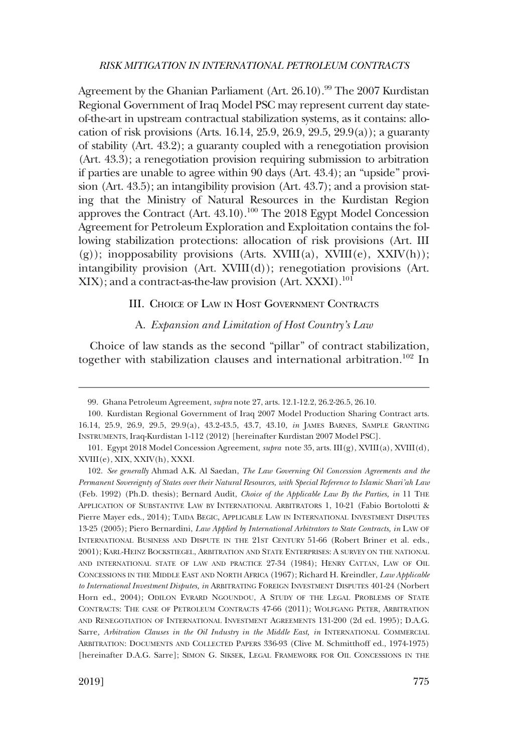Agreement by the Ghanian Parliament (Art. 26.10).[99] The 2007 Kurdistan Regional Government of Iraq Model PSC may represent current day state-of-the-art in upstream contractual stabilization systems, as it contains: allocation of risk provisions (Arts. 16.14, 25.9, 26.9, 29.5, 29.9(a)); a guaranty of stability (Art. 43.2); a guaranty coupled with a renegotiation provision (Art. 43.3); a renegotiation provision requiring submission to arbitration if parties are unable to agree within 90 days (Art. 43.4); an "upside" provision (Art. 43.5); an intangibility provision (Art. 43.7); and a provision stating that the Ministry of Natural Resources in the Kurdistan Region approves the Contract (Art. 43.10).[100] The 2018 Egypt Model Concession Agreement for Petroleum Exploration and Exploitation contains the following stabilization protections: allocation of risk provisions (Art. III (g)); inopposability provisions (Arts. XVIII(a), XVIII(e), XXIV(h)); intangibility provision (Art. XVIII(d)); renegotiation provisions (Art. XIX); and a contract-as-the-law provision (Art. XXXI).[101]

## III. Choice of Law in Host Government Contracts

### A. *Expansion and Limitation of Host Country's Law*

Choice of law stands as the second "pillar" of contract stabilization, together with stabilization clauses and international arbitration.[102] In

---

99. Ghana Petroleum Agreement, *supra* note 27, arts. 12.1-12.2, 26.2-26.5, 26.10.

100. Kurdistan Regional Government of Iraq 2007 Model Production Sharing Contract arts. 16.14, 25.9, 26.9, 29.5, 29.9(a), 43.2-43.5, 43.7, 43.10, *in* James Barnes, Sample Granting Instruments, Iraq-Kurdistan 1-112 (2012) [hereinafter Kurdistan 2007 Model PSC].

101. Egypt 2018 Model Concession Agreement, *supra* note 35, arts. III(g), XVIII(a), XVIII(d), XVIII(e), XIX, XXIV(h), XXXI.

102. *See generally* Ahmad A.K. Al Saedan, *The Law Governing Oil Concession Agreements and the Permanent Sovereignty of States over their Natural Resources, with Special Reference to Islamic Shari'ah Law* (Feb. 1992) (Ph.D. thesis); Bernard Audit, *Choice of the Applicable Law By the Parties, in* 11 The Application of Substantive Law by International Arbitrators 1, 10-21 (Fabio Bortolotti & Pierre Mayer eds., 2014); Taida Begic, Applicable Law in International Investment Disputes 13-25 (2005); Piero Bernardini, *Law Applied by International Arbitrators to State Contracts, in* Law of International Business and Dispute in the 21st Century 51-66 (Robert Briner et al. eds., 2001); Karl-Heinz Bockstiegel, Arbitration and State Enterprises: A survey on the national and international state of law and practice 27-34 (1984); Henry Cattan, Law of Oil Concessions in the Middle East and North Africa (1967); Richard H. Kreindler, *Law Applicable to International Investment Disputes, in* Arbitrating Foreign Investment Disputes 401-24 (Norbert Horn ed., 2004); Odilon Evrard Ngoundou, A Study of the Legal Problems of State Contracts: The case of Petroleum Contracts 47-66 (2011); Wolfgang Peter, Arbitration and Renegotiation of International Investment Agreements 131-200 (2d ed. 1995); D.A.G. Sarre*, Arbitration Clauses in the Oil Industry in the Middle East, in* International Commercial Arbitration: Documents and Collected Papers 336-93 (Clive M. Schmitthoff ed., 1974-1975) [hereinafter D.A.G. Sarre]; Simon G. Siksek, Legal Framework for Oil Concessions in the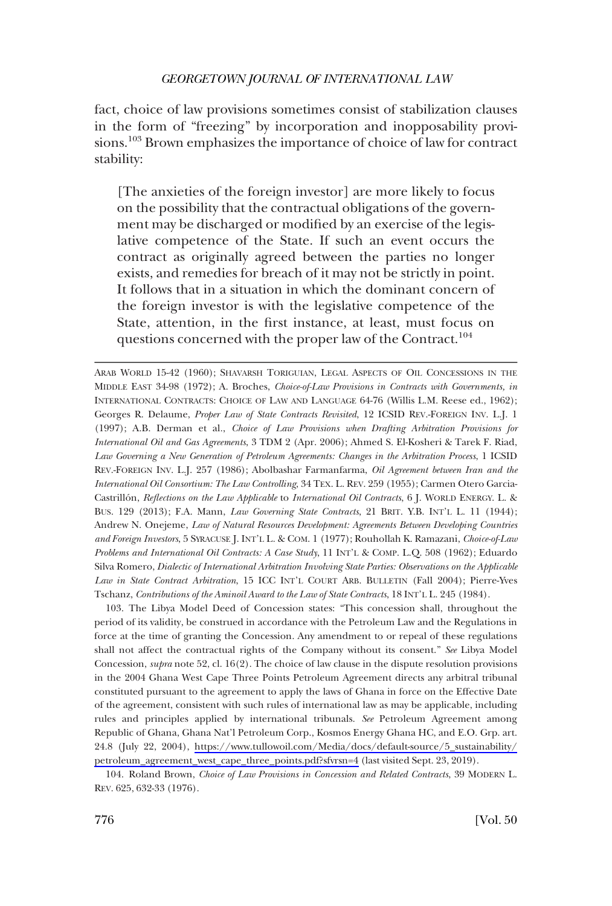fact, choice of law provisions sometimes consist of stabilization clauses in the form of "freezing" by incorporation and inopposability provisions.[103] Brown emphasizes the importance of choice of law for contract stability:

> [The anxieties of the foreign investor] are more likely to focus on the possibility that the contractual obligations of the government may be discharged or modified by an exercise of the legislative competence of the State. If such an event occurs the contract as originally agreed between the parties no longer exists, and remedies for breach of it may not be strictly in point. It follows that in a situation in which the dominant concern of the foreign investor is with the legislative competence of the State, attention, in the first instance, at least, must focus on questions concerned with the proper law of the Contract.[104]

---

ARAB WORLD 15-42 (1960); SHAVARSH TORIGUIAN, LEGAL ASPECTS OF OIL CONCESSIONS IN THE MIDDLE EAST 34-98 (1972); A. Broches, *Choice-of-Law Provisions in Contracts with Governments, in* INTERNATIONAL CONTRACTS: CHOICE OF LAW AND LANGUAGE 64-76 (Willis L.M. Reese ed., 1962); Georges R. Delaume, *Proper Law of State Contracts Revisited*, 12 ICSID REV.-FOREIGN INV. L.J. 1 (1997); A.B. Derman et al., *Choice of Law Provisions when Drafting Arbitration Provisions for International Oil and Gas Agreements*, 3 TDM 2 (Apr. 2006); Ahmed S. El-Kosheri & Tarek F. Riad, *Law Governing a New Generation of Petroleum Agreements: Changes in the Arbitration Process*, 1 ICSID REV.-FOREIGN INV. L.J. 257 (1986); Abolbashar Farmanfarma, *Oil Agreement between Iran and the International Oil Consortium: The Law Controlling*, 34 TEX. L. REV. 259 (1955); Carmen Otero García-Castrillón, *Reflections on the Law Applicable* to *International Oil Contracts*, 6 J. WORLD ENERGY. L. & BUS. 129 (2013); F.A. Mann, *Law Governing State Contracts*, 21 BRIT. Y.B. INT'L L. 11 (1944); Andrew N. Onejeme, *Law of Natural Resources Development: Agreements Between Developing Countries and Foreign Investors*, 5 SYRACUSE J. INT'L L. & COM. 1 (1977); Rouhollah K. Ramazani, *Choice-of-Law Problems and International Oil Contracts: A Case Study*, 11 INT'L & COMP. L.Q. 508 (1962); Eduardo Silva Romero, *Dialectic of International Arbitration Involving State Parties: Observations on the Applicable Law in State Contract Arbitration*, 15 ICC INT'L COURT ARB. BULLETIN (Fall 2004); Pierre-Yves Tschanz, *Contributions of the Aminoil Award to the Law of State Contracts*, 18 INT'L L. 245 (1984).

103. The Libya Model Deed of Concession states: "This concession shall, throughout the period of its validity, be construed in accordance with the Petroleum Law and the Regulations in force at the time of granting the Concession. Any amendment to or repeal of these regulations shall not affect the contractual rights of the Company without its consent." *See* Libya Model Concession, *supra* note 52, cl. 16(2). The choice of law clause in the dispute resolution provisions in the 2004 Ghana West Cape Three Points Petroleum Agreement directs any arbitral tribunal constituted pursuant to the agreement to apply the laws of Ghana in force on the Effective Date of the agreement, consistent with such rules of international law as may be applicable, including rules and principles applied by international tribunals. *See* Petroleum Agreement among Republic of Ghana, Ghana Nat'l Petroleum Corp., Kosmos Energy Ghana HC, and E.O. Grp. art. 24.8 (July 22, 2004), https://www.tullowoil.com/Media/docs/default-source/5_sustainability/petroleum_agreement_west_cape_three_points.pdf?sfvrsn=4 (last visited Sept. 23, 2019).

104. Roland Brown, *Choice of Law Provisions in Concession and Related Contracts*, 39 MODERN L. REV. 625, 632-33 (1976).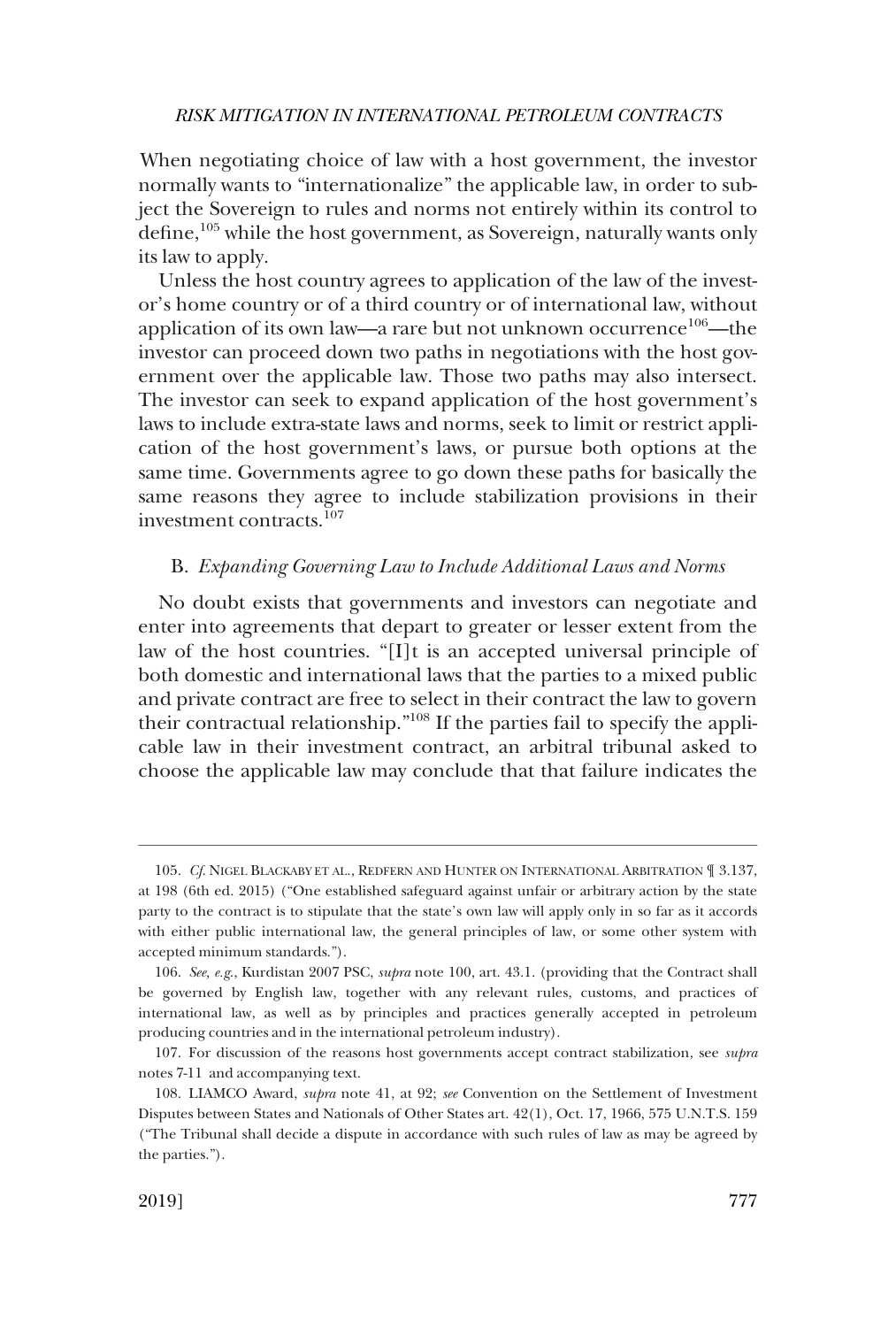When negotiating choice of law with a host government, the investor normally wants to "internationalize" the applicable law, in order to subject the Sovereign to rules and norms not entirely within its control to define,[105] while the host government, as Sovereign, naturally wants only its law to apply.

Unless the host country agrees to application of the law of the investor's home country or of a third country or of international law, without application of its own law—a rare but not unknown occurrence[106]—the investor can proceed down two paths in negotiations with the host government over the applicable law. Those two paths may also intersect. The investor can seek to expand application of the host government's laws to include extra-state laws and norms, seek to limit or restrict application of the host government's laws, or pursue both options at the same time. Governments agree to go down these paths for basically the same reasons they agree to include stabilization provisions in their investment contracts.[107]

### B. *Expanding Governing Law to Include Additional Laws and Norms*

No doubt exists that governments and investors can negotiate and enter into agreements that depart to greater or lesser extent from the law of the host countries. "[I]t is an accepted universal principle of both domestic and international laws that the parties to a mixed public and private contract are free to select in their contract the law to govern their contractual relationship."[108] If the parties fail to specify the applicable law in their investment contract, an arbitral tribunal asked to choose the applicable law may conclude that that failure indicates the

---

105. *Cf.* NIGEL BLACKABY ET AL., REDFERN AND HUNTER ON INTERNATIONAL ARBITRATION ¶ 3.137, at 198 (6th ed. 2015) ("One established safeguard against unfair or arbitrary action by the state party to the contract is to stipulate that the state's own law will apply only in so far as it accords with either public international law, the general principles of law, or some other system with accepted minimum standards.").

106. *See, e.g.*, Kurdistan 2007 PSC, *supra* note 100, art. 43.1. (providing that the Contract shall be governed by English law, together with any relevant rules, customs, and practices of international law, as well as by principles and practices generally accepted in petroleum producing countries and in the international petroleum industry).

107. For discussion of the reasons host governments accept contract stabilization, see *supra* notes 7-11 and accompanying text.

108. LIAMCO Award, *supra* note 41, at 92; *see* Convention on the Settlement of Investment Disputes between States and Nationals of Other States art. 42(1), Oct. 17, 1966, 575 U.N.T.S. 159 ("The Tribunal shall decide a dispute in accordance with such rules of law as may be agreed by the parties.").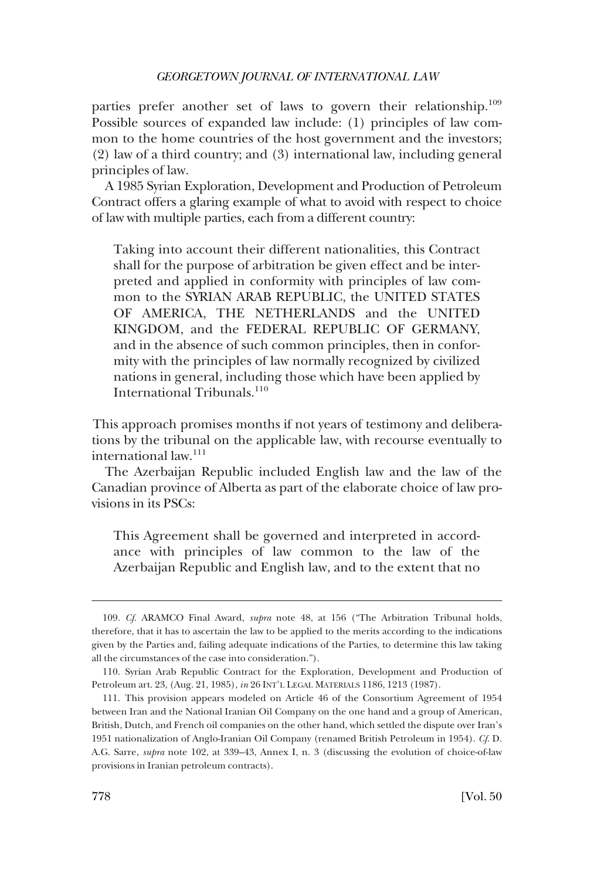parties prefer another set of laws to govern their relationship.[109] Possible sources of expanded law include: (1) principles of law common to the home countries of the host government and the investors; (2) law of a third country; and (3) international law, including general principles of law.

A 1985 Syrian Exploration, Development and Production of Petroleum Contract offers a glaring example of what to avoid with respect to choice of law with multiple parties, each from a different country:

> Taking into account their different nationalities, this Contract shall for the purpose of arbitration be given effect and be interpreted and applied in conformity with principles of law common to the SYRIAN ARAB REPUBLIC, the UNITED STATES OF AMERICA, THE NETHERLANDS and the UNITED KINGDOM, and the FEDERAL REPUBLIC OF GERMANY, and in the absence of such common principles, then in conformity with the principles of law normally recognized by civilized nations in general, including those which have been applied by International Tribunals.[110]

This approach promises months if not years of testimony and deliberations by the tribunal on the applicable law, with recourse eventually to international law.[111]

The Azerbaijan Republic included English law and the law of the Canadian province of Alberta as part of the elaborate choice of law provisions in its PSCs:

> This Agreement shall be governed and interpreted in accordance with principles of law common to the law of the Azerbaijan Republic and English law, and to the extent that no

---

109. *Cf.* ARAMCO Final Award, *supra* note 48, at 156 ("The Arbitration Tribunal holds, therefore, that it has to ascertain the law to be applied to the merits according to the indications given by the Parties and, failing adequate indications of the Parties, to determine this law taking all the circumstances of the case into consideration.").

110. Syrian Arab Republic Contract for the Exploration, Development and Production of Petroleum art. 23, (Aug. 21, 1985), *in* 26 INT'L LEGAL MATERIALS 1186, 1213 (1987).

111. This provision appears modeled on Article 46 of the Consortium Agreement of 1954 between Iran and the National Iranian Oil Company on the one hand and a group of American, British, Dutch, and French oil companies on the other hand, which settled the dispute over Iran's 1951 nationalization of Anglo-Iranian Oil Company (renamed British Petroleum in 1954). *Cf.* D. A.G. Sarre, *supra* note 102, at 339–43, Annex I, n. 3 (discussing the evolution of choice-of-law provisions in Iranian petroleum contracts).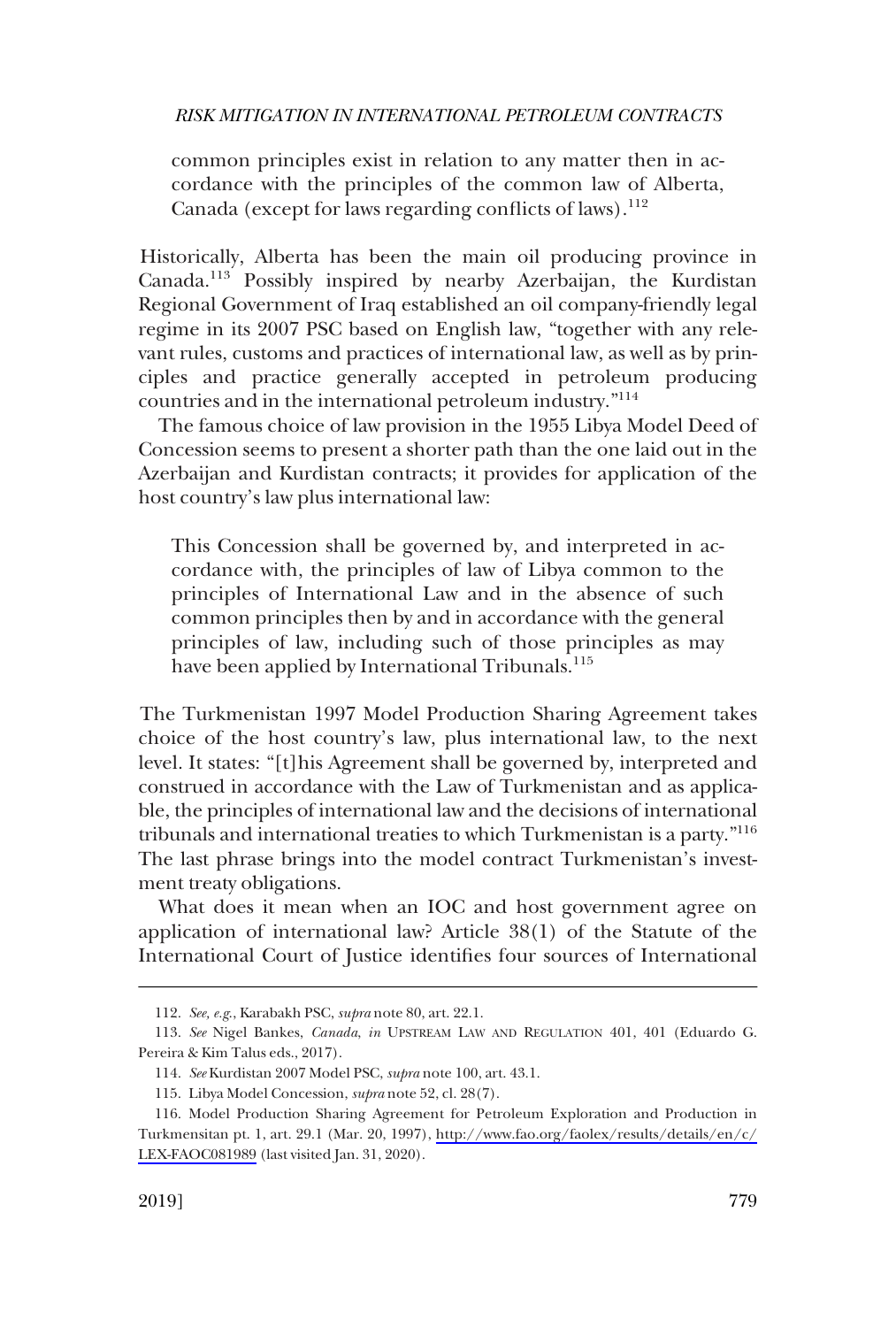common principles exist in relation to any matter then in accordance with the principles of the common law of Alberta, Canada (except for laws regarding conflicts of laws).[112]

Historically, Alberta has been the main oil producing province in Canada.[113] Possibly inspired by nearby Azerbaijan, the Kurdistan Regional Government of Iraq established an oil company-friendly legal regime in its 2007 PSC based on English law, "together with any relevant rules, customs and practices of international law, as well as by principles and practice generally accepted in petroleum producing countries and in the international petroleum industry."[114]

The famous choice of law provision in the 1955 Libya Model Deed of Concession seems to present a shorter path than the one laid out in the Azerbaijan and Kurdistan contracts; it provides for application of the host country's law plus international law:

> This Concession shall be governed by, and interpreted in accordance with, the principles of law of Libya common to the principles of International Law and in the absence of such common principles then by and in accordance with the general principles of law, including such of those principles as may have been applied by International Tribunals.[115]

The Turkmenistan 1997 Model Production Sharing Agreement takes choice of the host country's law, plus international law, to the next level. It states: "[t]his Agreement shall be governed by, interpreted and construed in accordance with the Law of Turkmenistan and as applicable, the principles of international law and the decisions of international tribunals and international treaties to which Turkmenistan is a party."[116] The last phrase brings into the model contract Turkmenistan's investment treaty obligations.

What does it mean when an IOC and host government agree on application of international law? Article 38(1) of the Statute of the International Court of Justice identifies four sources of International

---

112. *See, e.g.*, Karabakh PSC, *supra* note 80, art. 22.1.

113. *See* Nigel Bankes, *Canada*, *in* UPSTREAM LAW AND REGULATION 401, 401 (Eduardo G. Pereira & Kim Talus eds., 2017).

114. *See* Kurdistan 2007 Model PSC, *supra* note 100, art. 43.1.

115. Libya Model Concession, *supra* note 52, cl. 28(7).

116. Model Production Sharing Agreement for Petroleum Exploration and Production in Turkmensitan pt. 1, art. 29.1 (Mar. 20, 1997), http://www.fao.org/faolex/results/details/en/c/LEX-FAOC081989 (last visited Jan. 31, 2020).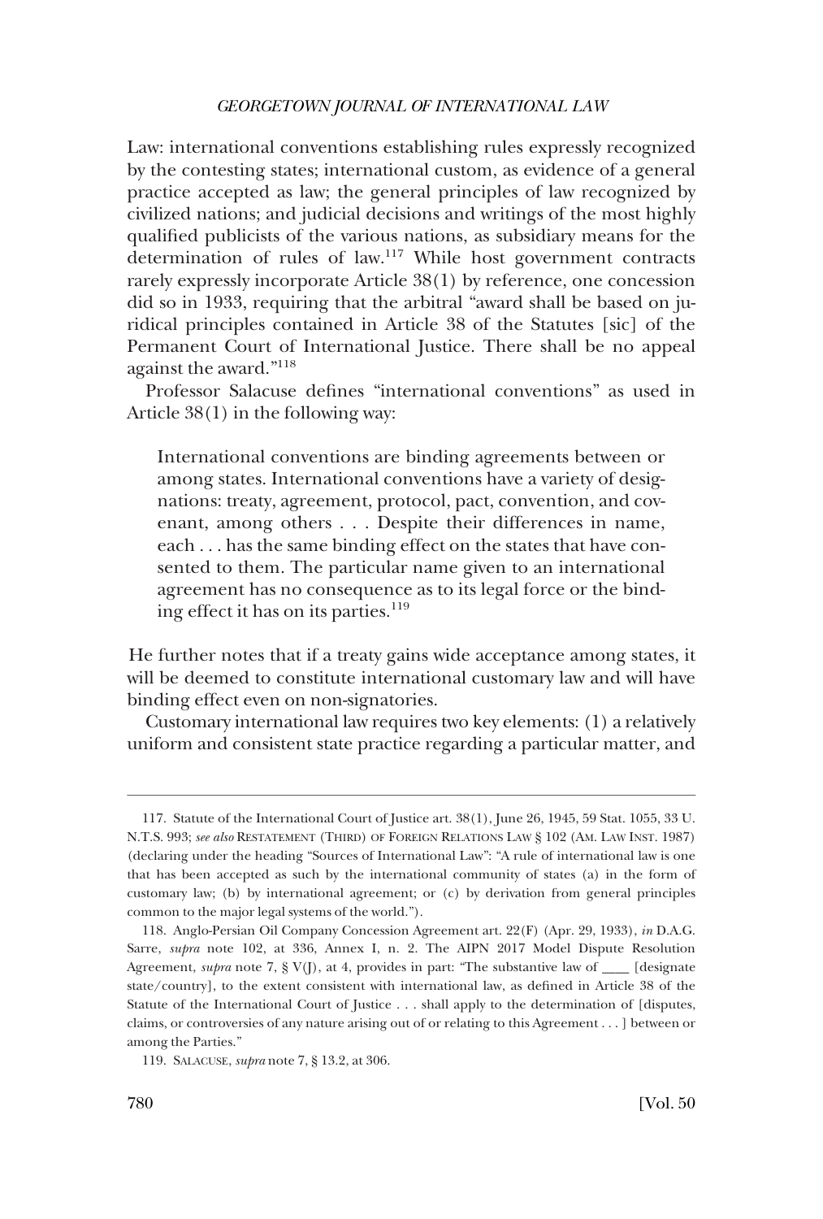Law: international conventions establishing rules expressly recognized by the contesting states; international custom, as evidence of a general practice accepted as law; the general principles of law recognized by civilized nations; and judicial decisions and writings of the most highly qualified publicists of the various nations, as subsidiary means for the determination of rules of law.[117] While host government contracts rarely expressly incorporate Article 38(1) by reference, one concession did so in 1933, requiring that the arbitral "award shall be based on juridical principles contained in Article 38 of the Statutes [sic] of the Permanent Court of International Justice. There shall be no appeal against the award."[118]

Professor Salacuse defines "international conventions" as used in Article 38(1) in the following way:

> International conventions are binding agreements between or among states. International conventions have a variety of designations: treaty, agreement, protocol, pact, convention, and covenant, among others . . . Despite their differences in name, each . . . has the same binding effect on the states that have consented to them. The particular name given to an international agreement has no consequence as to its legal force or the binding effect it has on its parties.[119]

He further notes that if a treaty gains wide acceptance among states, it will be deemed to constitute international customary law and will have binding effect even on non-signatories.

Customary international law requires two key elements: (1) a relatively uniform and consistent state practice regarding a particular matter, and

---

117. Statute of the International Court of Justice art. 38(1), June 26, 1945, 59 Stat. 1055, 33 U.N.T.S. 993; *see also* RESTATEMENT (THIRD) OF FOREIGN RELATIONS LAW § 102 (AM. LAW INST. 1987) (declaring under the heading "Sources of International Law": "A rule of international law is one that has been accepted as such by the international community of states (a) in the form of customary law; (b) by international agreement; or (c) by derivation from general principles common to the major legal systems of the world.").

118. Anglo-Persian Oil Company Concession Agreement art. 22(F) (Apr. 29, 1933), *in* D.A.G. Sarre, *supra* note 102, at 336, Annex I, n. 2. The AIPN 2017 Model Dispute Resolution Agreement, *supra* note 7, § V(J), at 4, provides in part: "The substantive law of ____ [designate state/country], to the extent consistent with international law, as defined in Article 38 of the Statute of the International Court of Justice . . . shall apply to the determination of [disputes, claims, or controversies of any nature arising out of or relating to this Agreement . . . ] between or among the Parties."

119. SALACUSE, *supra* note 7, § 13.2, at 306.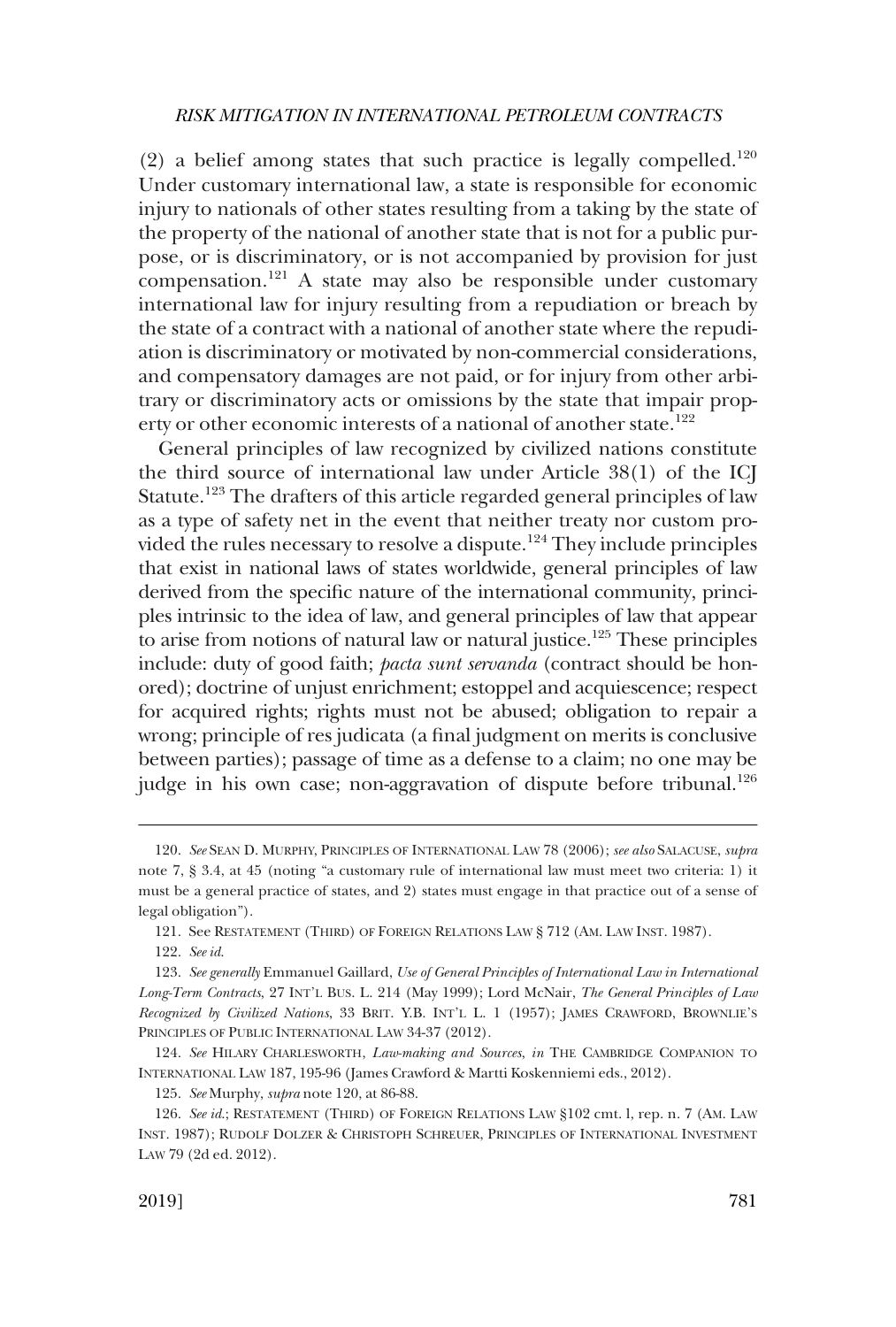(2) a belief among states that such practice is legally compelled.[120] Under customary international law, a state is responsible for economic injury to nationals of other states resulting from a taking by the state of the property of the national of another state that is not for a public purpose, or is discriminatory, or is not accompanied by provision for just compensation.[121] A state may also be responsible under customary international law for injury resulting from a repudiation or breach by the state of a contract with a national of another state where the repudiation is discriminatory or motivated by non-commercial considerations, and compensatory damages are not paid, or for injury from other arbitrary or discriminatory acts or omissions by the state that impair property or other economic interests of a national of another state.[122]

General principles of law recognized by civilized nations constitute the third source of international law under Article 38(1) of the ICJ Statute.[123] The drafters of this article regarded general principles of law as a type of safety net in the event that neither treaty nor custom provided the rules necessary to resolve a dispute.[124] They include principles that exist in national laws of states worldwide, general principles of law derived from the specific nature of the international community, principles intrinsic to the idea of law, and general principles of law that appear to arise from notions of natural law or natural justice.[125] These principles include: duty of good faith; *pacta sunt servanda* (contract should be honored); doctrine of unjust enrichment; estoppel and acquiescence; respect for acquired rights; rights must not be abused; obligation to repair a wrong; principle of res judicata (a final judgment on merits is conclusive between parties); passage of time as a defense to a claim; no one may be judge in his own case; non-aggravation of dispute before tribunal.[126]

---

120. *See* SEAN D. MURPHY, PRINCIPLES OF INTERNATIONAL LAW 78 (2006); *see also* SALACUSE, *supra* note 7, § 3.4, at 45 (noting "a customary rule of international law must meet two criteria: 1) it must be a general practice of states, and 2) states must engage in that practice out of a sense of legal obligation").

121. See RESTATEMENT (THIRD) OF FOREIGN RELATIONS LAW § 712 (AM. LAW INST. 1987).

122. *See id.*

123. *See generally* Emmanuel Gaillard, *Use of General Principles of International Law in International Long-Term Contracts*, 27 INT'L BUS. L. 214 (May 1999); Lord McNair, *The General Principles of Law Recognized by Civilized Nations*, 33 BRIT. Y.B. INT'L L. 1 (1957); JAMES CRAWFORD, BROWNLIE'S PRINCIPLES OF PUBLIC INTERNATIONAL LAW 34-37 (2012).

124. *See* HILARY CHARLESWORTH, *Law-making and Sources*, *in* THE CAMBRIDGE COMPANION TO INTERNATIONAL LAW 187, 195-96 (James Crawford & Martti Koskenniemi eds., 2012).

125. *See* Murphy, *supra* note 120, at 86-88.

126. *See id.*; RESTATEMENT (THIRD) OF FOREIGN RELATIONS LAW §102 cmt. l, rep. n. 7 (AM. LAW INST. 1987); RUDOLF DOLZER & CHRISTOPH SCHREUER, PRINCIPLES OF INTERNATIONAL INVESTMENT LAW 79 (2d ed. 2012).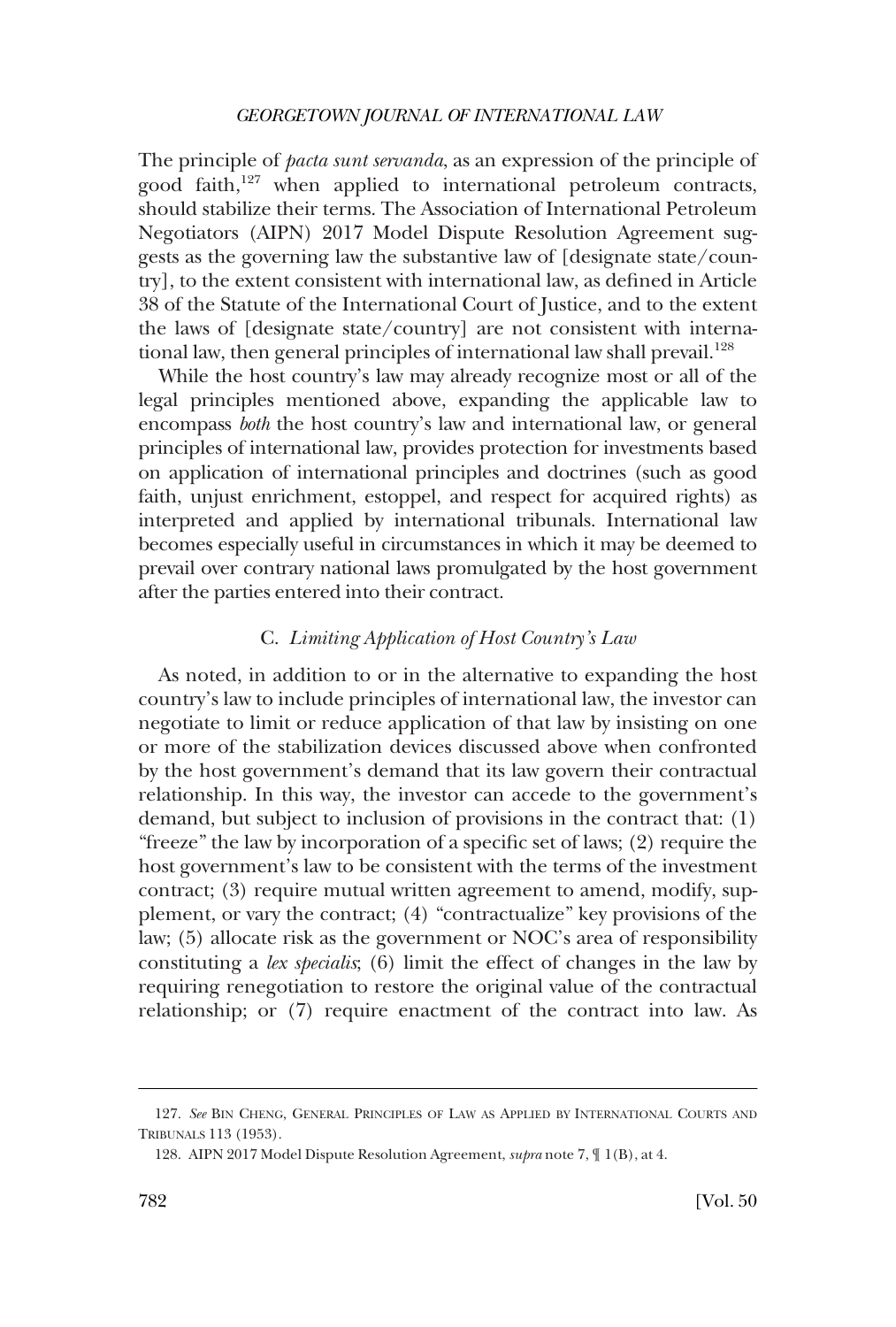The principle of *pacta sunt servanda*, as an expression of the principle of good faith,[127] when applied to international petroleum contracts, should stabilize their terms. The Association of International Petroleum Negotiators (AIPN) 2017 Model Dispute Resolution Agreement suggests as the governing law the substantive law of [designate state/country], to the extent consistent with international law, as defined in Article 38 of the Statute of the International Court of Justice, and to the extent the laws of [designate state/country] are not consistent with international law, then general principles of international law shall prevail.[128]

While the host country's law may already recognize most or all of the legal principles mentioned above, expanding the applicable law to encompass *both* the host country's law and international law, or general principles of international law, provides protection for investments based on application of international principles and doctrines (such as good faith, unjust enrichment, estoppel, and respect for acquired rights) as interpreted and applied by international tribunals. International law becomes especially useful in circumstances in which it may be deemed to prevail over contrary national laws promulgated by the host government after the parties entered into their contract.

### C. *Limiting Application of Host Country's Law*

As noted, in addition to or in the alternative to expanding the host country's law to include principles of international law, the investor can negotiate to limit or reduce application of that law by insisting on one or more of the stabilization devices discussed above when confronted by the host government's demand that its law govern their contractual relationship. In this way, the investor can accede to the government's demand, but subject to inclusion of provisions in the contract that: (1) "freeze" the law by incorporation of a specific set of laws; (2) require the host government's law to be consistent with the terms of the investment contract; (3) require mutual written agreement to amend, modify, supplement, or vary the contract; (4) "contractualize" key provisions of the law; (5) allocate risk as the government or NOC's area of responsibility constituting a *lex specialis*; (6) limit the effect of changes in the law by requiring renegotiation to restore the original value of the contractual relationship; or (7) require enactment of the contract into law. As

---

127. *See* BIN CHENG, GENERAL PRINCIPLES OF LAW AS APPLIED BY INTERNATIONAL COURTS AND TRIBUNALS 113 (1953).

128. AIPN 2017 Model Dispute Resolution Agreement, *supra* note 7, ¶ 1(B), at 4.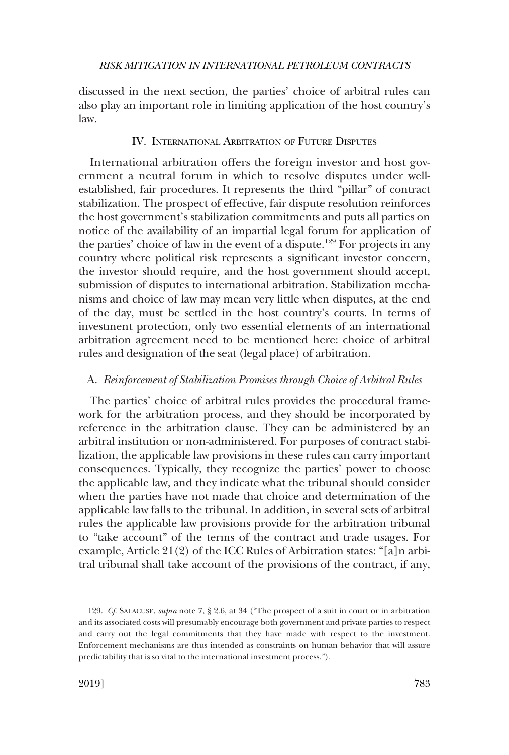discussed in the next section, the parties' choice of arbitral rules can also play an important role in limiting application of the host country's law.

## IV. International Arbitration of Future Disputes

International arbitration offers the foreign investor and host government a neutral forum in which to resolve disputes under well-established, fair procedures. It represents the third "pillar" of contract stabilization. The prospect of effective, fair dispute resolution reinforces the host government's stabilization commitments and puts all parties on notice of the availability of an impartial legal forum for application of the parties' choice of law in the event of a dispute.[129] For projects in any country where political risk represents a significant investor concern, the investor should require, and the host government should accept, submission of disputes to international arbitration. Stabilization mechanisms and choice of law may mean very little when disputes, at the end of the day, must be settled in the host country's courts. In terms of investment protection, only two essential elements of an international arbitration agreement need to be mentioned here: choice of arbitral rules and designation of the seat (legal place) of arbitration.

### A. *Reinforcement of Stabilization Promises through Choice of Arbitral Rules*

The parties' choice of arbitral rules provides the procedural framework for the arbitration process, and they should be incorporated by reference in the arbitration clause. They can be administered by an arbitral institution or non-administered. For purposes of contract stabilization, the applicable law provisions in these rules can carry important consequences. Typically, they recognize the parties' power to choose the applicable law, and they indicate what the tribunal should consider when the parties have not made that choice and determination of the applicable law falls to the tribunal. In addition, in several sets of arbitral rules the applicable law provisions provide for the arbitration tribunal to "take account" of the terms of the contract and trade usages. For example, Article 21(2) of the ICC Rules of Arbitration states: "[a]n arbitral tribunal shall take account of the provisions of the contract, if any,

---

129. *Cf.* Salacuse, *supra* note 7, § 2.6, at 34 ("The prospect of a suit in court or in arbitration and its associated costs will presumably encourage both government and private parties to respect and carry out the legal commitments that they have made with respect to the investment. Enforcement mechanisms are thus intended as constraints on human behavior that will assure predictability that is so vital to the international investment process.").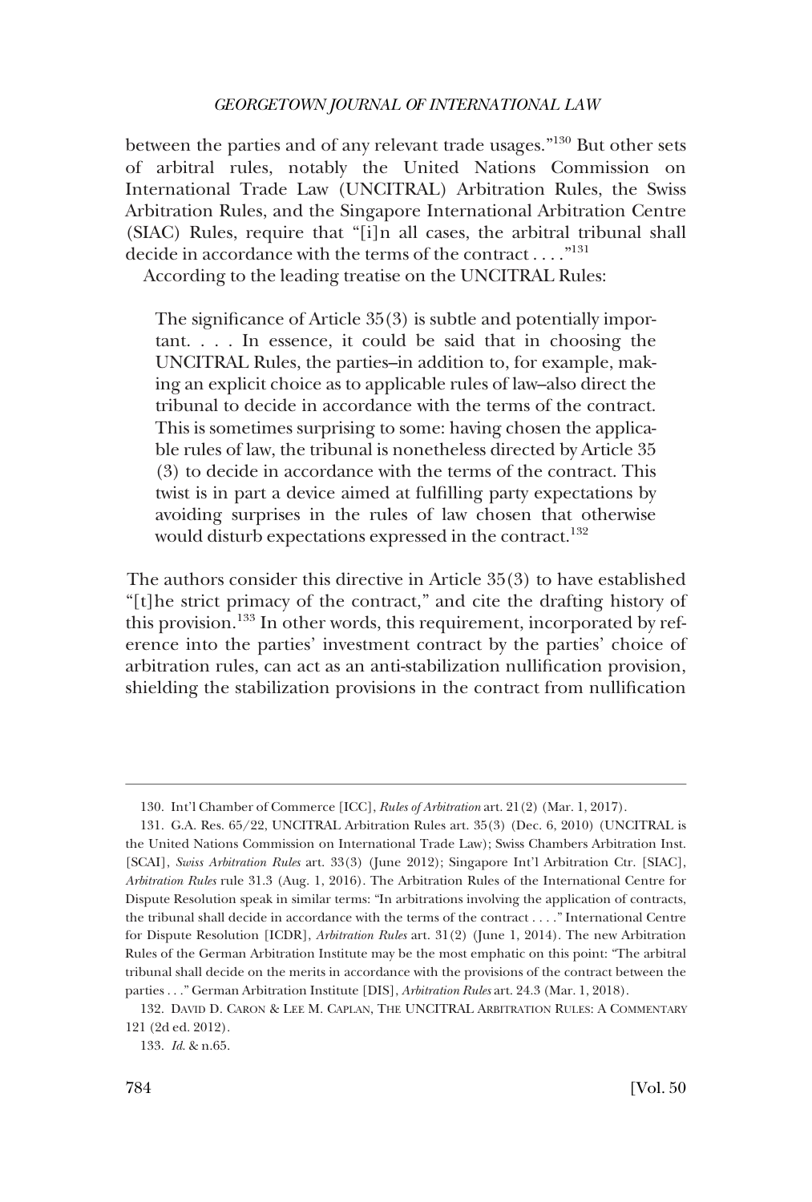between the parties and of any relevant trade usages."[130] But other sets of arbitral rules, notably the United Nations Commission on International Trade Law (UNCITRAL) Arbitration Rules, the Swiss Arbitration Rules, and the Singapore International Arbitration Centre (SIAC) Rules, require that "[i]n all cases, the arbitral tribunal shall decide in accordance with the terms of the contract . . . ."[131]

According to the leading treatise on the UNCITRAL Rules:

> The significance of Article 35(3) is subtle and potentially important. . . . In essence, it could be said that in choosing the UNCITRAL Rules, the parties–in addition to, for example, making an explicit choice as to applicable rules of law–also direct the tribunal to decide in accordance with the terms of the contract. This is sometimes surprising to some: having chosen the applicable rules of law, the tribunal is nonetheless directed by Article 35 (3) to decide in accordance with the terms of the contract. This twist is in part a device aimed at fulfilling party expectations by avoiding surprises in the rules of law chosen that otherwise would disturb expectations expressed in the contract.[132]

The authors consider this directive in Article 35(3) to have established "[t]he strict primacy of the contract," and cite the drafting history of this provision.[133] In other words, this requirement, incorporated by reference into the parties' investment contract by the parties' choice of arbitration rules, can act as an anti-stabilization nullification provision, shielding the stabilization provisions in the contract from nullification

---

130. Int'l Chamber of Commerce [ICC], *Rules of Arbitration* art. 21(2) (Mar. 1, 2017).

131. G.A. Res. 65/22, UNCITRAL Arbitration Rules art. 35(3) (Dec. 6, 2010) (UNCITRAL is the United Nations Commission on International Trade Law); Swiss Chambers Arbitration Inst. [SCAI], *Swiss Arbitration Rules* art. 33(3) (June 2012); Singapore Int'l Arbitration Ctr. [SIAC], *Arbitration Rules* rule 31.3 (Aug. 1, 2016). The Arbitration Rules of the International Centre for Dispute Resolution speak in similar terms: "In arbitrations involving the application of contracts, the tribunal shall decide in accordance with the terms of the contract . . . ." International Centre for Dispute Resolution [ICDR], *Arbitration Rules* art. 31(2) (June 1, 2014). The new Arbitration Rules of the German Arbitration Institute may be the most emphatic on this point: "The arbitral tribunal shall decide on the merits in accordance with the provisions of the contract between the parties . . ." German Arbitration Institute [DIS], *Arbitration Rules* art. 24.3 (Mar. 1, 2018).

132. DAVID D. CARON & LEE M. CAPLAN, THE UNCITRAL ARBITRATION RULES: A COMMENTARY 121 (2d ed. 2012).

133. *Id.* & n.65.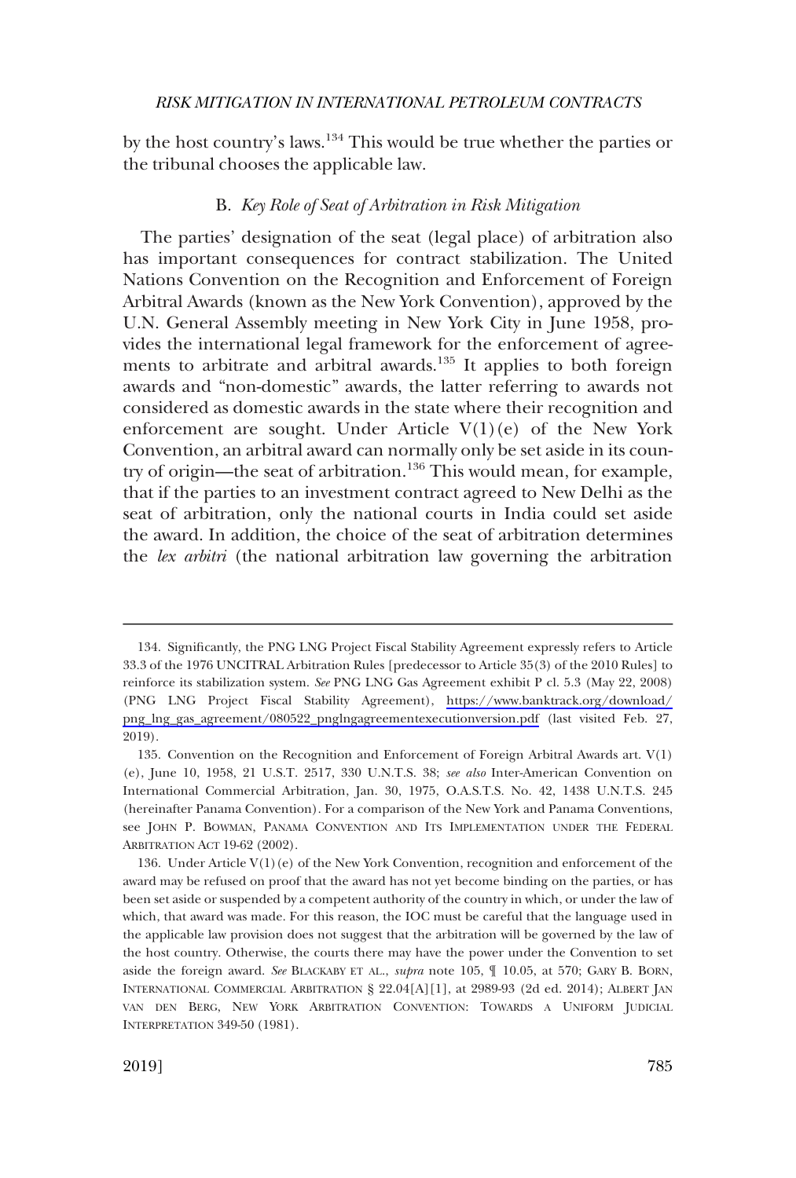by the host country's laws.[134] This would be true whether the parties or the tribunal chooses the applicable law.

### B. *Key Role of Seat of Arbitration in Risk Mitigation*

The parties' designation of the seat (legal place) of arbitration also has important consequences for contract stabilization. The United Nations Convention on the Recognition and Enforcement of Foreign Arbitral Awards (known as the New York Convention), approved by the U.N. General Assembly meeting in New York City in June 1958, provides the international legal framework for the enforcement of agreements to arbitrate and arbitral awards.[135] It applies to both foreign awards and "non-domestic" awards, the latter referring to awards not considered as domestic awards in the state where their recognition and enforcement are sought. Under Article V(1)(e) of the New York Convention, an arbitral award can normally only be set aside in its country of origin—the seat of arbitration.[136] This would mean, for example, that if the parties to an investment contract agreed to New Delhi as the seat of arbitration, only the national courts in India could set aside the award. In addition, the choice of the seat of arbitration determines the *lex arbitri* (the national arbitration law governing the arbitration

---

134. Significantly, the PNG LNG Project Fiscal Stability Agreement expressly refers to Article 33.3 of the 1976 UNCITRAL Arbitration Rules [predecessor to Article 35(3) of the 2010 Rules] to reinforce its stabilization system. *See* PNG LNG Gas Agreement exhibit P cl. 5.3 (May 22, 2008) (PNG LNG Project Fiscal Stability Agreement), https://www.banktrack.org/download/png_lng_gas_agreement/080522_pnglngagreementexecutionversion.pdf (last visited Feb. 27, 2019).

135. Convention on the Recognition and Enforcement of Foreign Arbitral Awards art. V(1)(e), June 10, 1958, 21 U.S.T. 2517, 330 U.N.T.S. 38; *see also* Inter-American Convention on International Commercial Arbitration, Jan. 30, 1975, O.A.S.T.S. No. 42, 1438 U.N.T.S. 245 (hereinafter Panama Convention). For a comparison of the New York and Panama Conventions, see JOHN P. BOWMAN, PANAMA CONVENTION AND ITS IMPLEMENTATION UNDER THE FEDERAL ARBITRATION ACT 19-62 (2002).

136. Under Article V(1)(e) of the New York Convention, recognition and enforcement of the award may be refused on proof that the award has not yet become binding on the parties, or has been set aside or suspended by a competent authority of the country in which, or under the law of which, that award was made. For this reason, the IOC must be careful that the language used in the applicable law provision does not suggest that the arbitration will be governed by the law of the host country. Otherwise, the courts there may have the power under the Convention to set aside the foreign award. *See* BLACKABY ET AL., *supra* note 105, ¶ 10.05, at 570; GARY B. BORN, INTERNATIONAL COMMERCIAL ARBITRATION § 22.04[A][1], at 2989-93 (2d ed. 2014); ALBERT JAN VAN DEN BERG, NEW YORK ARBITRATION CONVENTION: TOWARDS A UNIFORM JUDICIAL INTERPRETATION 349-50 (1981).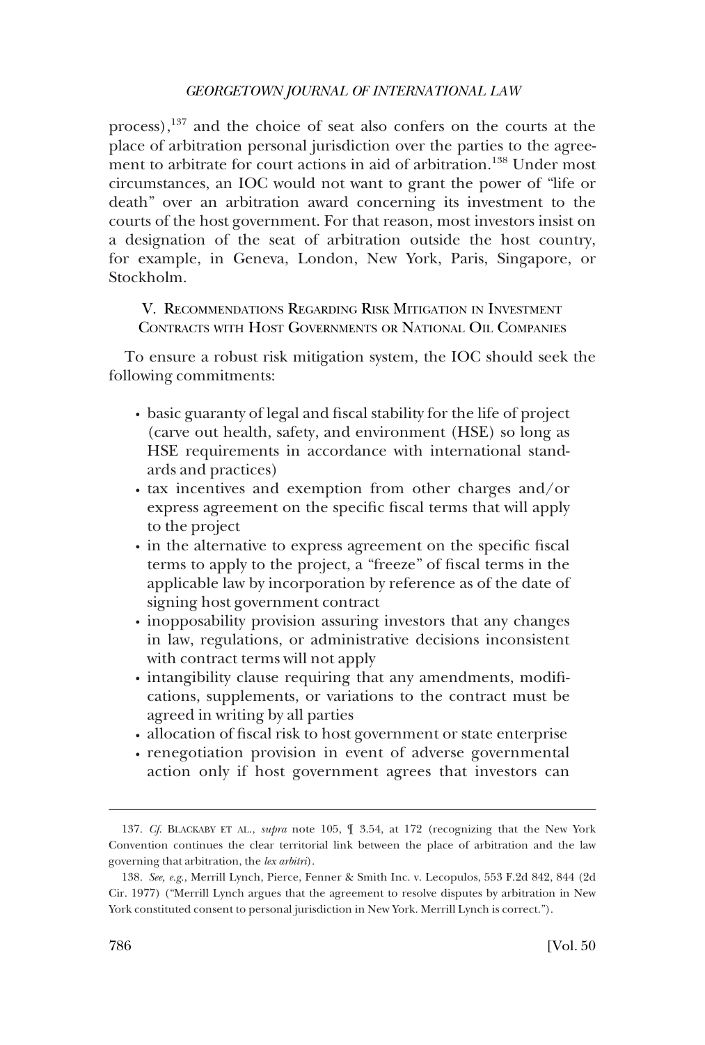process),[137] and the choice of seat also confers on the courts at the place of arbitration personal jurisdiction over the parties to the agreement to arbitrate for court actions in aid of arbitration.[138] Under most circumstances, an IOC would not want to grant the power of "life or death" over an arbitration award concerning its investment to the courts of the host government. For that reason, most investors insist on a designation of the seat of arbitration outside the host country, for example, in Geneva, London, New York, Paris, Singapore, or Stockholm.

## V. Recommendations Regarding Risk Mitigation in Investment Contracts with Host Governments or National Oil Companies

To ensure a robust risk mitigation system, the IOC should seek the following commitments:

- basic guaranty of legal and fiscal stability for the life of project (carve out health, safety, and environment (HSE) so long as HSE requirements in accordance with international standards and practices)
- tax incentives and exemption from other charges and/or express agreement on the specific fiscal terms that will apply to the project
- in the alternative to express agreement on the specific fiscal terms to apply to the project, a "freeze" of fiscal terms in the applicable law by incorporation by reference as of the date of signing host government contract
- inopposability provision assuring investors that any changes in law, regulations, or administrative decisions inconsistent with contract terms will not apply
- intangibility clause requiring that any amendments, modifications, supplements, or variations to the contract must be agreed in writing by all parties
- allocation of fiscal risk to host government or state enterprise
- renegotiation provision in event of adverse governmental action only if host government agrees that investors can

137. *Cf.* Blackaby et al., *supra* note 105, ¶ 3.54, at 172 (recognizing that the New York Convention continues the clear territorial link between the place of arbitration and the law governing that arbitration, the *lex arbitri*).

138. *See, e.g.*, Merrill Lynch, Pierce, Fenner & Smith Inc. v. Lecopulos, 553 F.2d 842, 844 (2d Cir. 1977) ("Merrill Lynch argues that the agreement to resolve disputes by arbitration in New York constituted consent to personal jurisdiction in New York. Merrill Lynch is correct.").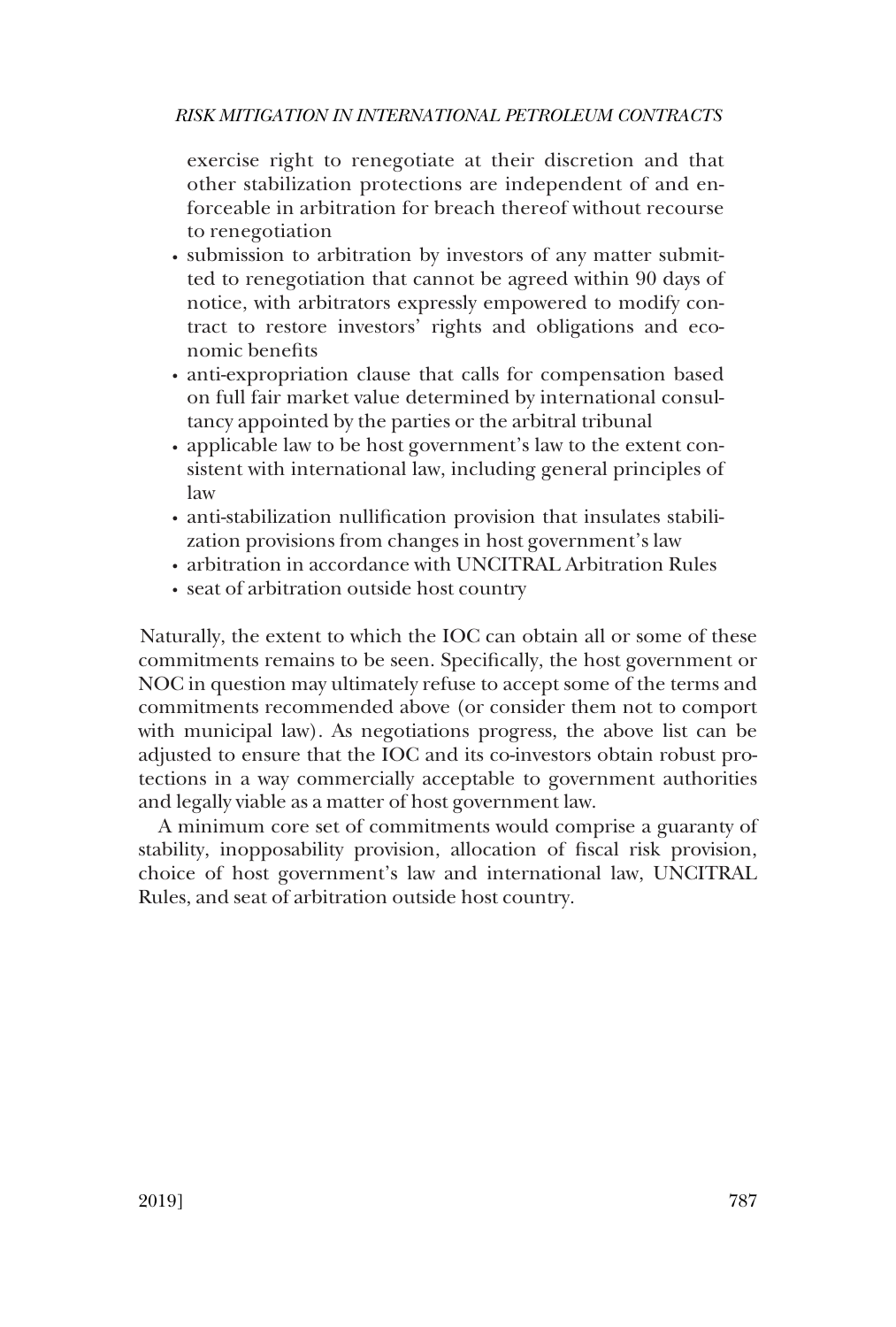exercise right to renegotiate at their discretion and that other stabilization protections are independent of and enforceable in arbitration for breach thereof without recourse to renegotiation

- submission to arbitration by investors of any matter submitted to renegotiation that cannot be agreed within 90 days of notice, with arbitrators expressly empowered to modify contract to restore investors' rights and obligations and economic benefits
- anti-expropriation clause that calls for compensation based on full fair market value determined by international consultancy appointed by the parties or the arbitral tribunal
- applicable law to be host government's law to the extent consistent with international law, including general principles of law
- anti-stabilization nullification provision that insulates stabilization provisions from changes in host government's law
- arbitration in accordance with UNCITRAL Arbitration Rules
- seat of arbitration outside host country

Naturally, the extent to which the IOC can obtain all or some of these commitments remains to be seen. Specifically, the host government or NOC in question may ultimately refuse to accept some of the terms and commitments recommended above (or consider them not to comport with municipal law). As negotiations progress, the above list can be adjusted to ensure that the IOC and its co-investors obtain robust protections in a way commercially acceptable to government authorities and legally viable as a matter of host government law.

A minimum core set of commitments would comprise a guaranty of stability, inopposability provision, allocation of fiscal risk provision, choice of host government's law and international law, UNCITRAL Rules, and seat of arbitration outside host country.